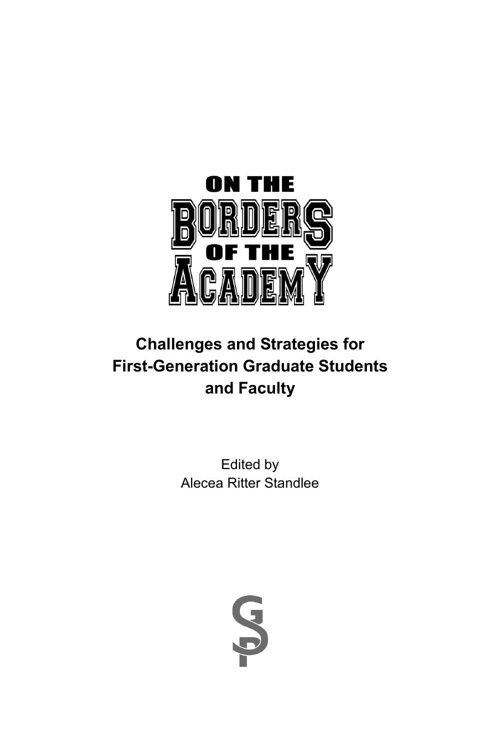# ON THE BORDERS OF THE ACADEMY

## Challenges and Strategies for First-Generation Graduate Students and Faculty

Edited by
Alecea Ritter Standlee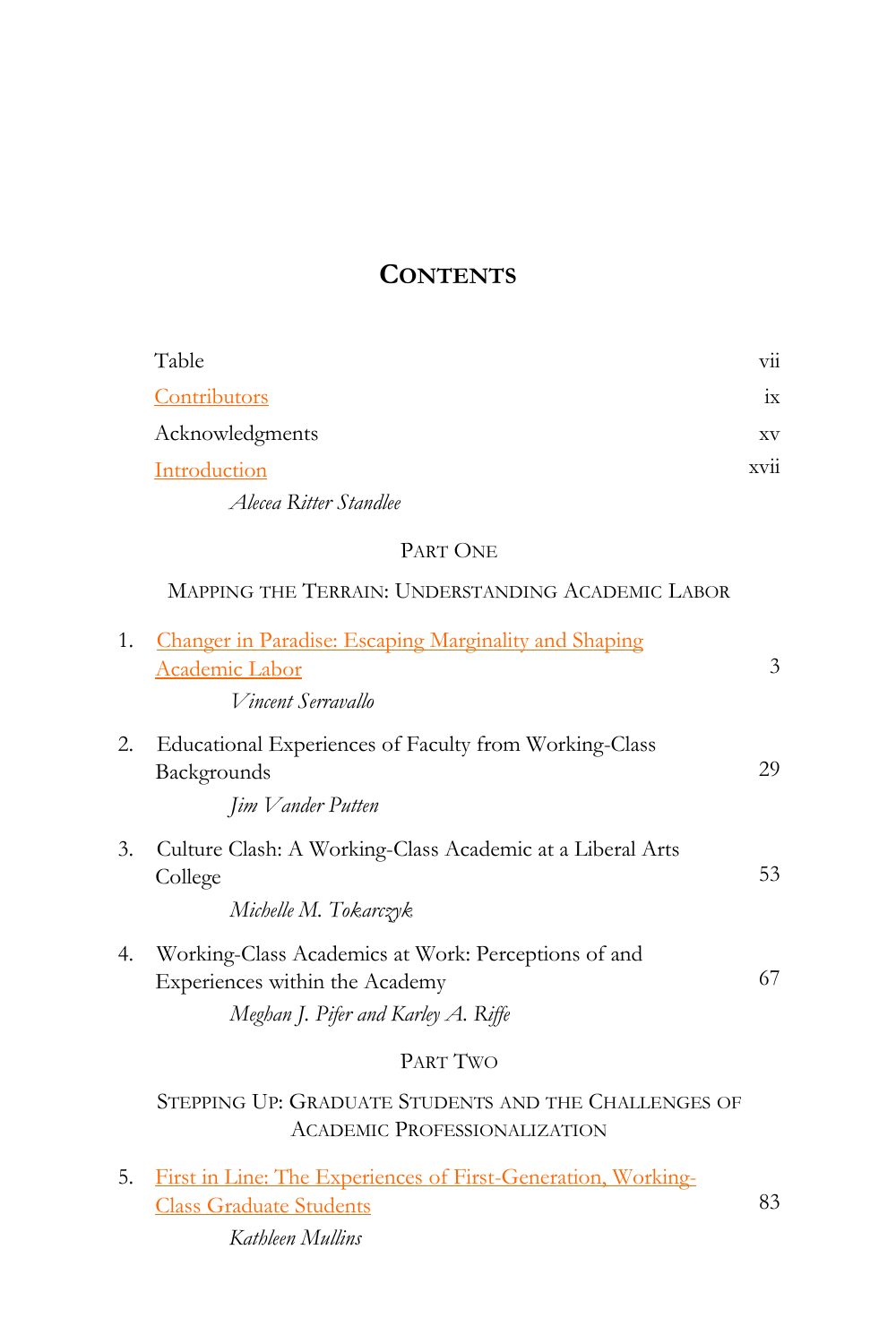# CONTENTS

| | |
|---|---|
| Table | vii |
| Contributors | ix |
| Acknowledgments | xv |
| Introduction<br>*Alecea Ritter Standlee* | xvii |

PART ONE

MAPPING THE TERRAIN: UNDERSTANDING ACADEMIC LABOR

| | | |
|---|---|---|
| 1. | Changer in Paradise: Escaping Marginality and Shaping Academic Labor<br>*Vincent Serravallo* | 3 |
| 2. | Educational Experiences of Faculty from Working-Class Backgrounds<br>*Jim Vander Putten* | 29 |
| 3. | Culture Clash: A Working-Class Academic at a Liberal Arts College<br>*Michelle M. Tokarczyk* | 53 |
| 4. | Working-Class Academics at Work: Perceptions of and Experiences within the Academy<br>*Meghan J. Pifer and Karley A. Riffe* | 67 |

PART TWO

STEPPING UP: GRADUATE STUDENTS AND THE CHALLENGES OF ACADEMIC PROFESSIONALIZATION

| | | |
|---|---|---|
| 5. | First in Line: The Experiences of First-Generation, Working-Class Graduate Students<br>*Kathleen Mullins* | 83 |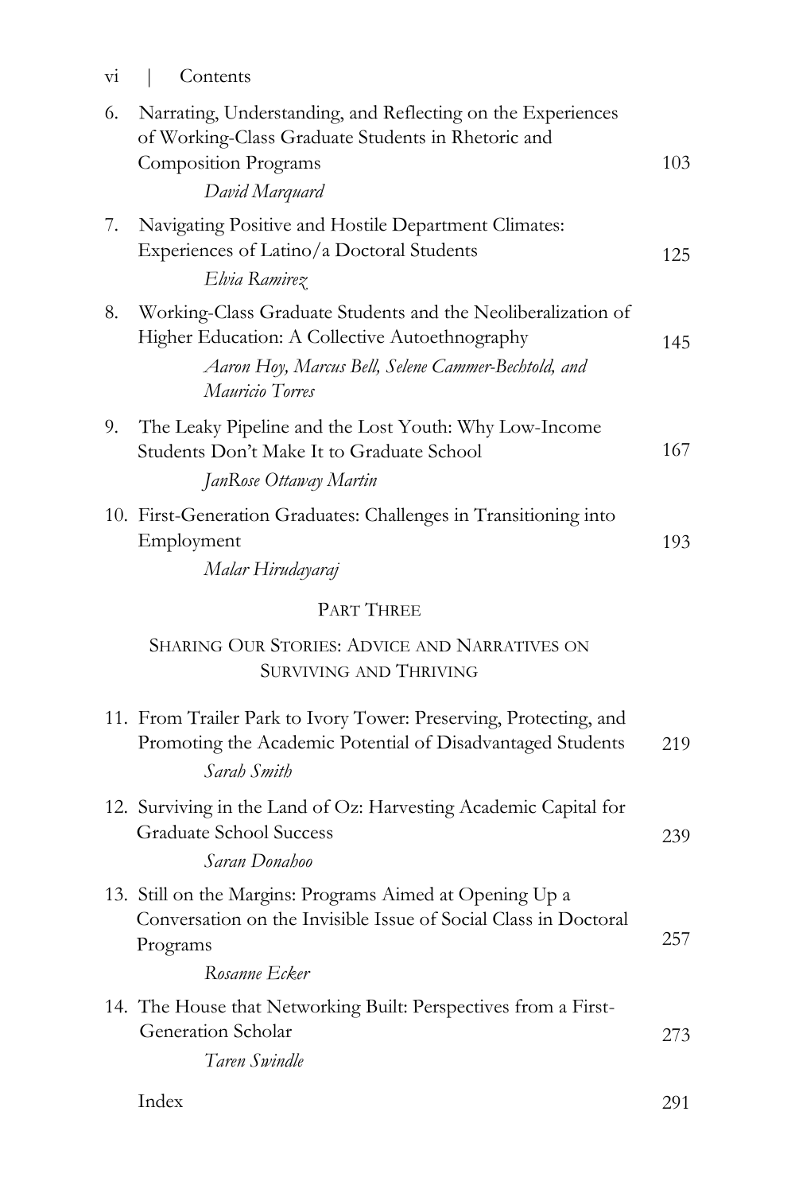6. Narrating, Understanding, and Reflecting on the Experiences of Working-Class Graduate Students in Rhetoric and Composition Programs — 103
   *David Marquard*

7. Navigating Positive and Hostile Department Climates: Experiences of Latino/a Doctoral Students — 125
   *Elvia Ramirez*

8. Working-Class Graduate Students and the Neoliberalization of Higher Education: A Collective Autoethnography — 145
   *Aaron Hoy, Marcus Bell, Selene Cammer-Bechtold, and Mauricio Torres*

9. The Leaky Pipeline and the Lost Youth: Why Low-Income Students Don't Make It to Graduate School — 167
   *JanRose Ottaway Martin*

10. First-Generation Graduates: Challenges in Transitioning into Employment — 193
    *Malar Hirudayaraj*

## PART THREE

## SHARING OUR STORIES: ADVICE AND NARRATIVES ON SURVIVING AND THRIVING

11. From Trailer Park to Ivory Tower: Preserving, Protecting, and Promoting the Academic Potential of Disadvantaged Students — 219
    *Sarah Smith*

12. Surviving in the Land of Oz: Harvesting Academic Capital for Graduate School Success — 239
    *Saran Donahoo*

13. Still on the Margins: Programs Aimed at Opening Up a Conversation on the Invisible Issue of Social Class in Doctoral Programs — 257
    *Rosanne Ecker*

14. The House that Networking Built: Perspectives from a First-Generation Scholar — 273
    *Taren Swindle*

Index — 291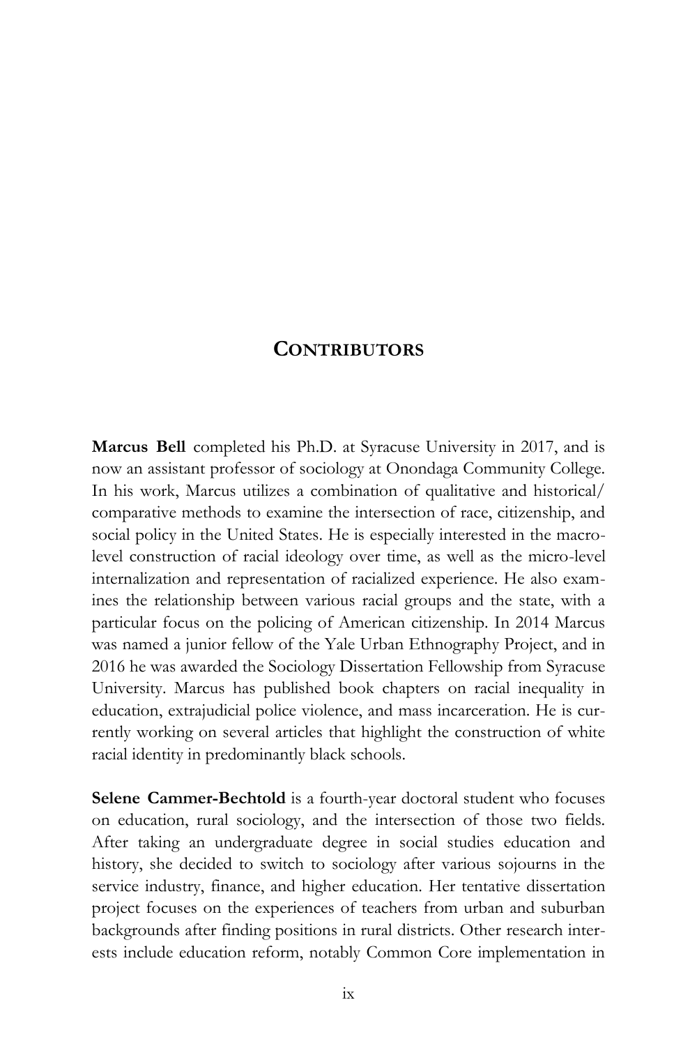# Contributors

**Marcus Bell** completed his Ph.D. at Syracuse University in 2017, and is now an assistant professor of sociology at Onondaga Community College. In his work, Marcus utilizes a combination of qualitative and historical/comparative methods to examine the intersection of race, citizenship, and social policy in the United States. He is especially interested in the macro-level construction of racial ideology over time, as well as the micro-level internalization and representation of racialized experience. He also examines the relationship between various racial groups and the state, with a particular focus on the policing of American citizenship. In 2014 Marcus was named a junior fellow of the Yale Urban Ethnography Project, and in 2016 he was awarded the Sociology Dissertation Fellowship from Syracuse University. Marcus has published book chapters on racial inequality in education, extrajudicial police violence, and mass incarceration. He is currently working on several articles that highlight the construction of white racial identity in predominantly black schools.

**Selene Cammer-Bechtold** is a fourth-year doctoral student who focuses on education, rural sociology, and the intersection of those two fields. After taking an undergraduate degree in social studies education and history, she decided to switch to sociology after various sojourns in the service industry, finance, and higher education. Her tentative dissertation project focuses on the experiences of teachers from urban and suburban backgrounds after finding positions in rural districts. Other research interests include education reform, notably Common Core implementation in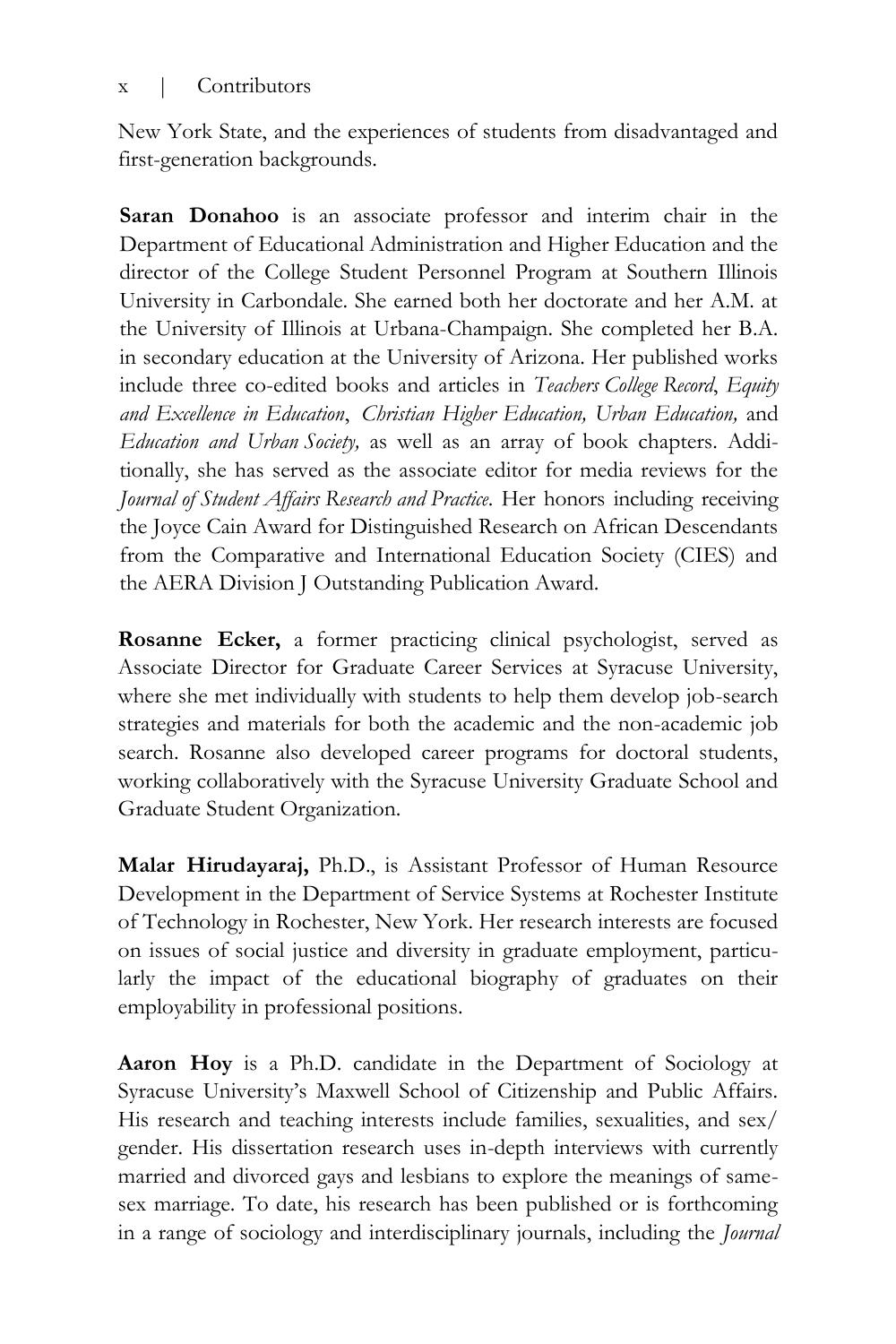New York State, and the experiences of students from disadvantaged and first-generation backgrounds.

**Saran Donahoo** is an associate professor and interim chair in the Department of Educational Administration and Higher Education and the director of the College Student Personnel Program at Southern Illinois University in Carbondale. She earned both her doctorate and her A.M. at the University of Illinois at Urbana-Champaign. She completed her B.A. in secondary education at the University of Arizona. Her published works include three co-edited books and articles in *Teachers College Record*, *Equity and Excellence in Education*, *Christian Higher Education, Urban Education,* and *Education and Urban Society,* as well as an array of book chapters. Additionally, she has served as the associate editor for media reviews for the *Journal of Student Affairs Research and Practice*. Her honors including receiving the Joyce Cain Award for Distinguished Research on African Descendants from the Comparative and International Education Society (CIES) and the AERA Division J Outstanding Publication Award.

**Rosanne Ecker,** a former practicing clinical psychologist, served as Associate Director for Graduate Career Services at Syracuse University, where she met individually with students to help them develop job-search strategies and materials for both the academic and the non-academic job search. Rosanne also developed career programs for doctoral students, working collaboratively with the Syracuse University Graduate School and Graduate Student Organization.

**Malar Hirudayaraj,** Ph.D., is Assistant Professor of Human Resource Development in the Department of Service Systems at Rochester Institute of Technology in Rochester, New York. Her research interests are focused on issues of social justice and diversity in graduate employment, particularly the impact of the educational biography of graduates on their employability in professional positions.

**Aaron Hoy** is a Ph.D. candidate in the Department of Sociology at Syracuse University's Maxwell School of Citizenship and Public Affairs. His research and teaching interests include families, sexualities, and sex/gender. His dissertation research uses in-depth interviews with currently married and divorced gays and lesbians to explore the meanings of same-sex marriage. To date, his research has been published or is forthcoming in a range of sociology and interdisciplinary journals, including the *Journal*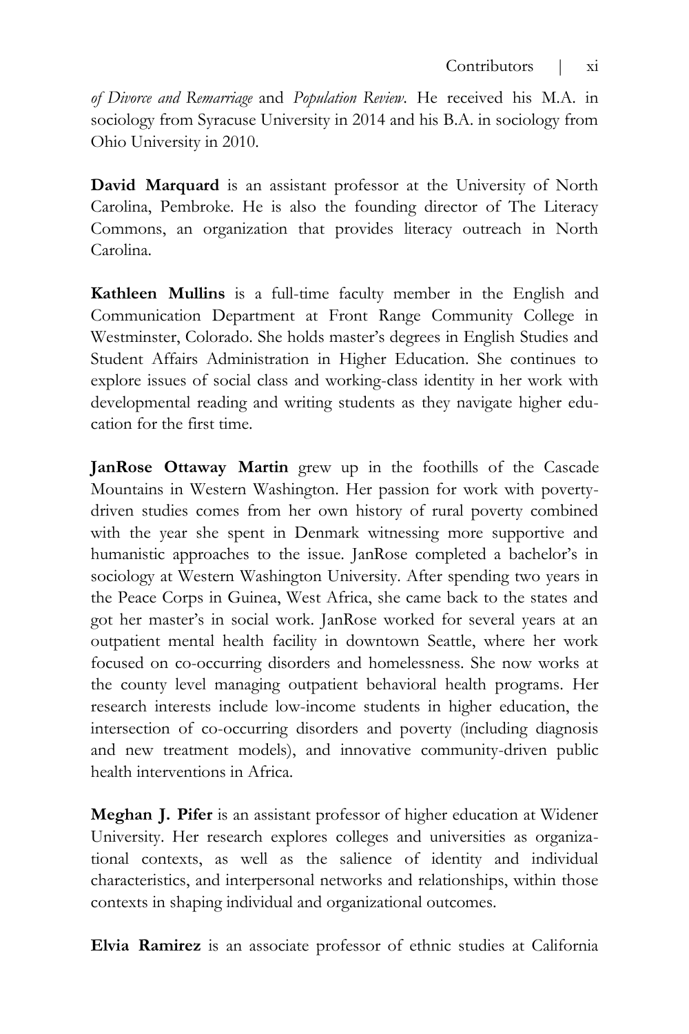*of Divorce and Remarriage* and *Population Review*. He received his M.A. in sociology from Syracuse University in 2014 and his B.A. in sociology from Ohio University in 2010.

**David Marquard** is an assistant professor at the University of North Carolina, Pembroke. He is also the founding director of The Literacy Commons, an organization that provides literacy outreach in North Carolina.

**Kathleen Mullins** is a full-time faculty member in the English and Communication Department at Front Range Community College in Westminster, Colorado. She holds master's degrees in English Studies and Student Affairs Administration in Higher Education. She continues to explore issues of social class and working-class identity in her work with developmental reading and writing students as they navigate higher education for the first time.

**JanRose Ottaway Martin** grew up in the foothills of the Cascade Mountains in Western Washington. Her passion for work with poverty-driven studies comes from her own history of rural poverty combined with the year she spent in Denmark witnessing more supportive and humanistic approaches to the issue. JanRose completed a bachelor's in sociology at Western Washington University. After spending two years in the Peace Corps in Guinea, West Africa, she came back to the states and got her master's in social work. JanRose worked for several years at an outpatient mental health facility in downtown Seattle, where her work focused on co-occurring disorders and homelessness. She now works at the county level managing outpatient behavioral health programs. Her research interests include low-income students in higher education, the intersection of co-occurring disorders and poverty (including diagnosis and new treatment models), and innovative community-driven public health interventions in Africa.

**Meghan J. Pifer** is an assistant professor of higher education at Widener University. Her research explores colleges and universities as organizational contexts, as well as the salience of identity and individual characteristics, and interpersonal networks and relationships, within those contexts in shaping individual and organizational outcomes.

**Elvia Ramirez** is an associate professor of ethnic studies at California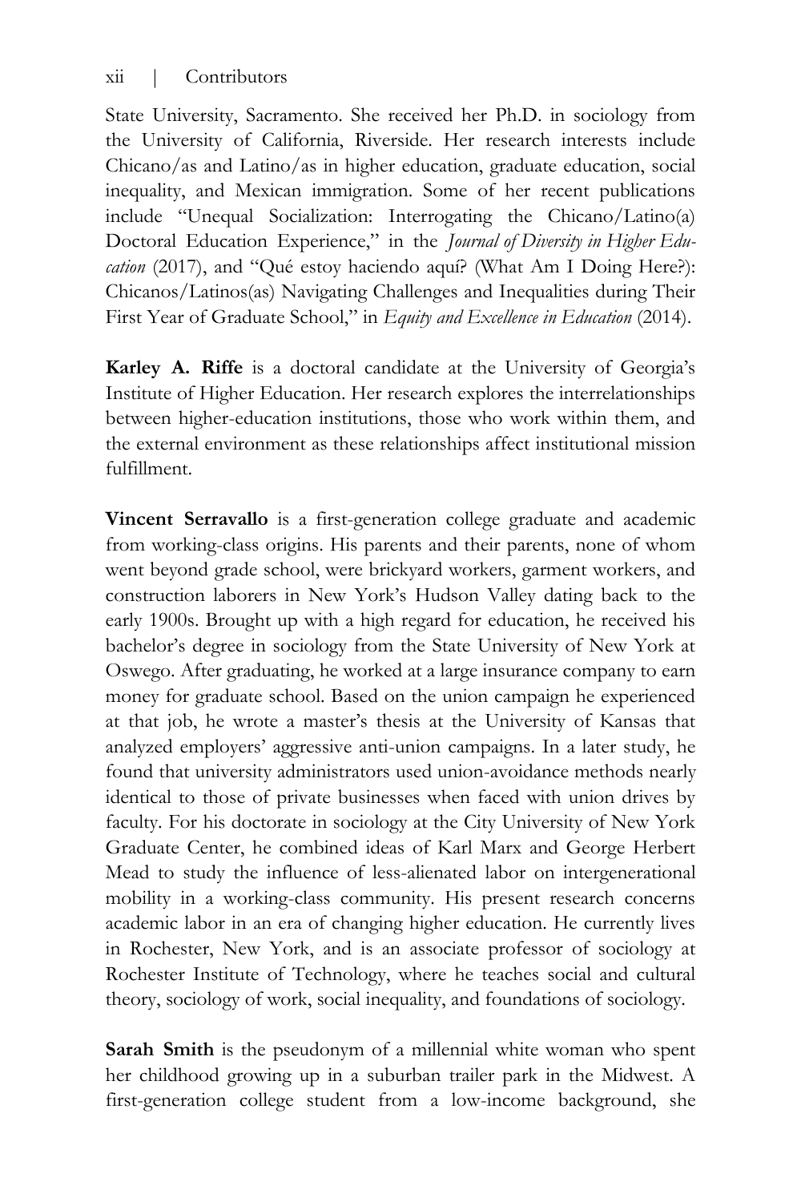State University, Sacramento. She received her Ph.D. in sociology from the University of California, Riverside. Her research interests include Chicano/as and Latino/as in higher education, graduate education, social inequality, and Mexican immigration. Some of her recent publications include "Unequal Socialization: Interrogating the Chicano/Latino(a) Doctoral Education Experience," in the *Journal of Diversity in Higher Education* (2017), and "Qué estoy haciendo aquí? (What Am I Doing Here?): Chicanos/Latinos(as) Navigating Challenges and Inequalities during Their First Year of Graduate School," in *Equity and Excellence in Education* (2014).

**Karley A. Riffe** is a doctoral candidate at the University of Georgia's Institute of Higher Education. Her research explores the interrelationships between higher-education institutions, those who work within them, and the external environment as these relationships affect institutional mission fulfillment.

**Vincent Serravallo** is a first-generation college graduate and academic from working-class origins. His parents and their parents, none of whom went beyond grade school, were brickyard workers, garment workers, and construction laborers in New York's Hudson Valley dating back to the early 1900s. Brought up with a high regard for education, he received his bachelor's degree in sociology from the State University of New York at Oswego. After graduating, he worked at a large insurance company to earn money for graduate school. Based on the union campaign he experienced at that job, he wrote a master's thesis at the University of Kansas that analyzed employers' aggressive anti-union campaigns. In a later study, he found that university administrators used union-avoidance methods nearly identical to those of private businesses when faced with union drives by faculty. For his doctorate in sociology at the City University of New York Graduate Center, he combined ideas of Karl Marx and George Herbert Mead to study the influence of less-alienated labor on intergenerational mobility in a working-class community. His present research concerns academic labor in an era of changing higher education. He currently lives in Rochester, New York, and is an associate professor of sociology at Rochester Institute of Technology, where he teaches social and cultural theory, sociology of work, social inequality, and foundations of sociology.

**Sarah Smith** is the pseudonym of a millennial white woman who spent her childhood growing up in a suburban trailer park in the Midwest. A first-generation college student from a low-income background, she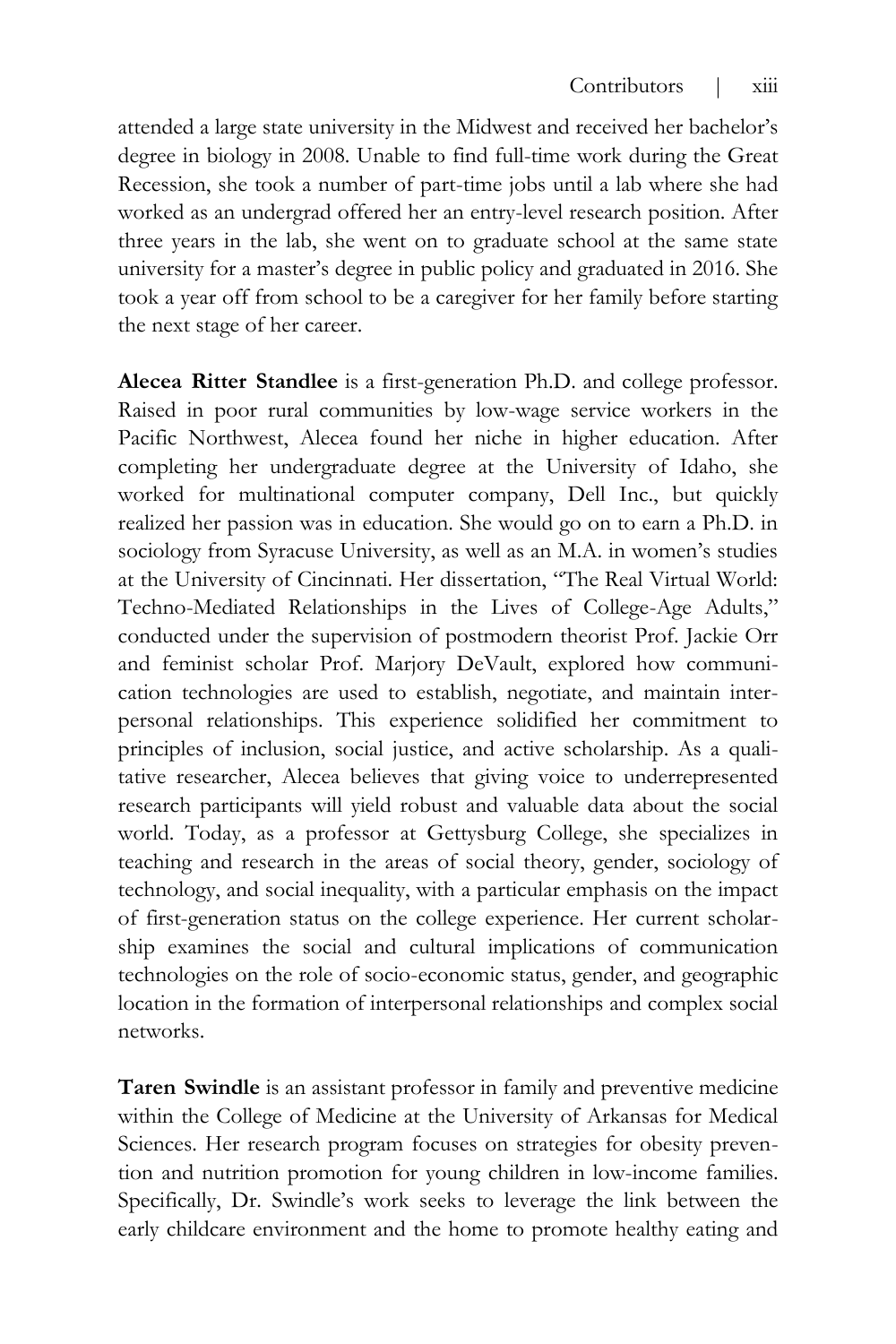attended a large state university in the Midwest and received her bachelor's degree in biology in 2008. Unable to find full-time work during the Great Recession, she took a number of part-time jobs until a lab where she had worked as an undergrad offered her an entry-level research position. After three years in the lab, she went on to graduate school at the same state university for a master's degree in public policy and graduated in 2016. She took a year off from school to be a caregiver for her family before starting the next stage of her career.

**Alecea Ritter Standlee** is a first-generation Ph.D. and college professor. Raised in poor rural communities by low-wage service workers in the Pacific Northwest, Alecea found her niche in higher education. After completing her undergraduate degree at the University of Idaho, she worked for multinational computer company, Dell Inc., but quickly realized her passion was in education. She would go on to earn a Ph.D. in sociology from Syracuse University, as well as an M.A. in women's studies at the University of Cincinnati. Her dissertation, "The Real Virtual World: Techno-Mediated Relationships in the Lives of College-Age Adults," conducted under the supervision of postmodern theorist Prof. Jackie Orr and feminist scholar Prof. Marjory DeVault, explored how communication technologies are used to establish, negotiate, and maintain interpersonal relationships. This experience solidified her commitment to principles of inclusion, social justice, and active scholarship. As a qualitative researcher, Alecea believes that giving voice to underrepresented research participants will yield robust and valuable data about the social world. Today, as a professor at Gettysburg College, she specializes in teaching and research in the areas of social theory, gender, sociology of technology, and social inequality, with a particular emphasis on the impact of first-generation status on the college experience. Her current scholarship examines the social and cultural implications of communication technologies on the role of socio-economic status, gender, and geographic location in the formation of interpersonal relationships and complex social networks.

**Taren Swindle** is an assistant professor in family and preventive medicine within the College of Medicine at the University of Arkansas for Medical Sciences. Her research program focuses on strategies for obesity prevention and nutrition promotion for young children in low-income families. Specifically, Dr. Swindle's work seeks to leverage the link between the early childcare environment and the home to promote healthy eating and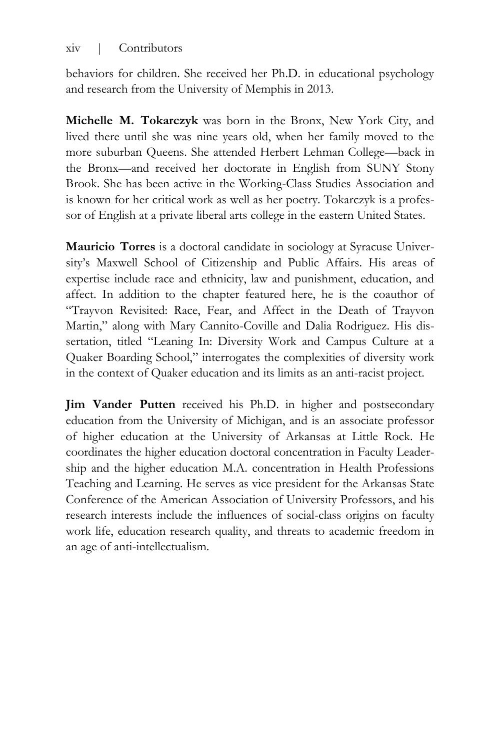behaviors for children. She received her Ph.D. in educational psychology and research from the University of Memphis in 2013.

**Michelle M. Tokarczyk** was born in the Bronx, New York City, and lived there until she was nine years old, when her family moved to the more suburban Queens. She attended Herbert Lehman College—back in the Bronx—and received her doctorate in English from SUNY Stony Brook. She has been active in the Working-Class Studies Association and is known for her critical work as well as her poetry. Tokarczyk is a professor of English at a private liberal arts college in the eastern United States.

**Mauricio Torres** is a doctoral candidate in sociology at Syracuse University's Maxwell School of Citizenship and Public Affairs. His areas of expertise include race and ethnicity, law and punishment, education, and affect. In addition to the chapter featured here, he is the coauthor of "Trayvon Revisited: Race, Fear, and Affect in the Death of Trayvon Martin," along with Mary Cannito-Coville and Dalia Rodriguez. His dissertation, titled "Leaning In: Diversity Work and Campus Culture at a Quaker Boarding School," interrogates the complexities of diversity work in the context of Quaker education and its limits as an anti-racist project.

**Jim Vander Putten** received his Ph.D. in higher and postsecondary education from the University of Michigan, and is an associate professor of higher education at the University of Arkansas at Little Rock. He coordinates the higher education doctoral concentration in Faculty Leadership and the higher education M.A. concentration in Health Professions Teaching and Learning. He serves as vice president for the Arkansas State Conference of the American Association of University Professors, and his research interests include the influences of social-class origins on faculty work life, education research quality, and threats to academic freedom in an age of anti-intellectualism.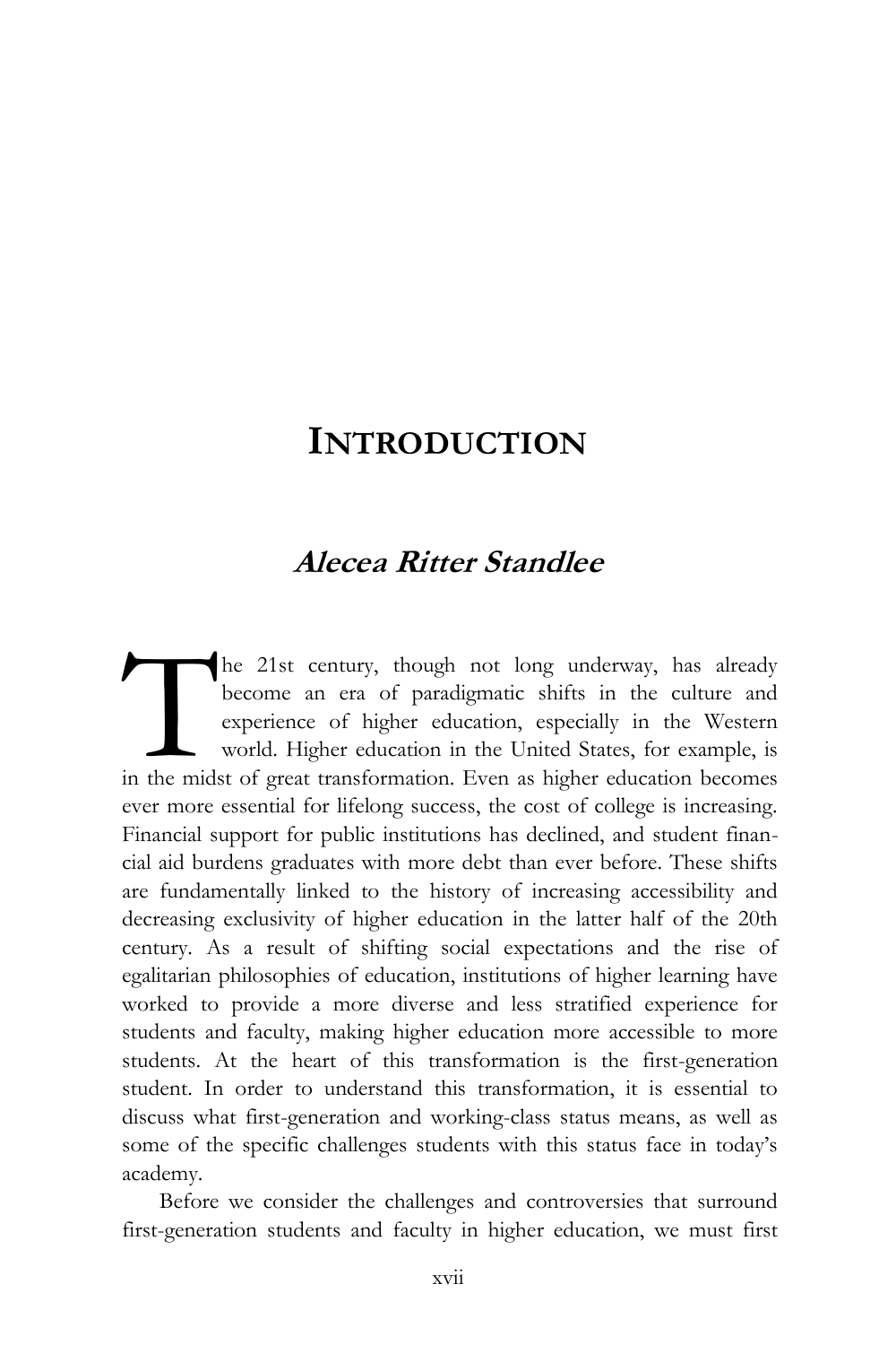# INTRODUCTION

## *Alecea Ritter Standlee*

The 21st century, though not long underway, has already become an era of paradigmatic shifts in the culture and experience of higher education, especially in the Western world. Higher education in the United States, for example, is in the midst of great transformation. Even as higher education becomes ever more essential for lifelong success, the cost of college is increasing. Financial support for public institutions has declined, and student financial aid burdens graduates with more debt than ever before. These shifts are fundamentally linked to the history of increasing accessibility and decreasing exclusivity of higher education in the latter half of the 20th century. As a result of shifting social expectations and the rise of egalitarian philosophies of education, institutions of higher learning have worked to provide a more diverse and less stratified experience for students and faculty, making higher education more accessible to more students. At the heart of this transformation is the first-generation student. In order to understand this transformation, it is essential to discuss what first-generation and working-class status means, as well as some of the specific challenges students with this status face in today's academy.

Before we consider the challenges and controversies that surround first-generation students and faculty in higher education, we must first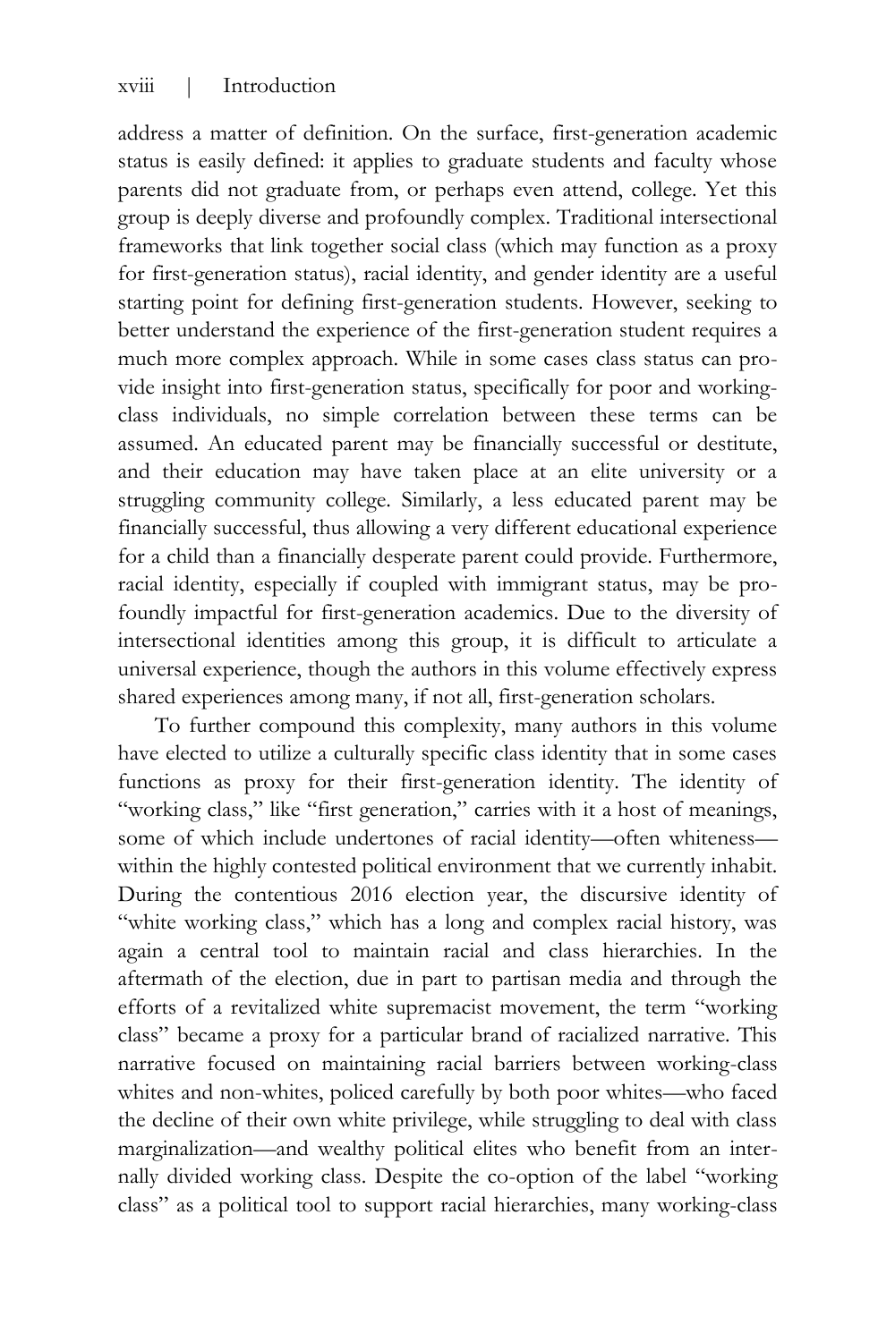address a matter of definition. On the surface, first-generation academic status is easily defined: it applies to graduate students and faculty whose parents did not graduate from, or perhaps even attend, college. Yet this group is deeply diverse and profoundly complex. Traditional intersectional frameworks that link together social class (which may function as a proxy for first-generation status), racial identity, and gender identity are a useful starting point for defining first-generation students. However, seeking to better understand the experience of the first-generation student requires a much more complex approach. While in some cases class status can provide insight into first-generation status, specifically for poor and working-class individuals, no simple correlation between these terms can be assumed. An educated parent may be financially successful or destitute, and their education may have taken place at an elite university or a struggling community college. Similarly, a less educated parent may be financially successful, thus allowing a very different educational experience for a child than a financially desperate parent could provide. Furthermore, racial identity, especially if coupled with immigrant status, may be profoundly impactful for first-generation academics. Due to the diversity of intersectional identities among this group, it is difficult to articulate a universal experience, though the authors in this volume effectively express shared experiences among many, if not all, first-generation scholars.

To further compound this complexity, many authors in this volume have elected to utilize a culturally specific class identity that in some cases functions as proxy for their first-generation identity. The identity of "working class," like "first generation," carries with it a host of meanings, some of which include undertones of racial identity—often whiteness—within the highly contested political environment that we currently inhabit. During the contentious 2016 election year, the discursive identity of "white working class," which has a long and complex racial history, was again a central tool to maintain racial and class hierarchies. In the aftermath of the election, due in part to partisan media and through the efforts of a revitalized white supremacist movement, the term "working class" became a proxy for a particular brand of racialized narrative. This narrative focused on maintaining racial barriers between working-class whites and non-whites, policed carefully by both poor whites—who faced the decline of their own white privilege, while struggling to deal with class marginalization—and wealthy political elites who benefit from an internally divided working class. Despite the co-option of the label "working class" as a political tool to support racial hierarchies, many working-class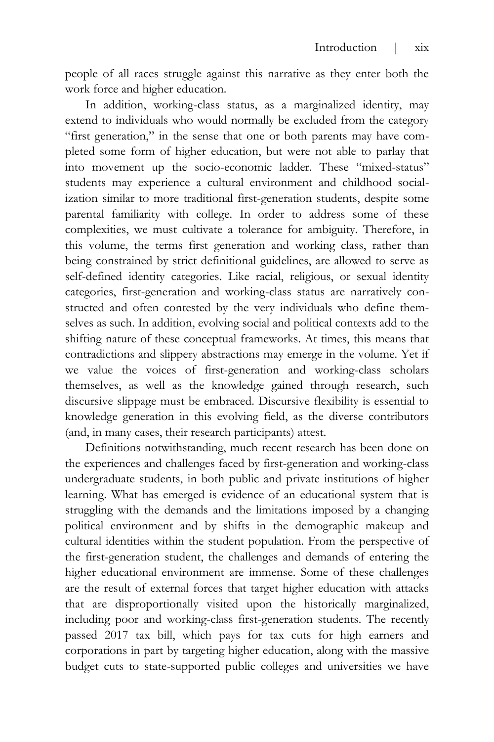people of all races struggle against this narrative as they enter both the work force and higher education.

In addition, working-class status, as a marginalized identity, may extend to individuals who would normally be excluded from the category "first generation," in the sense that one or both parents may have completed some form of higher education, but were not able to parlay that into movement up the socio-economic ladder. These "mixed-status" students may experience a cultural environment and childhood socialization similar to more traditional first-generation students, despite some parental familiarity with college. In order to address some of these complexities, we must cultivate a tolerance for ambiguity. Therefore, in this volume, the terms first generation and working class, rather than being constrained by strict definitional guidelines, are allowed to serve as self-defined identity categories. Like racial, religious, or sexual identity categories, first-generation and working-class status are narratively constructed and often contested by the very individuals who define themselves as such. In addition, evolving social and political contexts add to the shifting nature of these conceptual frameworks. At times, this means that contradictions and slippery abstractions may emerge in the volume. Yet if we value the voices of first-generation and working-class scholars themselves, as well as the knowledge gained through research, such discursive slippage must be embraced. Discursive flexibility is essential to knowledge generation in this evolving field, as the diverse contributors (and, in many cases, their research participants) attest.

Definitions notwithstanding, much recent research has been done on the experiences and challenges faced by first-generation and working-class undergraduate students, in both public and private institutions of higher learning. What has emerged is evidence of an educational system that is struggling with the demands and the limitations imposed by a changing political environment and by shifts in the demographic makeup and cultural identities within the student population. From the perspective of the first-generation student, the challenges and demands of entering the higher educational environment are immense. Some of these challenges are the result of external forces that target higher education with attacks that are disproportionally visited upon the historically marginalized, including poor and working-class first-generation students. The recently passed 2017 tax bill, which pays for tax cuts for high earners and corporations in part by targeting higher education, along with the massive budget cuts to state-supported public colleges and universities we have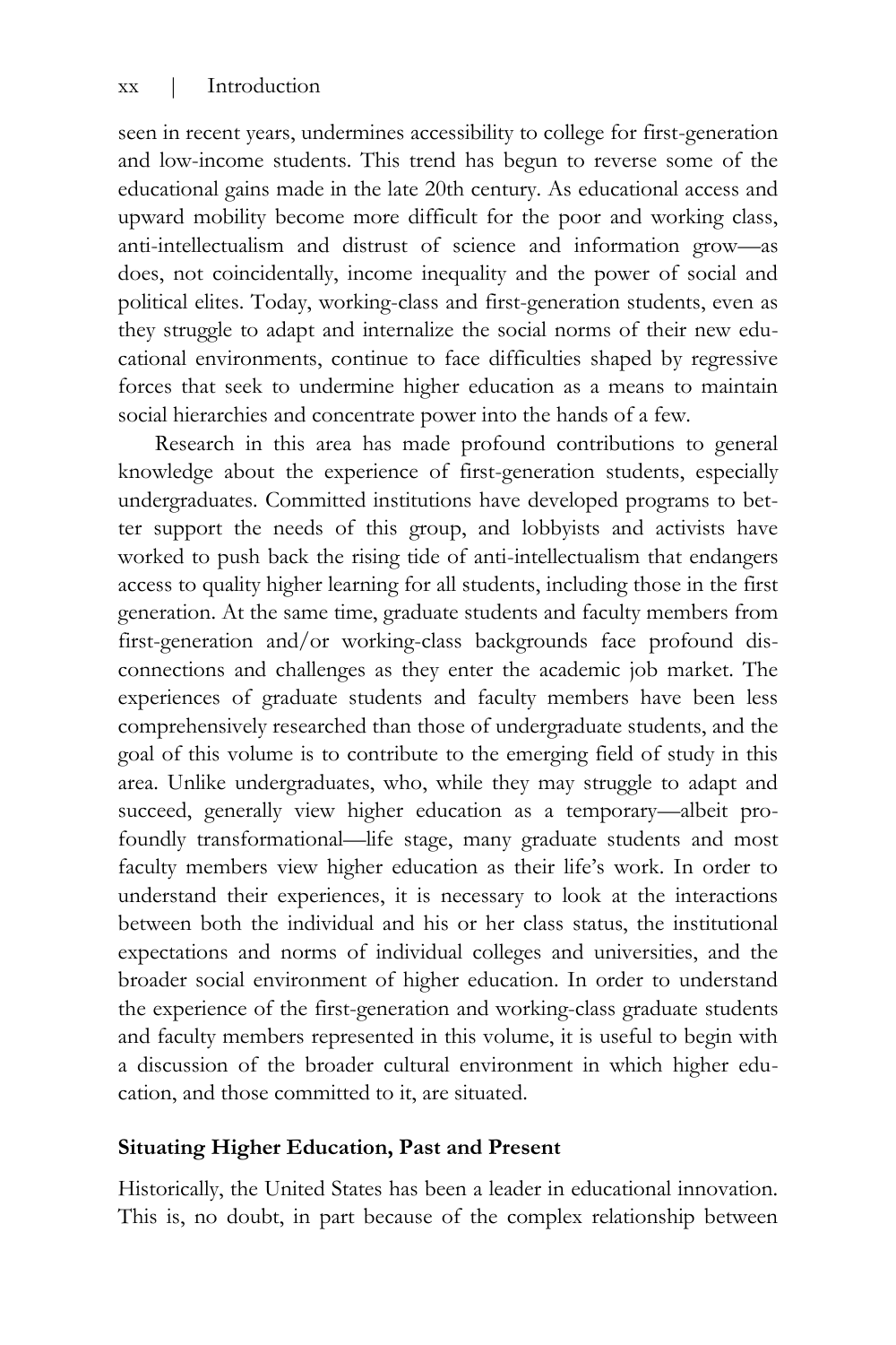seen in recent years, undermines accessibility to college for first-generation and low-income students. This trend has begun to reverse some of the educational gains made in the late 20th century. As educational access and upward mobility become more difficult for the poor and working class, anti-intellectualism and distrust of science and information grow—as does, not coincidentally, income inequality and the power of social and political elites. Today, working-class and first-generation students, even as they struggle to adapt and internalize the social norms of their new educational environments, continue to face difficulties shaped by regressive forces that seek to undermine higher education as a means to maintain social hierarchies and concentrate power into the hands of a few.

Research in this area has made profound contributions to general knowledge about the experience of first-generation students, especially undergraduates. Committed institutions have developed programs to better support the needs of this group, and lobbyists and activists have worked to push back the rising tide of anti-intellectualism that endangers access to quality higher learning for all students, including those in the first generation. At the same time, graduate students and faculty members from first-generation and/or working-class backgrounds face profound disconnections and challenges as they enter the academic job market. The experiences of graduate students and faculty members have been less comprehensively researched than those of undergraduate students, and the goal of this volume is to contribute to the emerging field of study in this area. Unlike undergraduates, who, while they may struggle to adapt and succeed, generally view higher education as a temporary—albeit profoundly transformational—life stage, many graduate students and most faculty members view higher education as their life's work. In order to understand their experiences, it is necessary to look at the interactions between both the individual and his or her class status, the institutional expectations and norms of individual colleges and universities, and the broader social environment of higher education. In order to understand the experience of the first-generation and working-class graduate students and faculty members represented in this volume, it is useful to begin with a discussion of the broader cultural environment in which higher education, and those committed to it, are situated.

## Situating Higher Education, Past and Present

Historically, the United States has been a leader in educational innovation. This is, no doubt, in part because of the complex relationship between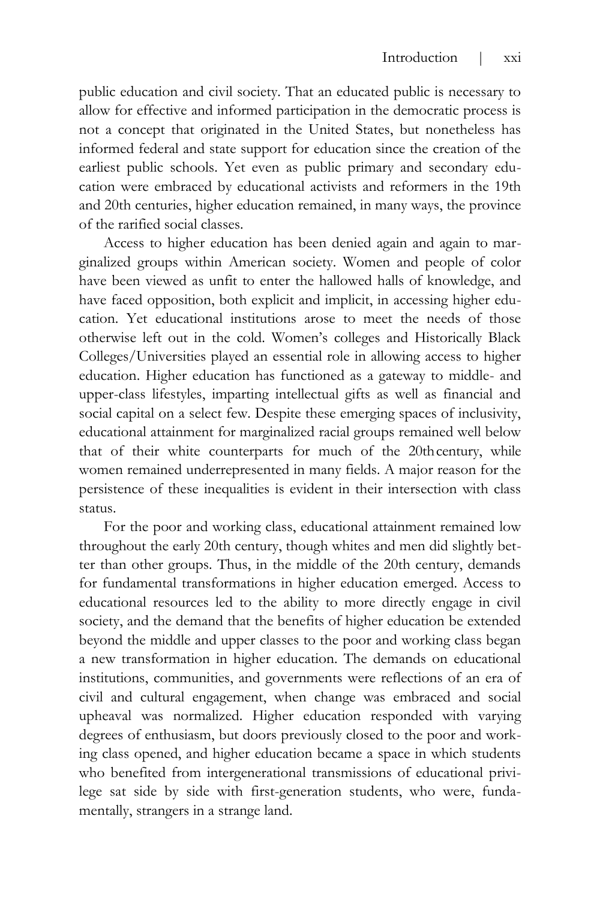public education and civil society. That an educated public is necessary to allow for effective and informed participation in the democratic process is not a concept that originated in the United States, but nonetheless has informed federal and state support for education since the creation of the earliest public schools. Yet even as public primary and secondary education were embraced by educational activists and reformers in the 19th and 20th centuries, higher education remained, in many ways, the province of the rarified social classes.

Access to higher education has been denied again and again to marginalized groups within American society. Women and people of color have been viewed as unfit to enter the hallowed halls of knowledge, and have faced opposition, both explicit and implicit, in accessing higher education. Yet educational institutions arose to meet the needs of those otherwise left out in the cold. Women's colleges and Historically Black Colleges/Universities played an essential role in allowing access to higher education. Higher education has functioned as a gateway to middle- and upper-class lifestyles, imparting intellectual gifts as well as financial and social capital on a select few. Despite these emerging spaces of inclusivity, educational attainment for marginalized racial groups remained well below that of their white counterparts for much of the 20th century, while women remained underrepresented in many fields. A major reason for the persistence of these inequalities is evident in their intersection with class status.

For the poor and working class, educational attainment remained low throughout the early 20th century, though whites and men did slightly better than other groups. Thus, in the middle of the 20th century, demands for fundamental transformations in higher education emerged. Access to educational resources led to the ability to more directly engage in civil society, and the demand that the benefits of higher education be extended beyond the middle and upper classes to the poor and working class began a new transformation in higher education. The demands on educational institutions, communities, and governments were reflections of an era of civil and cultural engagement, when change was embraced and social upheaval was normalized. Higher education responded with varying degrees of enthusiasm, but doors previously closed to the poor and working class opened, and higher education became a space in which students who benefited from intergenerational transmissions of educational privilege sat side by side with first-generation students, who were, fundamentally, strangers in a strange land.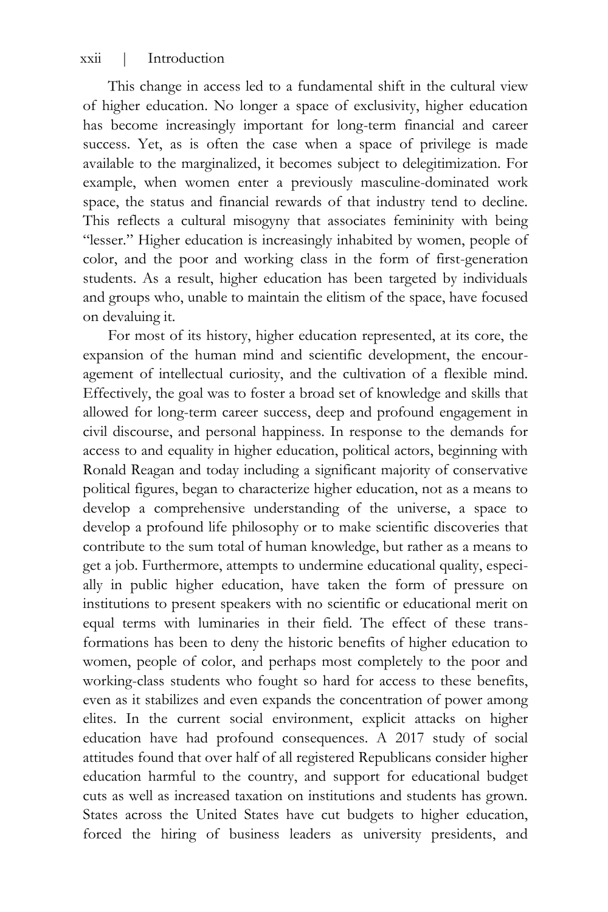This change in access led to a fundamental shift in the cultural view of higher education. No longer a space of exclusivity, higher education has become increasingly important for long-term financial and career success. Yet, as is often the case when a space of privilege is made available to the marginalized, it becomes subject to delegitimization. For example, when women enter a previously masculine-dominated work space, the status and financial rewards of that industry tend to decline. This reflects a cultural misogyny that associates femininity with being "lesser." Higher education is increasingly inhabited by women, people of color, and the poor and working class in the form of first-generation students. As a result, higher education has been targeted by individuals and groups who, unable to maintain the elitism of the space, have focused on devaluing it.

For most of its history, higher education represented, at its core, the expansion of the human mind and scientific development, the encouragement of intellectual curiosity, and the cultivation of a flexible mind. Effectively, the goal was to foster a broad set of knowledge and skills that allowed for long-term career success, deep and profound engagement in civil discourse, and personal happiness. In response to the demands for access to and equality in higher education, political actors, beginning with Ronald Reagan and today including a significant majority of conservative political figures, began to characterize higher education, not as a means to develop a comprehensive understanding of the universe, a space to develop a profound life philosophy or to make scientific discoveries that contribute to the sum total of human knowledge, but rather as a means to get a job. Furthermore, attempts to undermine educational quality, especially in public higher education, have taken the form of pressure on institutions to present speakers with no scientific or educational merit on equal terms with luminaries in their field. The effect of these transformations has been to deny the historic benefits of higher education to women, people of color, and perhaps most completely to the poor and working-class students who fought so hard for access to these benefits, even as it stabilizes and even expands the concentration of power among elites. In the current social environment, explicit attacks on higher education have had profound consequences. A 2017 study of social attitudes found that over half of all registered Republicans consider higher education harmful to the country, and support for educational budget cuts as well as increased taxation on institutions and students has grown. States across the United States have cut budgets to higher education, forced the hiring of business leaders as university presidents, and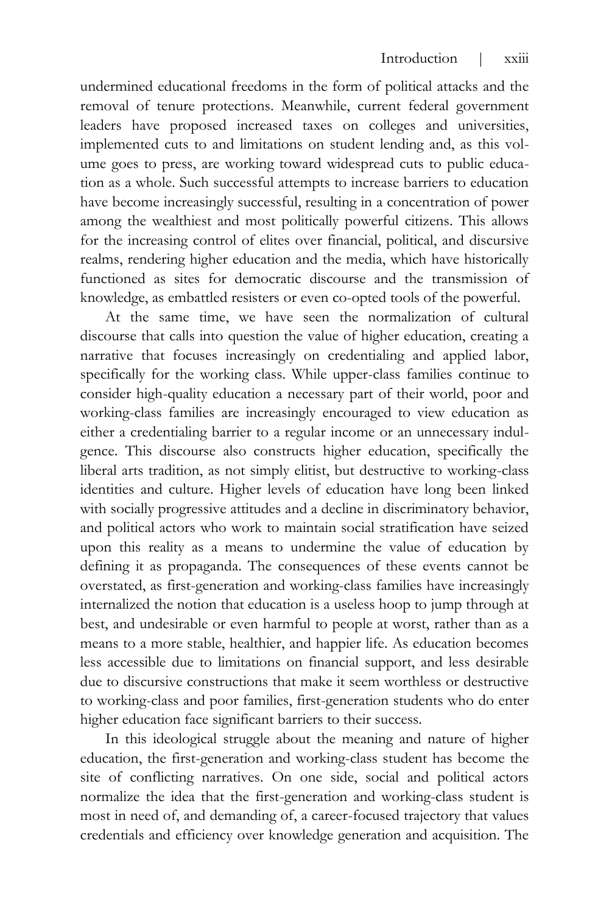undermined educational freedoms in the form of political attacks and the removal of tenure protections. Meanwhile, current federal government leaders have proposed increased taxes on colleges and universities, implemented cuts to and limitations on student lending and, as this volume goes to press, are working toward widespread cuts to public education as a whole. Such successful attempts to increase barriers to education have become increasingly successful, resulting in a concentration of power among the wealthiest and most politically powerful citizens. This allows for the increasing control of elites over financial, political, and discursive realms, rendering higher education and the media, which have historically functioned as sites for democratic discourse and the transmission of knowledge, as embattled resisters or even co-opted tools of the powerful.

At the same time, we have seen the normalization of cultural discourse that calls into question the value of higher education, creating a narrative that focuses increasingly on credentialing and applied labor, specifically for the working class. While upper-class families continue to consider high-quality education a necessary part of their world, poor and working-class families are increasingly encouraged to view education as either a credentialing barrier to a regular income or an unnecessary indulgence. This discourse also constructs higher education, specifically the liberal arts tradition, as not simply elitist, but destructive to working-class identities and culture. Higher levels of education have long been linked with socially progressive attitudes and a decline in discriminatory behavior, and political actors who work to maintain social stratification have seized upon this reality as a means to undermine the value of education by defining it as propaganda. The consequences of these events cannot be overstated, as first-generation and working-class families have increasingly internalized the notion that education is a useless hoop to jump through at best, and undesirable or even harmful to people at worst, rather than as a means to a more stable, healthier, and happier life. As education becomes less accessible due to limitations on financial support, and less desirable due to discursive constructions that make it seem worthless or destructive to working-class and poor families, first-generation students who do enter higher education face significant barriers to their success.

In this ideological struggle about the meaning and nature of higher education, the first-generation and working-class student has become the site of conflicting narratives. On one side, social and political actors normalize the idea that the first-generation and working-class student is most in need of, and demanding of, a career-focused trajectory that values credentials and efficiency over knowledge generation and acquisition. The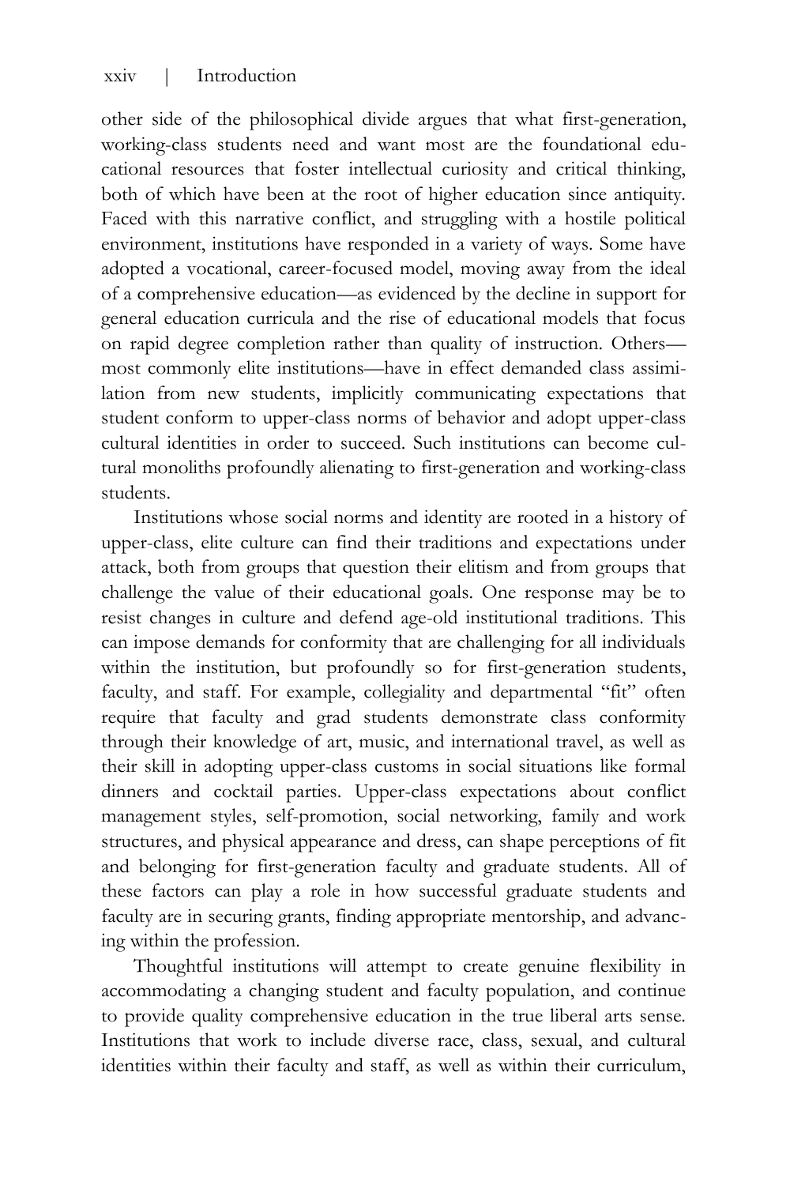other side of the philosophical divide argues that what first-generation, working-class students need and want most are the foundational educational resources that foster intellectual curiosity and critical thinking, both of which have been at the root of higher education since antiquity. Faced with this narrative conflict, and struggling with a hostile political environment, institutions have responded in a variety of ways. Some have adopted a vocational, career-focused model, moving away from the ideal of a comprehensive education—as evidenced by the decline in support for general education curricula and the rise of educational models that focus on rapid degree completion rather than quality of instruction. Others—most commonly elite institutions—have in effect demanded class assimilation from new students, implicitly communicating expectations that student conform to upper-class norms of behavior and adopt upper-class cultural identities in order to succeed. Such institutions can become cultural monoliths profoundly alienating to first-generation and working-class students.

Institutions whose social norms and identity are rooted in a history of upper-class, elite culture can find their traditions and expectations under attack, both from groups that question their elitism and from groups that challenge the value of their educational goals. One response may be to resist changes in culture and defend age-old institutional traditions. This can impose demands for conformity that are challenging for all individuals within the institution, but profoundly so for first-generation students, faculty, and staff. For example, collegiality and departmental "fit" often require that faculty and grad students demonstrate class conformity through their knowledge of art, music, and international travel, as well as their skill in adopting upper-class customs in social situations like formal dinners and cocktail parties. Upper-class expectations about conflict management styles, self-promotion, social networking, family and work structures, and physical appearance and dress, can shape perceptions of fit and belonging for first-generation faculty and graduate students. All of these factors can play a role in how successful graduate students and faculty are in securing grants, finding appropriate mentorship, and advancing within the profession.

Thoughtful institutions will attempt to create genuine flexibility in accommodating a changing student and faculty population, and continue to provide quality comprehensive education in the true liberal arts sense. Institutions that work to include diverse race, class, sexual, and cultural identities within their faculty and staff, as well as within their curriculum,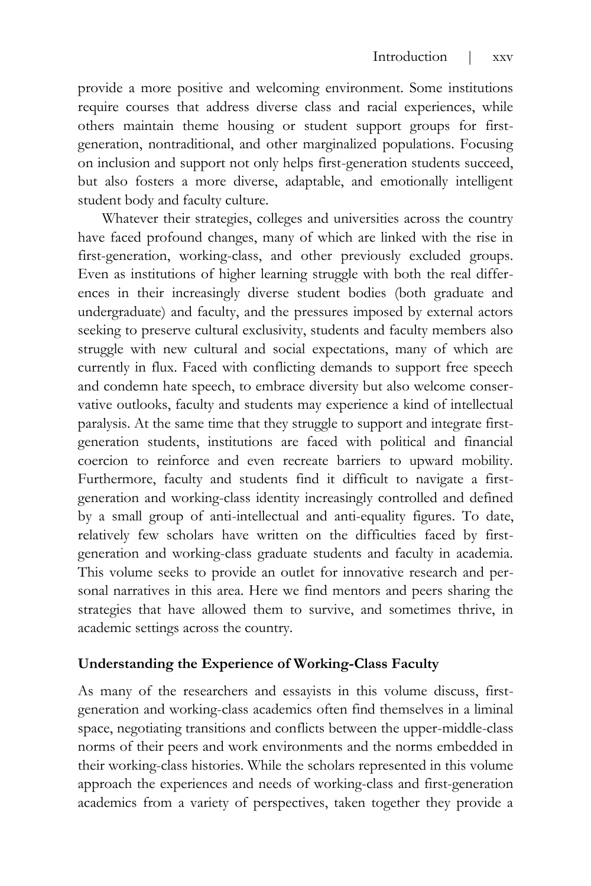provide a more positive and welcoming environment. Some institutions require courses that address diverse class and racial experiences, while others maintain theme housing or student support groups for first-generation, nontraditional, and other marginalized populations. Focusing on inclusion and support not only helps first-generation students succeed, but also fosters a more diverse, adaptable, and emotionally intelligent student body and faculty culture.

Whatever their strategies, colleges and universities across the country have faced profound changes, many of which are linked with the rise in first-generation, working-class, and other previously excluded groups. Even as institutions of higher learning struggle with both the real differences in their increasingly diverse student bodies (both graduate and undergraduate) and faculty, and the pressures imposed by external actors seeking to preserve cultural exclusivity, students and faculty members also struggle with new cultural and social expectations, many of which are currently in flux. Faced with conflicting demands to support free speech and condemn hate speech, to embrace diversity but also welcome conservative outlooks, faculty and students may experience a kind of intellectual paralysis. At the same time that they struggle to support and integrate first-generation students, institutions are faced with political and financial coercion to reinforce and even recreate barriers to upward mobility. Furthermore, faculty and students find it difficult to navigate a first-generation and working-class identity increasingly controlled and defined by a small group of anti-intellectual and anti-equality figures. To date, relatively few scholars have written on the difficulties faced by first-generation and working-class graduate students and faculty in academia. This volume seeks to provide an outlet for innovative research and personal narratives in this area. Here we find mentors and peers sharing the strategies that have allowed them to survive, and sometimes thrive, in academic settings across the country.

## Understanding the Experience of Working-Class Faculty

As many of the researchers and essayists in this volume discuss, first-generation and working-class academics often find themselves in a liminal space, negotiating transitions and conflicts between the upper-middle-class norms of their peers and work environments and the norms embedded in their working-class histories. While the scholars represented in this volume approach the experiences and needs of working-class and first-generation academics from a variety of perspectives, taken together they provide a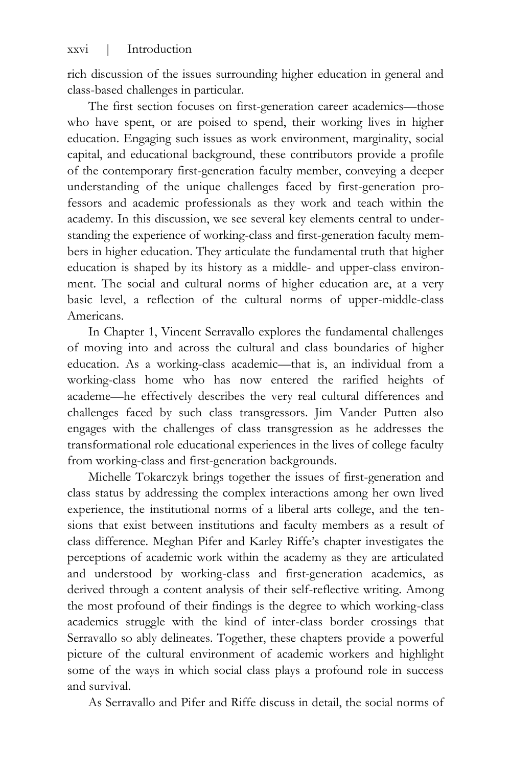rich discussion of the issues surrounding higher education in general and class-based challenges in particular.

The first section focuses on first-generation career academics—those who have spent, or are poised to spend, their working lives in higher education. Engaging such issues as work environment, marginality, social capital, and educational background, these contributors provide a profile of the contemporary first-generation faculty member, conveying a deeper understanding of the unique challenges faced by first-generation professors and academic professionals as they work and teach within the academy. In this discussion, we see several key elements central to understanding the experience of working-class and first-generation faculty members in higher education. They articulate the fundamental truth that higher education is shaped by its history as a middle- and upper-class environment. The social and cultural norms of higher education are, at a very basic level, a reflection of the cultural norms of upper-middle-class Americans.

In Chapter 1, Vincent Serravallo explores the fundamental challenges of moving into and across the cultural and class boundaries of higher education. As a working-class academic—that is, an individual from a working-class home who has now entered the rarified heights of academe—he effectively describes the very real cultural differences and challenges faced by such class transgressors. Jim Vander Putten also engages with the challenges of class transgression as he addresses the transformational role educational experiences in the lives of college faculty from working-class and first-generation backgrounds.

Michelle Tokarczyk brings together the issues of first-generation and class status by addressing the complex interactions among her own lived experience, the institutional norms of a liberal arts college, and the tensions that exist between institutions and faculty members as a result of class difference. Meghan Pifer and Karley Riffe's chapter investigates the perceptions of academic work within the academy as they are articulated and understood by working-class and first-generation academics, as derived through a content analysis of their self-reflective writing. Among the most profound of their findings is the degree to which working-class academics struggle with the kind of inter-class border crossings that Serravallo so ably delineates. Together, these chapters provide a powerful picture of the cultural environment of academic workers and highlight some of the ways in which social class plays a profound role in success and survival.

As Serravallo and Pifer and Riffe discuss in detail, the social norms of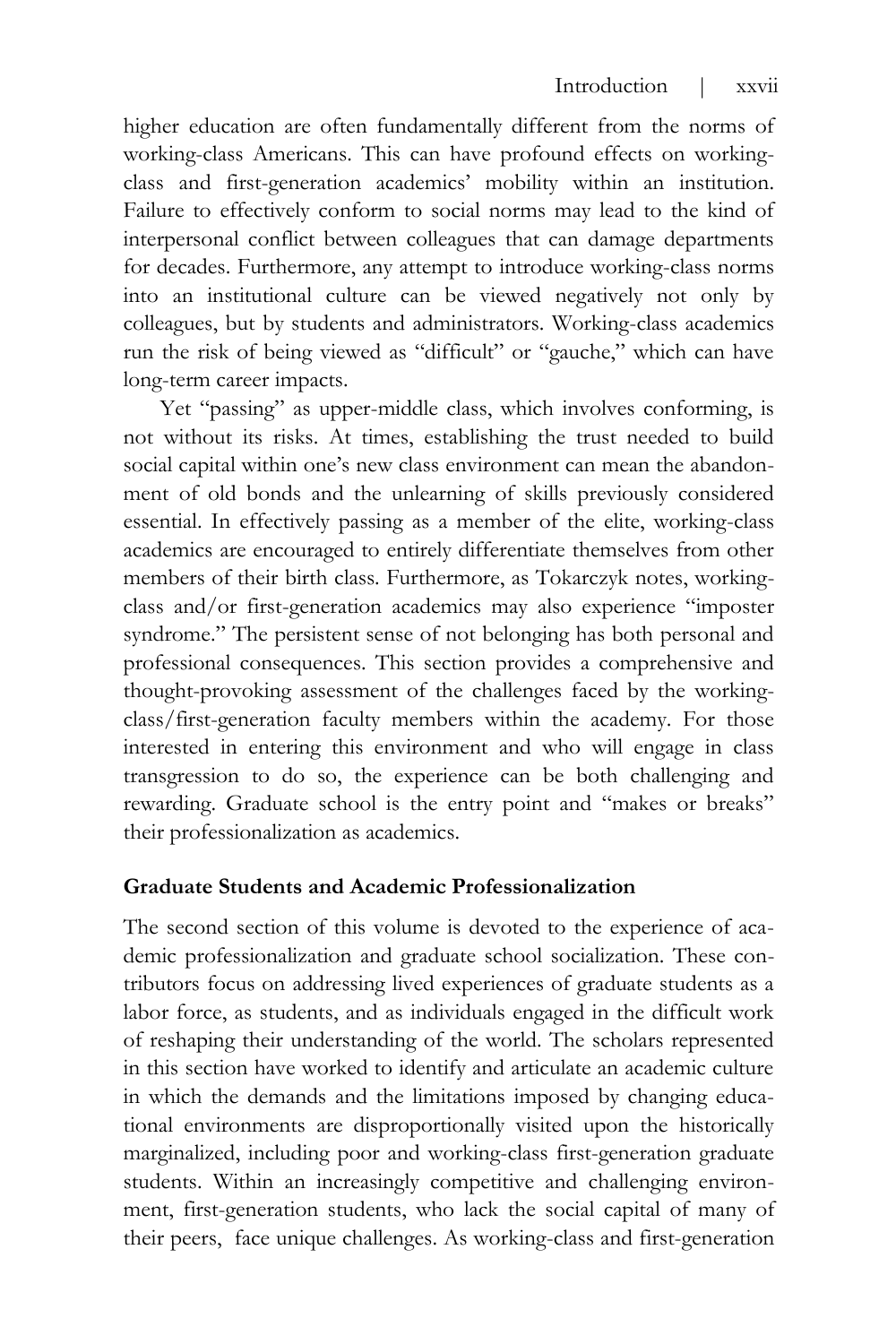higher education are often fundamentally different from the norms of working-class Americans. This can have profound effects on working-class and first-generation academics' mobility within an institution. Failure to effectively conform to social norms may lead to the kind of interpersonal conflict between colleagues that can damage departments for decades. Furthermore, any attempt to introduce working-class norms into an institutional culture can be viewed negatively not only by colleagues, but by students and administrators. Working-class academics run the risk of being viewed as "difficult" or "gauche," which can have long-term career impacts.

Yet "passing" as upper-middle class, which involves conforming, is not without its risks. At times, establishing the trust needed to build social capital within one's new class environment can mean the abandonment of old bonds and the unlearning of skills previously considered essential. In effectively passing as a member of the elite, working-class academics are encouraged to entirely differentiate themselves from other members of their birth class. Furthermore, as Tokarczyk notes, working-class and/or first-generation academics may also experience "imposter syndrome." The persistent sense of not belonging has both personal and professional consequences. This section provides a comprehensive and thought-provoking assessment of the challenges faced by the working-class/first-generation faculty members within the academy. For those interested in entering this environment and who will engage in class transgression to do so, the experience can be both challenging and rewarding. Graduate school is the entry point and "makes or breaks" their professionalization as academics.

## Graduate Students and Academic Professionalization

The second section of this volume is devoted to the experience of academic professionalization and graduate school socialization. These contributors focus on addressing lived experiences of graduate students as a labor force, as students, and as individuals engaged in the difficult work of reshaping their understanding of the world. The scholars represented in this section have worked to identify and articulate an academic culture in which the demands and the limitations imposed by changing educational environments are disproportionally visited upon the historically marginalized, including poor and working-class first-generation graduate students. Within an increasingly competitive and challenging environment, first-generation students, who lack the social capital of many of their peers, face unique challenges. As working-class and first-generation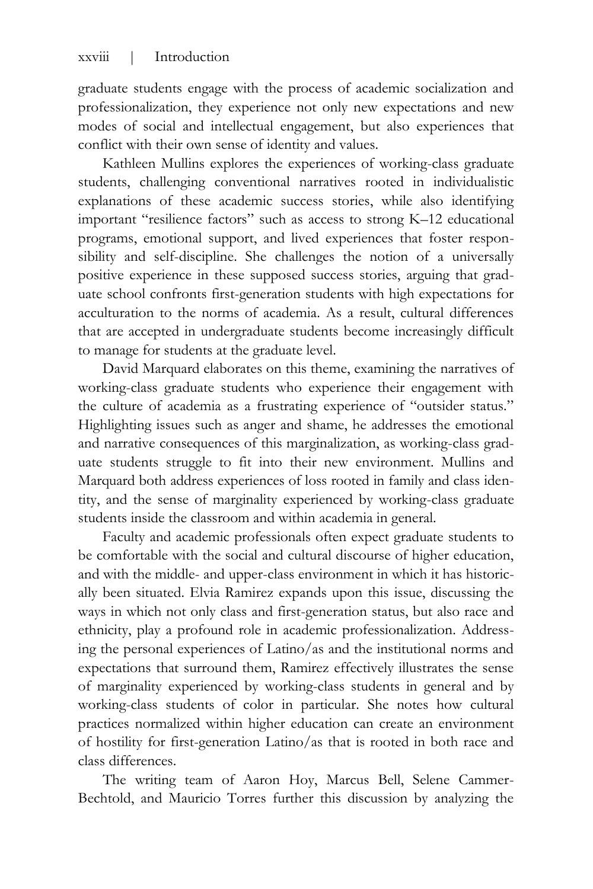graduate students engage with the process of academic socialization and professionalization, they experience not only new expectations and new modes of social and intellectual engagement, but also experiences that conflict with their own sense of identity and values.

Kathleen Mullins explores the experiences of working-class graduate students, challenging conventional narratives rooted in individualistic explanations of these academic success stories, while also identifying important "resilience factors" such as access to strong K–12 educational programs, emotional support, and lived experiences that foster responsibility and self-discipline. She challenges the notion of a universally positive experience in these supposed success stories, arguing that graduate school confronts first-generation students with high expectations for acculturation to the norms of academia. As a result, cultural differences that are accepted in undergraduate students become increasingly difficult to manage for students at the graduate level.

David Marquard elaborates on this theme, examining the narratives of working-class graduate students who experience their engagement with the culture of academia as a frustrating experience of "outsider status." Highlighting issues such as anger and shame, he addresses the emotional and narrative consequences of this marginalization, as working-class graduate students struggle to fit into their new environment. Mullins and Marquard both address experiences of loss rooted in family and class identity, and the sense of marginality experienced by working-class graduate students inside the classroom and within academia in general.

Faculty and academic professionals often expect graduate students to be comfortable with the social and cultural discourse of higher education, and with the middle- and upper-class environment in which it has historically been situated. Elvia Ramirez expands upon this issue, discussing the ways in which not only class and first-generation status, but also race and ethnicity, play a profound role in academic professionalization. Addressing the personal experiences of Latino/as and the institutional norms and expectations that surround them, Ramirez effectively illustrates the sense of marginality experienced by working-class students in general and by working-class students of color in particular. She notes how cultural practices normalized within higher education can create an environment of hostility for first-generation Latino/as that is rooted in both race and class differences.

The writing team of Aaron Hoy, Marcus Bell, Selene Cammer-Bechtold, and Mauricio Torres further this discussion by analyzing the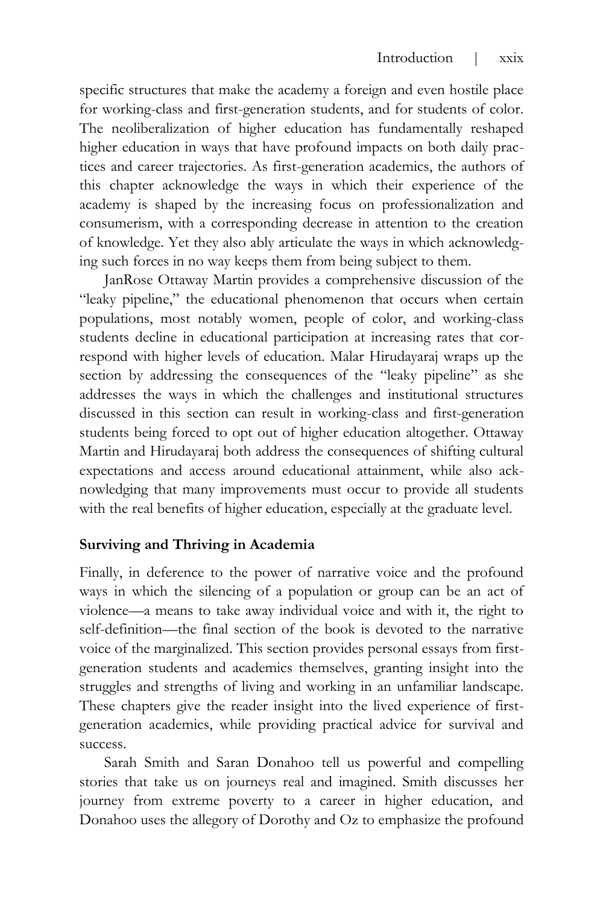specific structures that make the academy a foreign and even hostile place for working-class and first-generation students, and for students of color. The neoliberalization of higher education has fundamentally reshaped higher education in ways that have profound impacts on both daily practices and career trajectories. As first-generation academics, the authors of this chapter acknowledge the ways in which their experience of the academy is shaped by the increasing focus on professionalization and consumerism, with a corresponding decrease in attention to the creation of knowledge. Yet they also ably articulate the ways in which acknowledging such forces in no way keeps them from being subject to them.

JanRose Ottaway Martin provides a comprehensive discussion of the "leaky pipeline," the educational phenomenon that occurs when certain populations, most notably women, people of color, and working-class students decline in educational participation at increasing rates that correspond with higher levels of education. Malar Hirudayaraj wraps up the section by addressing the consequences of the "leaky pipeline" as she addresses the ways in which the challenges and institutional structures discussed in this section can result in working-class and first-generation students being forced to opt out of higher education altogether. Ottaway Martin and Hirudayaraj both address the consequences of shifting cultural expectations and access around educational attainment, while also acknowledging that many improvements must occur to provide all students with the real benefits of higher education, especially at the graduate level.

**Surviving and Thriving in Academia**

Finally, in deference to the power of narrative voice and the profound ways in which the silencing of a population or group can be an act of violence—a means to take away individual voice and with it, the right to self-definition—the final section of the book is devoted to the narrative voice of the marginalized. This section provides personal essays from first-generation students and academics themselves, granting insight into the struggles and strengths of living and working in an unfamiliar landscape. These chapters give the reader insight into the lived experience of first-generation academics, while providing practical advice for survival and success.

Sarah Smith and Saran Donahoo tell us powerful and compelling stories that take us on journeys real and imagined. Smith discusses her journey from extreme poverty to a career in higher education, and Donahoo uses the allegory of Dorothy and Oz to emphasize the profound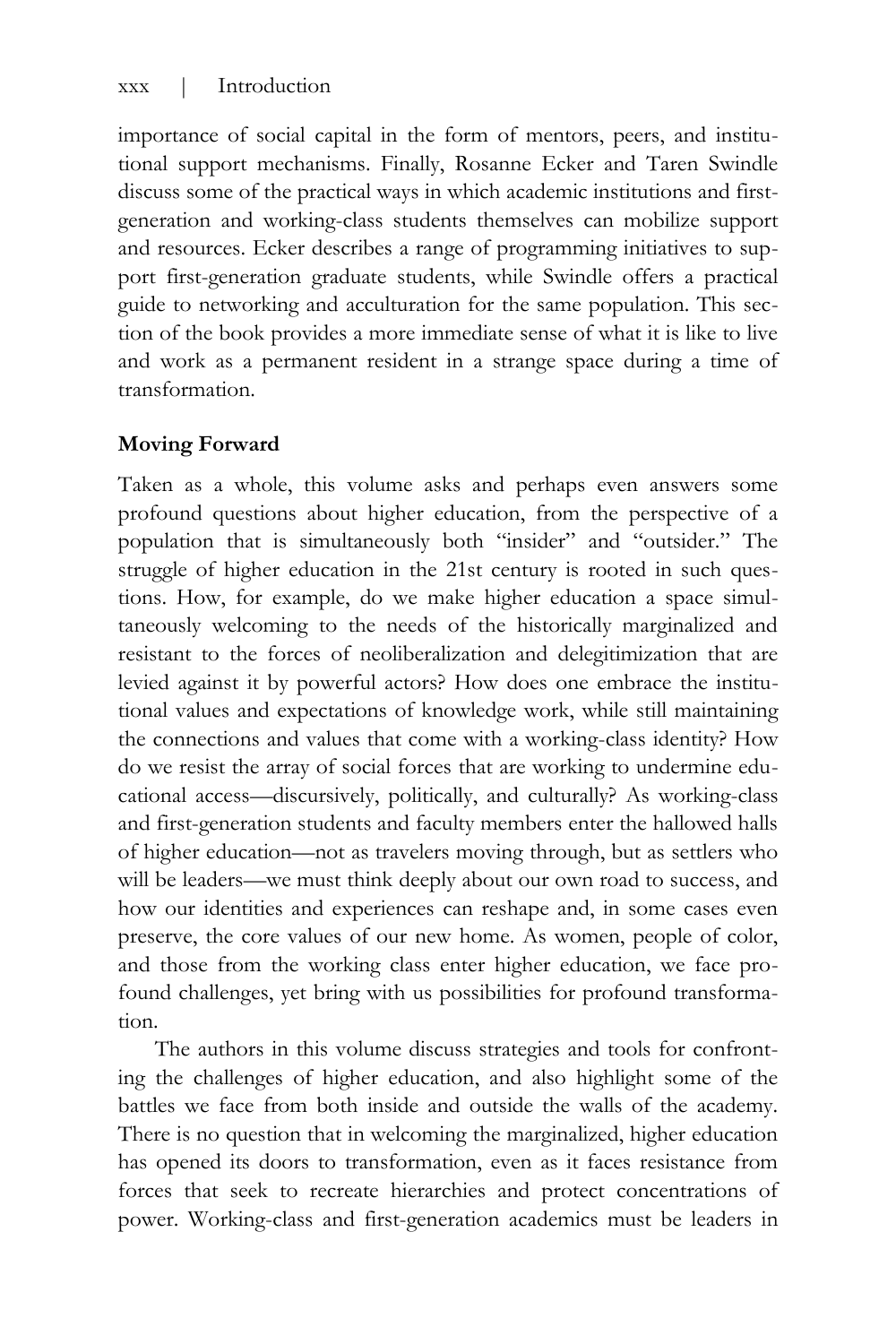importance of social capital in the form of mentors, peers, and institutional support mechanisms. Finally, Rosanne Ecker and Taren Swindle discuss some of the practical ways in which academic institutions and first-generation and working-class students themselves can mobilize support and resources. Ecker describes a range of programming initiatives to support first-generation graduate students, while Swindle offers a practical guide to networking and acculturation for the same population. This section of the book provides a more immediate sense of what it is like to live and work as a permanent resident in a strange space during a time of transformation.

**Moving Forward**

Taken as a whole, this volume asks and perhaps even answers some profound questions about higher education, from the perspective of a population that is simultaneously both "insider" and "outsider." The struggle of higher education in the 21st century is rooted in such questions. How, for example, do we make higher education a space simultaneously welcoming to the needs of the historically marginalized and resistant to the forces of neoliberalization and delegitimization that are levied against it by powerful actors? How does one embrace the institutional values and expectations of knowledge work, while still maintaining the connections and values that come with a working-class identity? How do we resist the array of social forces that are working to undermine educational access—discursively, politically, and culturally? As working-class and first-generation students and faculty members enter the hallowed halls of higher education—not as travelers moving through, but as settlers who will be leaders—we must think deeply about our own road to success, and how our identities and experiences can reshape and, in some cases even preserve, the core values of our new home. As women, people of color, and those from the working class enter higher education, we face profound challenges, yet bring with us possibilities for profound transformation.

The authors in this volume discuss strategies and tools for confronting the challenges of higher education, and also highlight some of the battles we face from both inside and outside the walls of the academy. There is no question that in welcoming the marginalized, higher education has opened its doors to transformation, even as it faces resistance from forces that seek to recreate hierarchies and protect concentrations of power. Working-class and first-generation academics must be leaders in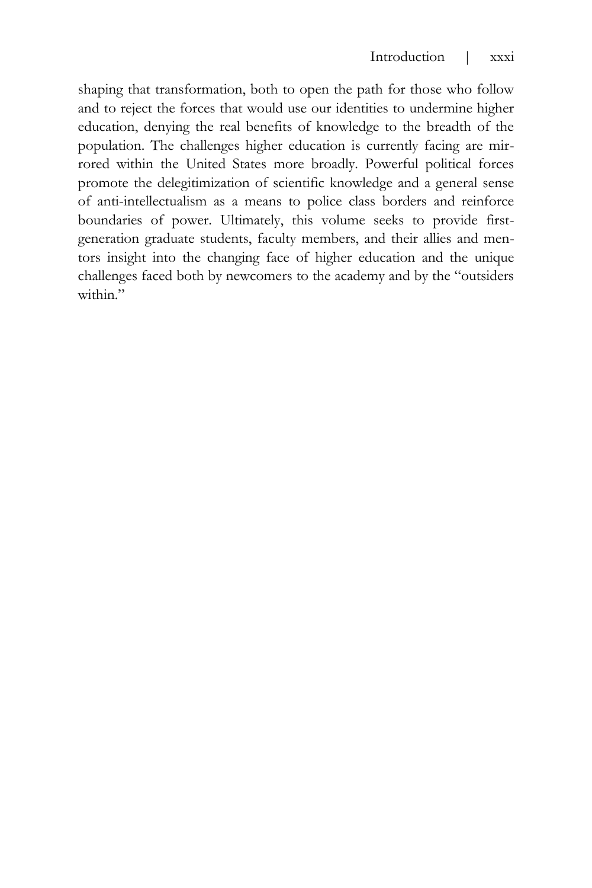shaping that transformation, both to open the path for those who follow and to reject the forces that would use our identities to undermine higher education, denying the real benefits of knowledge to the breadth of the population. The challenges higher education is currently facing are mirrored within the United States more broadly. Powerful political forces promote the delegitimization of scientific knowledge and a general sense of anti-intellectualism as a means to police class borders and reinforce boundaries of power. Ultimately, this volume seeks to provide first-generation graduate students, faculty members, and their allies and mentors insight into the changing face of higher education and the unique challenges faced both by newcomers to the academy and by the "outsiders within."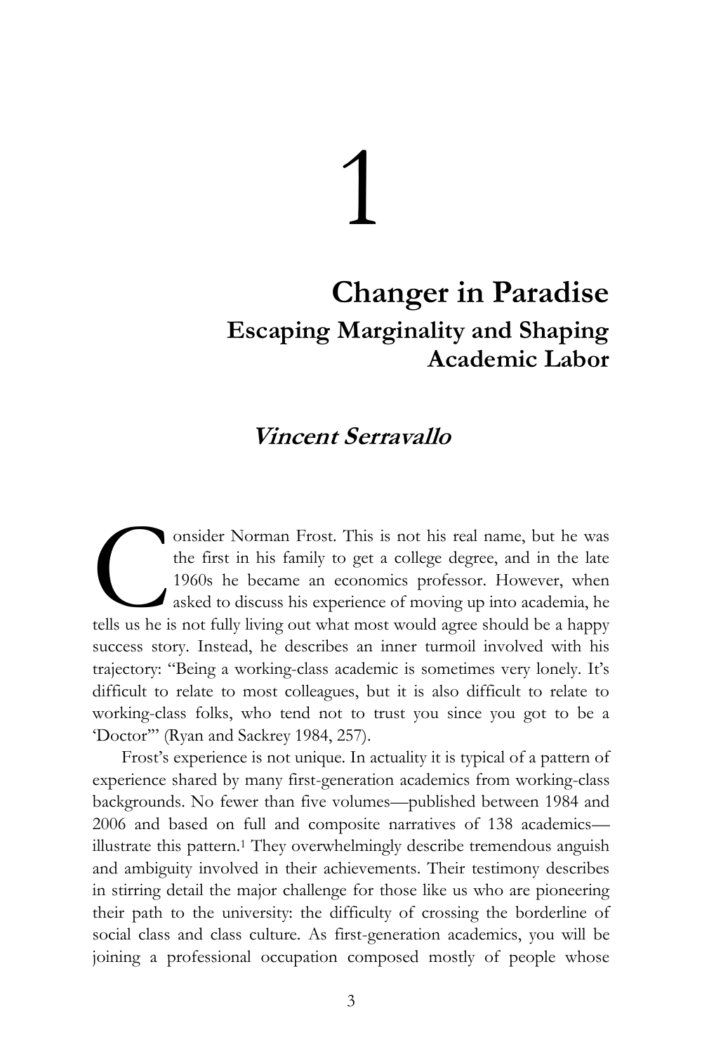# 1

## Changer in Paradise

### Escaping Marginality and Shaping Academic Labor

***Vincent Serravallo***

Consider Norman Frost. This is not his real name, but he was the first in his family to get a college degree, and in the late 1960s he became an economics professor. However, when asked to discuss his experience of moving up into academia, he tells us he is not fully living out what most would agree should be a happy success story. Instead, he describes an inner turmoil involved with his trajectory: "Being a working-class academic is sometimes very lonely. It's difficult to relate to most colleagues, but it is also difficult to relate to working-class folks, who tend not to trust you since you got to be a 'Doctor'" (Ryan and Sackrey 1984, 257).

Frost's experience is not unique. In actuality it is typical of a pattern of experience shared by many first-generation academics from working-class backgrounds. No fewer than five volumes—published between 1984 and 2006 and based on full and composite narratives of 138 academics—illustrate this pattern.[1] They overwhelmingly describe tremendous anguish and ambiguity involved in their achievements. Their testimony describes in stirring detail the major challenge for those like us who are pioneering their path to the university: the difficulty of crossing the borderline of social class and class culture. As first-generation academics, you will be joining a professional occupation composed mostly of people whose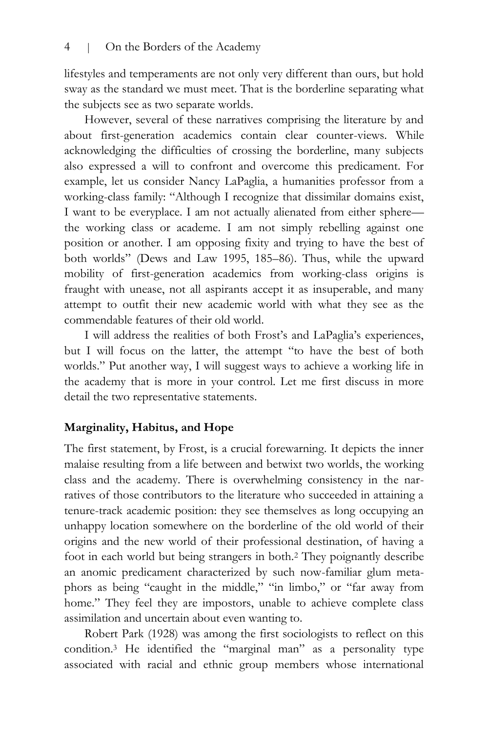lifestyles and temperaments are not only very different than ours, but hold sway as the standard we must meet. That is the borderline separating what the subjects see as two separate worlds.

However, several of these narratives comprising the literature by and about first-generation academics contain clear counter-views. While acknowledging the difficulties of crossing the borderline, many subjects also expressed a will to confront and overcome this predicament. For example, let us consider Nancy LaPaglia, a humanities professor from a working-class family: "Although I recognize that dissimilar domains exist, I want to be everyplace. I am not actually alienated from either sphere—the working class or academe. I am not simply rebelling against one position or another. I am opposing fixity and trying to have the best of both worlds" (Dews and Law 1995, 185–86). Thus, while the upward mobility of first-generation academics from working-class origins is fraught with unease, not all aspirants accept it as insuperable, and many attempt to outfit their new academic world with what they see as the commendable features of their old world.

I will address the realities of both Frost's and LaPaglia's experiences, but I will focus on the latter, the attempt "to have the best of both worlds." Put another way, I will suggest ways to achieve a working life in the academy that is more in your control. Let me first discuss in more detail the two representative statements.

## Marginality, Habitus, and Hope

The first statement, by Frost, is a crucial forewarning. It depicts the inner malaise resulting from a life between and betwixt two worlds, the working class and the academy. There is overwhelming consistency in the narratives of those contributors to the literature who succeeded in attaining a tenure-track academic position: they see themselves as long occupying an unhappy location somewhere on the borderline of the old world of their origins and the new world of their professional destination, of having a foot in each world but being strangers in both.[2] They poignantly describe an anomic predicament characterized by such now-familiar glum metaphors as being "caught in the middle," "in limbo," or "far away from home." They feel they are impostors, unable to achieve complete class assimilation and uncertain about even wanting to.

Robert Park (1928) was among the first sociologists to reflect on this condition.[3] He identified the "marginal man" as a personality type associated with racial and ethnic group members whose international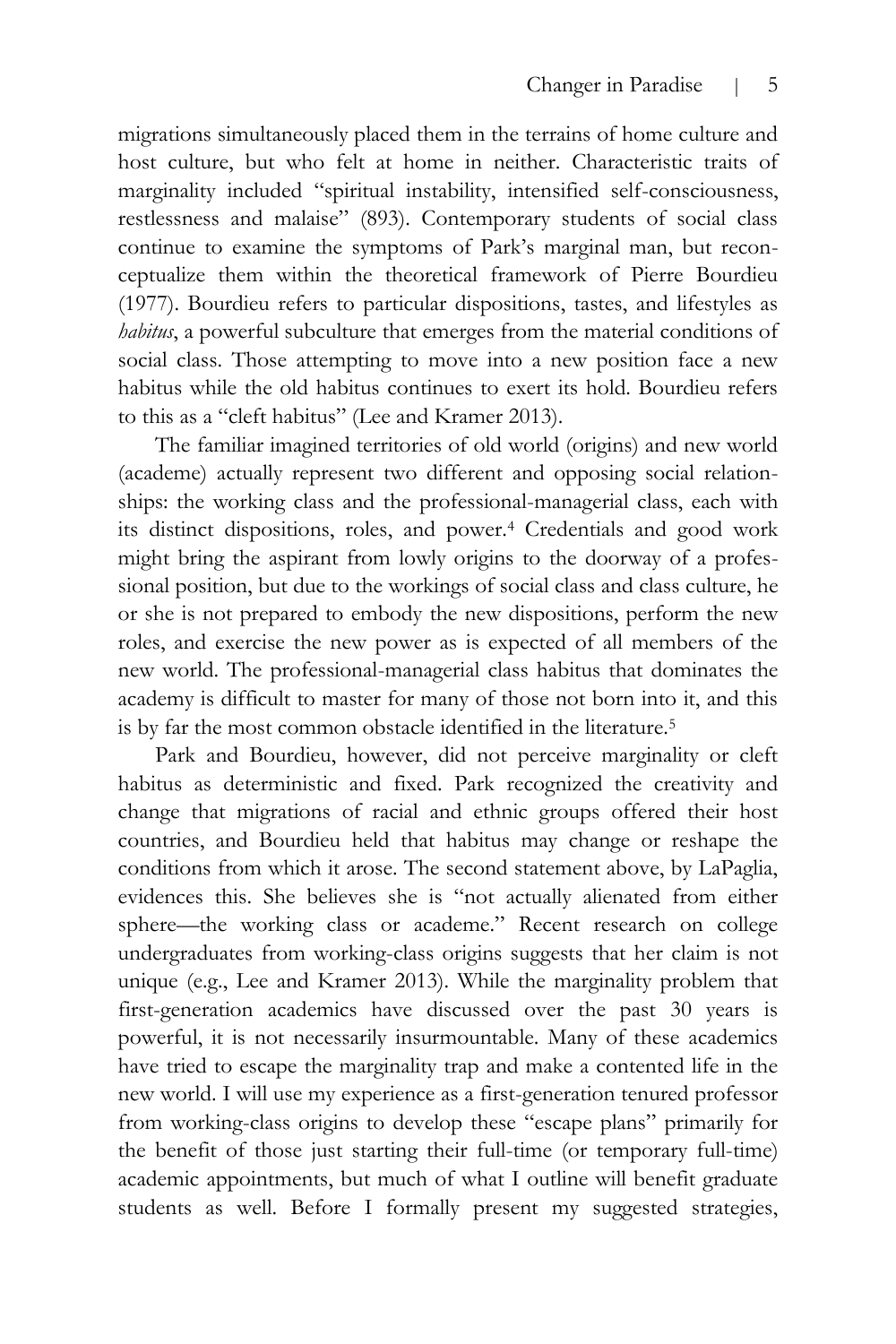migrations simultaneously placed them in the terrains of home culture and host culture, but who felt at home in neither. Characteristic traits of marginality included "spiritual instability, intensified self-consciousness, restlessness and malaise" (893). Contemporary students of social class continue to examine the symptoms of Park's marginal man, but reconceptualize them within the theoretical framework of Pierre Bourdieu (1977). Bourdieu refers to particular dispositions, tastes, and lifestyles as *habitus*, a powerful subculture that emerges from the material conditions of social class. Those attempting to move into a new position face a new habitus while the old habitus continues to exert its hold. Bourdieu refers to this as a "cleft habitus" (Lee and Kramer 2013).

The familiar imagined territories of old world (origins) and new world (academe) actually represent two different and opposing social relationships: the working class and the professional-managerial class, each with its distinct dispositions, roles, and power.[4] Credentials and good work might bring the aspirant from lowly origins to the doorway of a professional position, but due to the workings of social class and class culture, he or she is not prepared to embody the new dispositions, perform the new roles, and exercise the new power as is expected of all members of the new world. The professional-managerial class habitus that dominates the academy is difficult to master for many of those not born into it, and this is by far the most common obstacle identified in the literature.[5]

Park and Bourdieu, however, did not perceive marginality or cleft habitus as deterministic and fixed. Park recognized the creativity and change that migrations of racial and ethnic groups offered their host countries, and Bourdieu held that habitus may change or reshape the conditions from which it arose. The second statement above, by LaPaglia, evidences this. She believes she is "not actually alienated from either sphere—the working class or academe." Recent research on college undergraduates from working-class origins suggests that her claim is not unique (e.g., Lee and Kramer 2013). While the marginality problem that first-generation academics have discussed over the past 30 years is powerful, it is not necessarily insurmountable. Many of these academics have tried to escape the marginality trap and make a contented life in the new world. I will use my experience as a first-generation tenured professor from working-class origins to develop these "escape plans" primarily for the benefit of those just starting their full-time (or temporary full-time) academic appointments, but much of what I outline will benefit graduate students as well. Before I formally present my suggested strategies,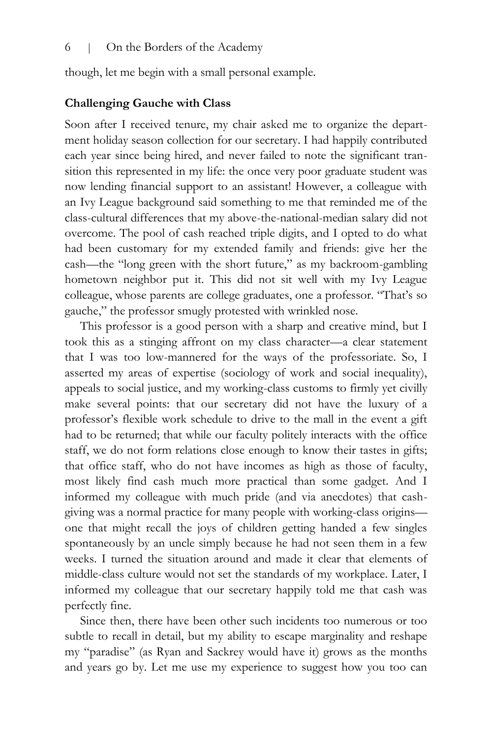though, let me begin with a small personal example.

**Challenging Gauche with Class**

Soon after I received tenure, my chair asked me to organize the department holiday season collection for our secretary. I had happily contributed each year since being hired, and never failed to note the significant transition this represented in my life: the once very poor graduate student was now lending financial support to an assistant! However, a colleague with an Ivy League background said something to me that reminded me of the class-cultural differences that my above-the-national-median salary did not overcome. The pool of cash reached triple digits, and I opted to do what had been customary for my extended family and friends: give her the cash—the "long green with the short future," as my backroom-gambling hometown neighbor put it. This did not sit well with my Ivy League colleague, whose parents are college graduates, one a professor. "That's so gauche," the professor smugly protested with wrinkled nose.

This professor is a good person with a sharp and creative mind, but I took this as a stinging affront on my class character—a clear statement that I was too low-mannered for the ways of the professoriate. So, I asserted my areas of expertise (sociology of work and social inequality), appeals to social justice, and my working-class customs to firmly yet civilly make several points: that our secretary did not have the luxury of a professor's flexible work schedule to drive to the mall in the event a gift had to be returned; that while our faculty politely interacts with the office staff, we do not form relations close enough to know their tastes in gifts; that office staff, who do not have incomes as high as those of faculty, most likely find cash much more practical than some gadget. And I informed my colleague with much pride (and via anecdotes) that cash-giving was a normal practice for many people with working-class origins—one that might recall the joys of children getting handed a few singles spontaneously by an uncle simply because he had not seen them in a few weeks. I turned the situation around and made it clear that elements of middle-class culture would not set the standards of my workplace. Later, I informed my colleague that our secretary happily told me that cash was perfectly fine.

Since then, there have been other such incidents too numerous or too subtle to recall in detail, but my ability to escape marginality and reshape my "paradise" (as Ryan and Sackrey would have it) grows as the months and years go by. Let me use my experience to suggest how you too can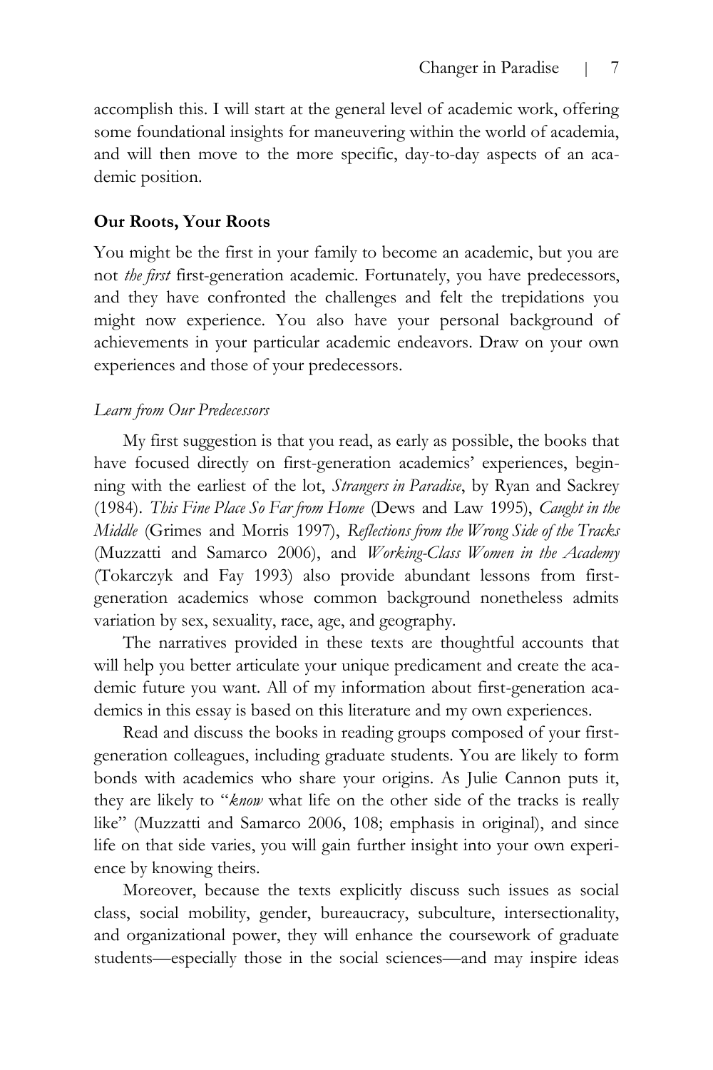accomplish this. I will start at the general level of academic work, offering some foundational insights for maneuvering within the world of academia, and will then move to the more specific, day-to-day aspects of an academic position.

**Our Roots, Your Roots**

You might be the first in your family to become an academic, but you are not *the first* first-generation academic. Fortunately, you have predecessors, and they have confronted the challenges and felt the trepidations you might now experience. You also have your personal background of achievements in your particular academic endeavors. Draw on your own experiences and those of your predecessors.

*Learn from Our Predecessors*

My first suggestion is that you read, as early as possible, the books that have focused directly on first-generation academics' experiences, beginning with the earliest of the lot, *Strangers in Paradise*, by Ryan and Sackrey (1984). *This Fine Place So Far from Home* (Dews and Law 1995), *Caught in the Middle* (Grimes and Morris 1997), *Reflections from the Wrong Side of the Tracks* (Muzzatti and Samarco 2006), and *Working-Class Women in the Academy* (Tokarczyk and Fay 1993) also provide abundant lessons from first-generation academics whose common background nonetheless admits variation by sex, sexuality, race, age, and geography.

The narratives provided in these texts are thoughtful accounts that will help you better articulate your unique predicament and create the academic future you want. All of my information about first-generation academics in this essay is based on this literature and my own experiences.

Read and discuss the books in reading groups composed of your first-generation colleagues, including graduate students. You are likely to form bonds with academics who share your origins. As Julie Cannon puts it, they are likely to "*know* what life on the other side of the tracks is really like" (Muzzatti and Samarco 2006, 108; emphasis in original), and since life on that side varies, you will gain further insight into your own experience by knowing theirs.

Moreover, because the texts explicitly discuss such issues as social class, social mobility, gender, bureaucracy, subculture, intersectionality, and organizational power, they will enhance the coursework of graduate students—especially those in the social sciences—and may inspire ideas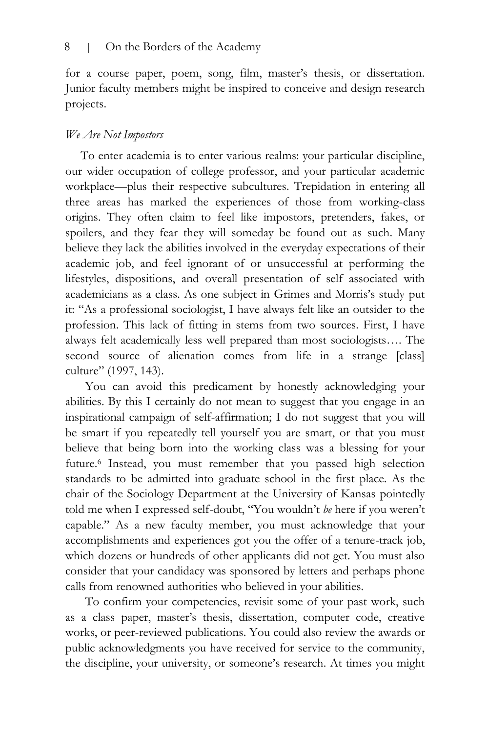for a course paper, poem, song, film, master's thesis, or dissertation. Junior faculty members might be inspired to conceive and design research projects.

### *We Are Not Impostors*

To enter academia is to enter various realms: your particular discipline, our wider occupation of college professor, and your particular academic workplace—plus their respective subcultures. Trepidation in entering all three areas has marked the experiences of those from working-class origins. They often claim to feel like impostors, pretenders, fakes, or spoilers, and they fear they will someday be found out as such. Many believe they lack the abilities involved in the everyday expectations of their academic job, and feel ignorant of or unsuccessful at performing the lifestyles, dispositions, and overall presentation of self associated with academicians as a class. As one subject in Grimes and Morris's study put it: "As a professional sociologist, I have always felt like an outsider to the profession. This lack of fitting in stems from two sources. First, I have always felt academically less well prepared than most sociologists…. The second source of alienation comes from life in a strange [class] culture" (1997, 143).

You can avoid this predicament by honestly acknowledging your abilities. By this I certainly do not mean to suggest that you engage in an inspirational campaign of self-affirmation; I do not suggest that you will be smart if you repeatedly tell yourself you are smart, or that you must believe that being born into the working class was a blessing for your future.[6] Instead, you must remember that you passed high selection standards to be admitted into graduate school in the first place. As the chair of the Sociology Department at the University of Kansas pointedly told me when I expressed self-doubt, "You wouldn't *be* here if you weren't capable." As a new faculty member, you must acknowledge that your accomplishments and experiences got you the offer of a tenure-track job, which dozens or hundreds of other applicants did not get. You must also consider that your candidacy was sponsored by letters and perhaps phone calls from renowned authorities who believed in your abilities.

To confirm your competencies, revisit some of your past work, such as a class paper, master's thesis, dissertation, computer code, creative works, or peer-reviewed publications. You could also review the awards or public acknowledgments you have received for service to the community, the discipline, your university, or someone's research. At times you might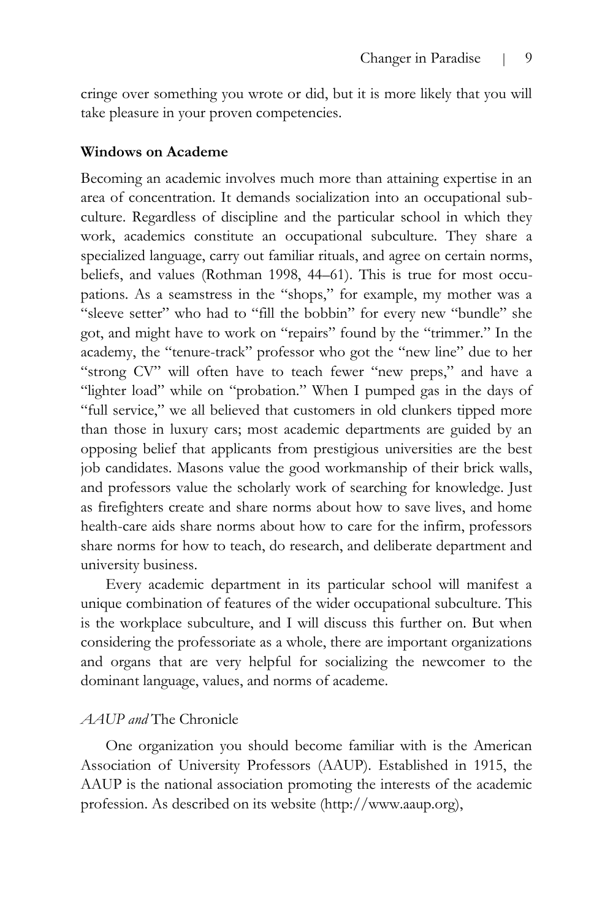cringe over something you wrote or did, but it is more likely that you will take pleasure in your proven competencies.

**Windows on Academe**

Becoming an academic involves much more than attaining expertise in an area of concentration. It demands socialization into an occupational subculture. Regardless of discipline and the particular school in which they work, academics constitute an occupational subculture. They share a specialized language, carry out familiar rituals, and agree on certain norms, beliefs, and values (Rothman 1998, 44–61). This is true for most occupations. As a seamstress in the "shops," for example, my mother was a "sleeve setter" who had to "fill the bobbin" for every new "bundle" she got, and might have to work on "repairs" found by the "trimmer." In the academy, the "tenure-track" professor who got the "new line" due to her "strong CV" will often have to teach fewer "new preps," and have a "lighter load" while on "probation." When I pumped gas in the days of "full service," we all believed that customers in old clunkers tipped more than those in luxury cars; most academic departments are guided by an opposing belief that applicants from prestigious universities are the best job candidates. Masons value the good workmanship of their brick walls, and professors value the scholarly work of searching for knowledge. Just as firefighters create and share norms about how to save lives, and home health-care aids share norms about how to care for the infirm, professors share norms for how to teach, do research, and deliberate department and university business.

Every academic department in its particular school will manifest a unique combination of features of the wider occupational subculture. This is the workplace subculture, and I will discuss this further on. But when considering the professoriate as a whole, there are important organizations and organs that are very helpful for socializing the newcomer to the dominant language, values, and norms of academe.

*AAUP and* The Chronicle

One organization you should become familiar with is the American Association of University Professors (AAUP). Established in 1915, the AAUP is the national association promoting the interests of the academic profession. As described on its website (http://www.aaup.org),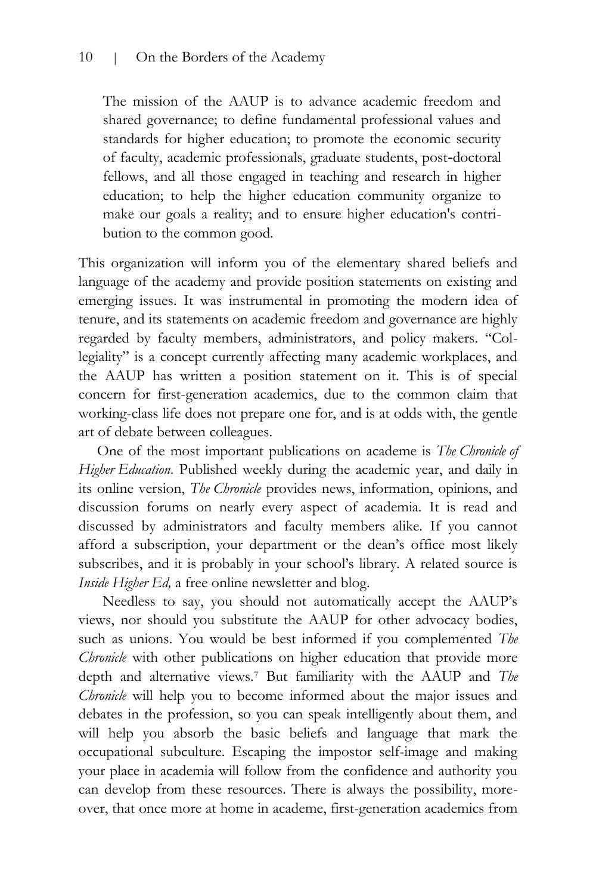> The mission of the AAUP is to advance academic freedom and shared governance; to define fundamental professional values and standards for higher education; to promote the economic security of faculty, academic professionals, graduate students, post-doctoral fellows, and all those engaged in teaching and research in higher education; to help the higher education community organize to make our goals a reality; and to ensure higher education's contribution to the common good.

This organization will inform you of the elementary shared beliefs and language of the academy and provide position statements on existing and emerging issues. It was instrumental in promoting the modern idea of tenure, and its statements on academic freedom and governance are highly regarded by faculty members, administrators, and policy makers. "Collegiality" is a concept currently affecting many academic workplaces, and the AAUP has written a position statement on it. This is of special concern for first-generation academics, due to the common claim that working-class life does not prepare one for, and is at odds with, the gentle art of debate between colleagues.

One of the most important publications on academe is *The Chronicle of Higher Education*. Published weekly during the academic year, and daily in its online version, *The Chronicle* provides news, information, opinions, and discussion forums on nearly every aspect of academia. It is read and discussed by administrators and faculty members alike. If you cannot afford a subscription, your department or the dean's office most likely subscribes, and it is probably in your school's library. A related source is *Inside Higher Ed,* a free online newsletter and blog.

Needless to say, you should not automatically accept the AAUP's views, nor should you substitute the AAUP for other advocacy bodies, such as unions. You would be best informed if you complemented *The Chronicle* with other publications on higher education that provide more depth and alternative views.[7] But familiarity with the AAUP and *The Chronicle* will help you to become informed about the major issues and debates in the profession, so you can speak intelligently about them, and will help you absorb the basic beliefs and language that mark the occupational subculture. Escaping the impostor self-image and making your place in academia will follow from the confidence and authority you can develop from these resources. There is always the possibility, moreover, that once more at home in academe, first-generation academics from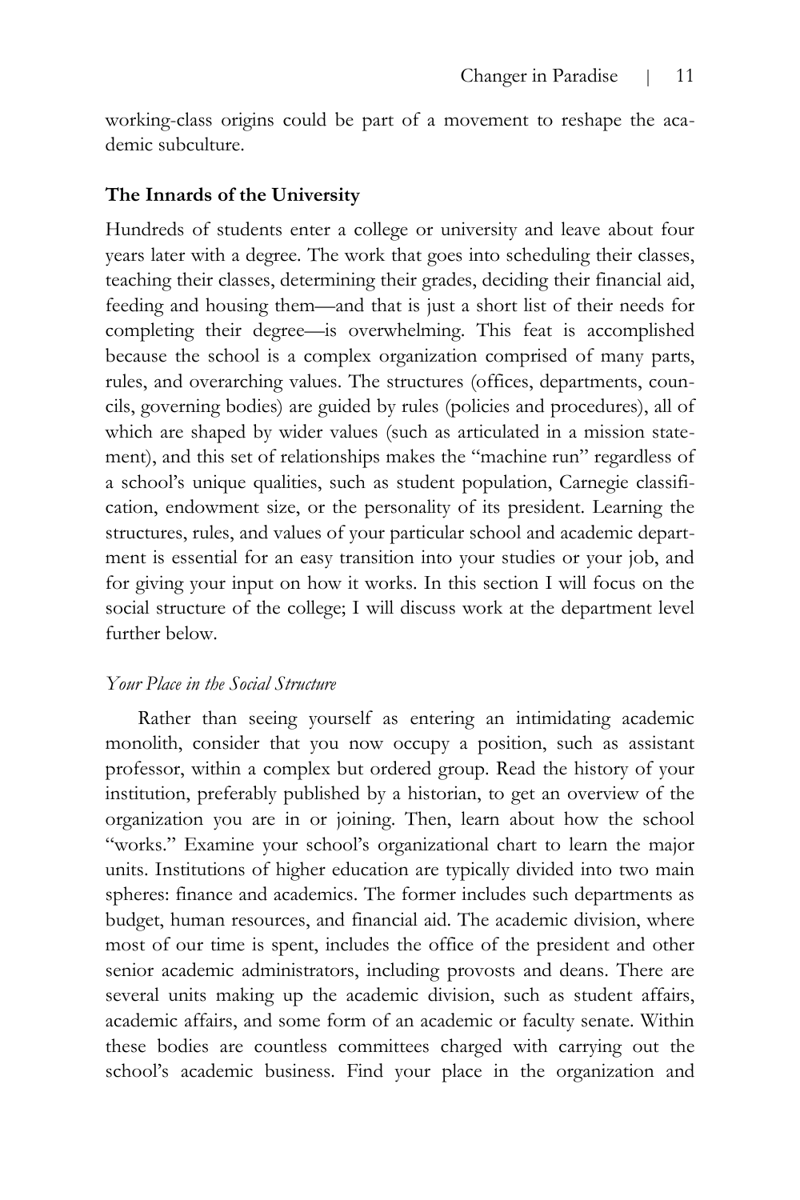working-class origins could be part of a movement to reshape the academic subculture.

## The Innards of the University

Hundreds of students enter a college or university and leave about four years later with a degree. The work that goes into scheduling their classes, teaching their classes, determining their grades, deciding their financial aid, feeding and housing them—and that is just a short list of their needs for completing their degree—is overwhelming. This feat is accomplished because the school is a complex organization comprised of many parts, rules, and overarching values. The structures (offices, departments, councils, governing bodies) are guided by rules (policies and procedures), all of which are shaped by wider values (such as articulated in a mission statement), and this set of relationships makes the "machine run" regardless of a school's unique qualities, such as student population, Carnegie classification, endowment size, or the personality of its president. Learning the structures, rules, and values of your particular school and academic department is essential for an easy transition into your studies or your job, and for giving your input on how it works. In this section I will focus on the social structure of the college; I will discuss work at the department level further below.

### *Your Place in the Social Structure*

Rather than seeing yourself as entering an intimidating academic monolith, consider that you now occupy a position, such as assistant professor, within a complex but ordered group. Read the history of your institution, preferably published by a historian, to get an overview of the organization you are in or joining. Then, learn about how the school "works." Examine your school's organizational chart to learn the major units. Institutions of higher education are typically divided into two main spheres: finance and academics. The former includes such departments as budget, human resources, and financial aid. The academic division, where most of our time is spent, includes the office of the president and other senior academic administrators, including provosts and deans. There are several units making up the academic division, such as student affairs, academic affairs, and some form of an academic or faculty senate. Within these bodies are countless committees charged with carrying out the school's academic business. Find your place in the organization and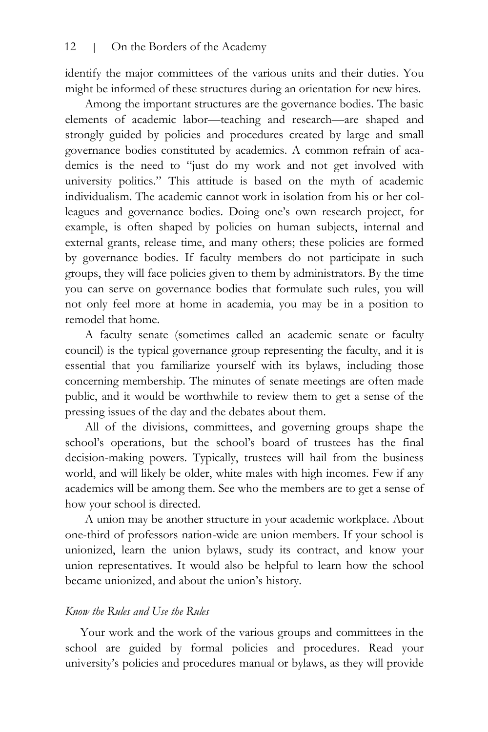identify the major committees of the various units and their duties. You might be informed of these structures during an orientation for new hires.

Among the important structures are the governance bodies. The basic elements of academic labor—teaching and research—are shaped and strongly guided by policies and procedures created by large and small governance bodies constituted by academics. A common refrain of academics is the need to "just do my work and not get involved with university politics." This attitude is based on the myth of academic individualism. The academic cannot work in isolation from his or her colleagues and governance bodies. Doing one's own research project, for example, is often shaped by policies on human subjects, internal and external grants, release time, and many others; these policies are formed by governance bodies. If faculty members do not participate in such groups, they will face policies given to them by administrators. By the time you can serve on governance bodies that formulate such rules, you will not only feel more at home in academia, you may be in a position to remodel that home.

A faculty senate (sometimes called an academic senate or faculty council) is the typical governance group representing the faculty, and it is essential that you familiarize yourself with its bylaws, including those concerning membership. The minutes of senate meetings are often made public, and it would be worthwhile to review them to get a sense of the pressing issues of the day and the debates about them.

All of the divisions, committees, and governing groups shape the school's operations, but the school's board of trustees has the final decision-making powers. Typically, trustees will hail from the business world, and will likely be older, white males with high incomes. Few if any academics will be among them. See who the members are to get a sense of how your school is directed.

A union may be another structure in your academic workplace. About one-third of professors nation-wide are union members. If your school is unionized, learn the union bylaws, study its contract, and know your union representatives. It would also be helpful to learn how the school became unionized, and about the union's history.

*Know the Rules and Use the Rules*

Your work and the work of the various groups and committees in the school are guided by formal policies and procedures. Read your university's policies and procedures manual or bylaws, as they will provide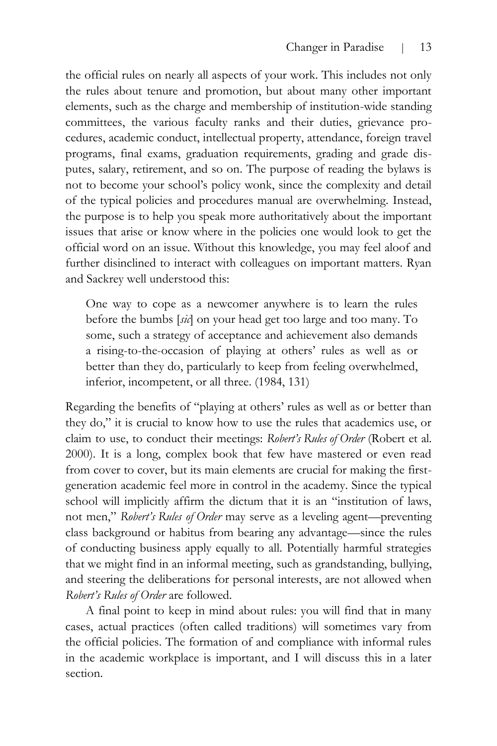the official rules on nearly all aspects of your work. This includes not only the rules about tenure and promotion, but about many other important elements, such as the charge and membership of institution-wide standing committees, the various faculty ranks and their duties, grievance procedures, academic conduct, intellectual property, attendance, foreign travel programs, final exams, graduation requirements, grading and grade disputes, salary, retirement, and so on. The purpose of reading the bylaws is not to become your school's policy wonk, since the complexity and detail of the typical policies and procedures manual are overwhelming. Instead, the purpose is to help you speak more authoritatively about the important issues that arise or know where in the policies one would look to get the official word on an issue. Without this knowledge, you may feel aloof and further disinclined to interact with colleagues on important matters. Ryan and Sackrey well understood this:

> One way to cope as a newcomer anywhere is to learn the rules before the bumbs [*sic*] on your head get too large and too many. To some, such a strategy of acceptance and achievement also demands a rising-to-the-occasion of playing at others' rules as well as or better than they do, particularly to keep from feeling overwhelmed, inferior, incompetent, or all three. (1984, 131)

Regarding the benefits of "playing at others' rules as well as or better than they do," it is crucial to know how to use the rules that academics use, or claim to use, to conduct their meetings: *Robert's Rules of Order* (Robert et al. 2000). It is a long, complex book that few have mastered or even read from cover to cover, but its main elements are crucial for making the first-generation academic feel more in control in the academy. Since the typical school will implicitly affirm the dictum that it is an "institution of laws, not men," *Robert's Rules of Order* may serve as a leveling agent—preventing class background or habitus from bearing any advantage—since the rules of conducting business apply equally to all. Potentially harmful strategies that we might find in an informal meeting, such as grandstanding, bullying, and steering the deliberations for personal interests, are not allowed when *Robert's Rules of Order* are followed.

A final point to keep in mind about rules: you will find that in many cases, actual practices (often called traditions) will sometimes vary from the official policies. The formation of and compliance with informal rules in the academic workplace is important, and I will discuss this in a later section.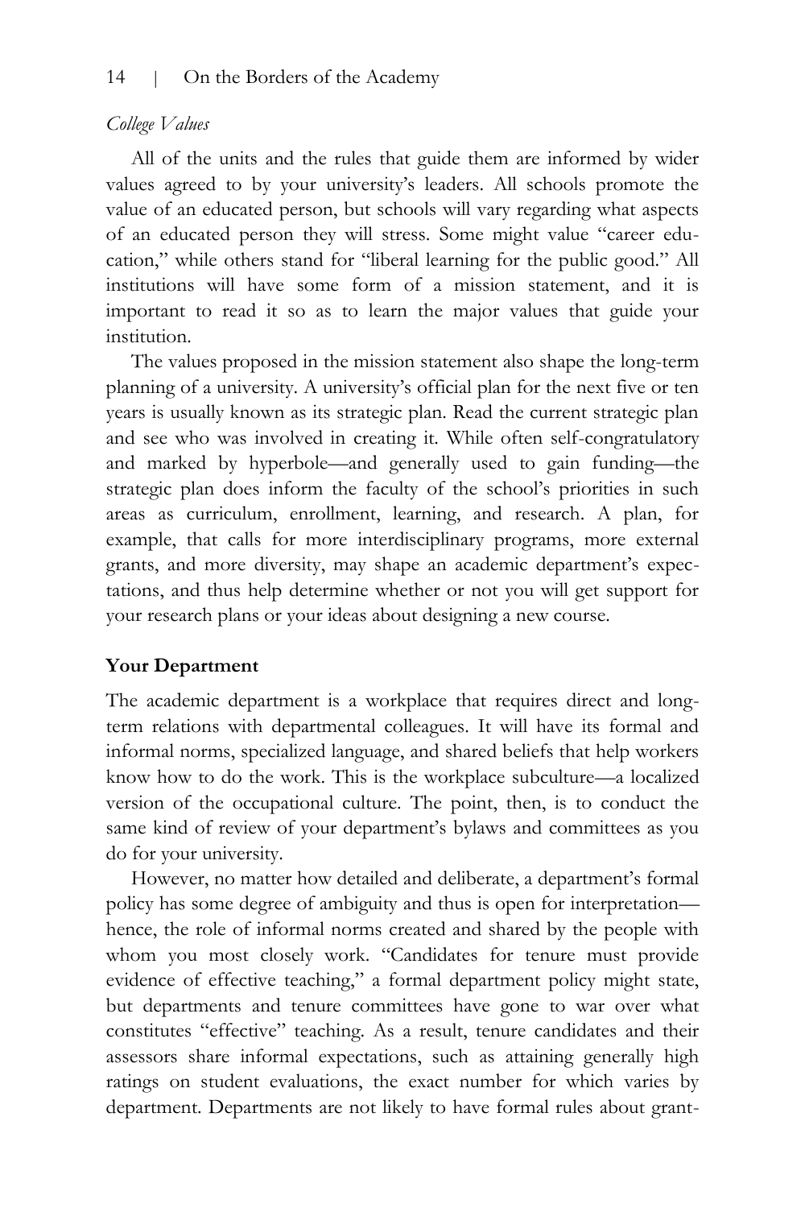*College Values*

All of the units and the rules that guide them are informed by wider values agreed to by your university's leaders. All schools promote the value of an educated person, but schools will vary regarding what aspects of an educated person they will stress. Some might value "career education," while others stand for "liberal learning for the public good." All institutions will have some form of a mission statement, and it is important to read it so as to learn the major values that guide your institution.

The values proposed in the mission statement also shape the long-term planning of a university. A university's official plan for the next five or ten years is usually known as its strategic plan. Read the current strategic plan and see who was involved in creating it. While often self-congratulatory and marked by hyperbole—and generally used to gain funding—the strategic plan does inform the faculty of the school's priorities in such areas as curriculum, enrollment, learning, and research. A plan, for example, that calls for more interdisciplinary programs, more external grants, and more diversity, may shape an academic department's expectations, and thus help determine whether or not you will get support for your research plans or your ideas about designing a new course.

## Your Department

The academic department is a workplace that requires direct and long-term relations with departmental colleagues. It will have its formal and informal norms, specialized language, and shared beliefs that help workers know how to do the work. This is the workplace subculture—a localized version of the occupational culture. The point, then, is to conduct the same kind of review of your department's bylaws and committees as you do for your university.

However, no matter how detailed and deliberate, a department's formal policy has some degree of ambiguity and thus is open for interpretation—hence, the role of informal norms created and shared by the people with whom you most closely work. "Candidates for tenure must provide evidence of effective teaching," a formal department policy might state, but departments and tenure committees have gone to war over what constitutes "effective" teaching. As a result, tenure candidates and their assessors share informal expectations, such as attaining generally high ratings on student evaluations, the exact number for which varies by department. Departments are not likely to have formal rules about grant-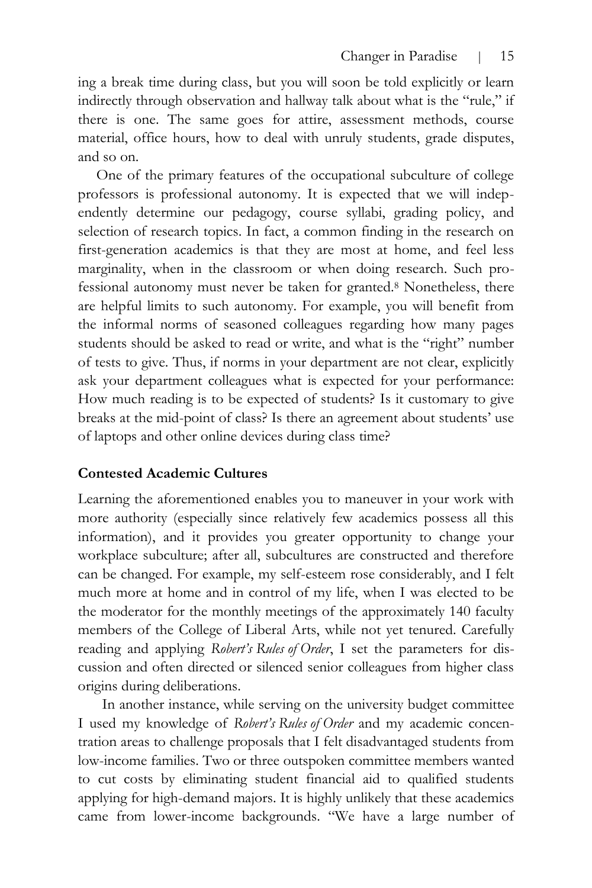ing a break time during class, but you will soon be told explicitly or learn indirectly through observation and hallway talk about what is the "rule," if there is one. The same goes for attire, assessment methods, course material, office hours, how to deal with unruly students, grade disputes, and so on.

One of the primary features of the occupational subculture of college professors is professional autonomy. It is expected that we will independently determine our pedagogy, course syllabi, grading policy, and selection of research topics. In fact, a common finding in the research on first-generation academics is that they are most at home, and feel less marginality, when in the classroom or when doing research. Such professional autonomy must never be taken for granted.[8] Nonetheless, there are helpful limits to such autonomy. For example, you will benefit from the informal norms of seasoned colleagues regarding how many pages students should be asked to read or write, and what is the "right" number of tests to give. Thus, if norms in your department are not clear, explicitly ask your department colleagues what is expected for your performance: How much reading is to be expected of students? Is it customary to give breaks at the mid-point of class? Is there an agreement about students' use of laptops and other online devices during class time?

**Contested Academic Cultures**

Learning the aforementioned enables you to maneuver in your work with more authority (especially since relatively few academics possess all this information), and it provides you greater opportunity to change your workplace subculture; after all, subcultures are constructed and therefore can be changed. For example, my self-esteem rose considerably, and I felt much more at home and in control of my life, when I was elected to be the moderator for the monthly meetings of the approximately 140 faculty members of the College of Liberal Arts, while not yet tenured. Carefully reading and applying *Robert's Rules of Order*, I set the parameters for discussion and often directed or silenced senior colleagues from higher class origins during deliberations.

In another instance, while serving on the university budget committee I used my knowledge of *Robert's Rules of Order* and my academic concentration areas to challenge proposals that I felt disadvantaged students from low-income families. Two or three outspoken committee members wanted to cut costs by eliminating student financial aid to qualified students applying for high-demand majors. It is highly unlikely that these academics came from lower-income backgrounds. "We have a large number of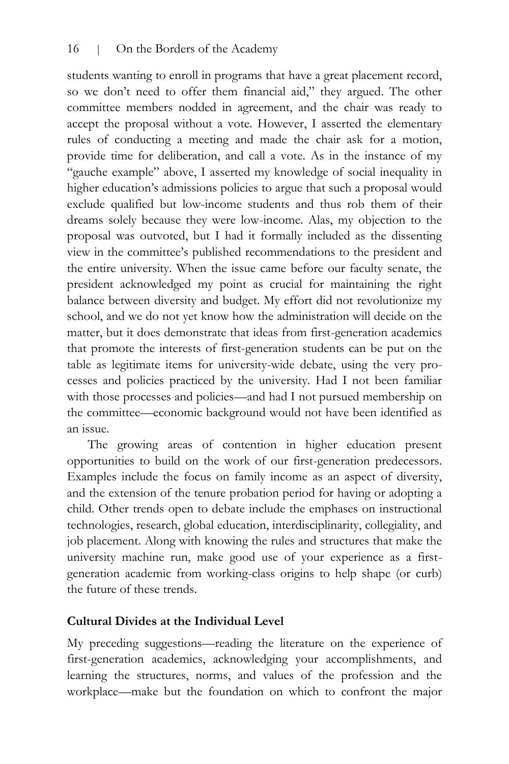students wanting to enroll in programs that have a great placement record, so we don't need to offer them financial aid," they argued. The other committee members nodded in agreement, and the chair was ready to accept the proposal without a vote. However, I asserted the elementary rules of conducting a meeting and made the chair ask for a motion, provide time for deliberation, and call a vote. As in the instance of my "gauche example" above, I asserted my knowledge of social inequality in higher education's admissions policies to argue that such a proposal would exclude qualified but low-income students and thus rob them of their dreams solely because they were low-income. Alas, my objection to the proposal was outvoted, but I had it formally included as the dissenting view in the committee's published recommendations to the president and the entire university. When the issue came before our faculty senate, the president acknowledged my point as crucial for maintaining the right balance between diversity and budget. My effort did not revolutionize my school, and we do not yet know how the administration will decide on the matter, but it does demonstrate that ideas from first-generation academics that promote the interests of first-generation students can be put on the table as legitimate items for university-wide debate, using the very processes and policies practiced by the university. Had I not been familiar with those processes and policies—and had I not pursued membership on the committee—economic background would not have been identified as an issue.

The growing areas of contention in higher education present opportunities to build on the work of our first-generation predecessors. Examples include the focus on family income as an aspect of diversity, and the extension of the tenure probation period for having or adopting a child. Other trends open to debate include the emphases on instructional technologies, research, global education, interdisciplinarity, collegiality, and job placement. Along with knowing the rules and structures that make the university machine run, make good use of your experience as a first-generation academic from working-class origins to help shape (or curb) the future of these trends.

## Cultural Divides at the Individual Level

My preceding suggestions—reading the literature on the experience of first-generation academics, acknowledging your accomplishments, and learning the structures, norms, and values of the profession and the workplace—make but the foundation on which to confront the major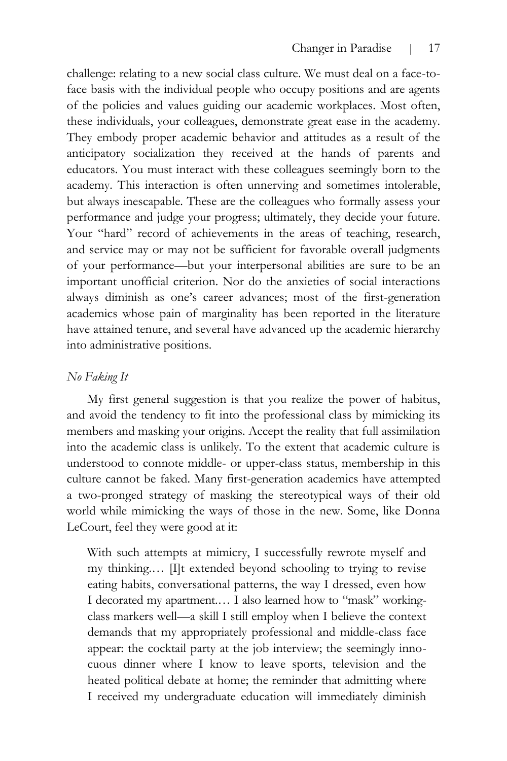challenge: relating to a new social class culture. We must deal on a face-to-face basis with the individual people who occupy positions and are agents of the policies and values guiding our academic workplaces. Most often, these individuals, your colleagues, demonstrate great ease in the academy. They embody proper academic behavior and attitudes as a result of the anticipatory socialization they received at the hands of parents and educators. You must interact with these colleagues seemingly born to the academy. This interaction is often unnerving and sometimes intolerable, but always inescapable. These are the colleagues who formally assess your performance and judge your progress; ultimately, they decide your future. Your "hard" record of achievements in the areas of teaching, research, and service may or may not be sufficient for favorable overall judgments of your performance—but your interpersonal abilities are sure to be an important unofficial criterion. Nor do the anxieties of social interactions always diminish as one's career advances; most of the first-generation academics whose pain of marginality has been reported in the literature have attained tenure, and several have advanced up the academic hierarchy into administrative positions.

### *No Faking It*

My first general suggestion is that you realize the power of habitus, and avoid the tendency to fit into the professional class by mimicking its members and masking your origins. Accept the reality that full assimilation into the academic class is unlikely. To the extent that academic culture is understood to connote middle- or upper-class status, membership in this culture cannot be faked. Many first-generation academics have attempted a two-pronged strategy of masking the stereotypical ways of their old world while mimicking the ways of those in the new. Some, like Donna LeCourt, feel they were good at it:

> With such attempts at mimicry, I successfully rewrote myself and my thinking.… [I]t extended beyond schooling to trying to revise eating habits, conversational patterns, the way I dressed, even how I decorated my apartment.… I also learned how to "mask" working-class markers well—a skill I still employ when I believe the context demands that my appropriately professional and middle-class face appear: the cocktail party at the job interview; the seemingly innocuous dinner where I know to leave sports, television and the heated political debate at home; the reminder that admitting where I received my undergraduate education will immediately diminish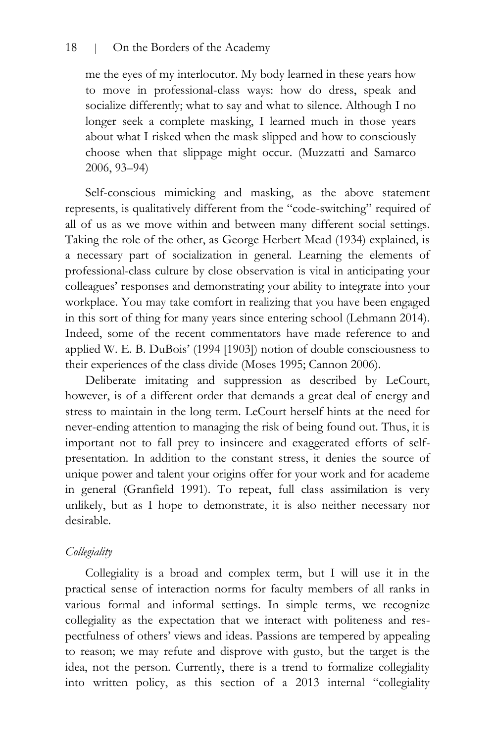> me the eyes of my interlocutor. My body learned in these years how to move in professional-class ways: how do dress, speak and socialize differently; what to say and what to silence. Although I no longer seek a complete masking, I learned much in those years about what I risked when the mask slipped and how to consciously choose when that slippage might occur. (Muzzatti and Samarco 2006, 93–94)

Self-conscious mimicking and masking, as the above statement represents, is qualitatively different from the "code-switching" required of all of us as we move within and between many different social settings. Taking the role of the other, as George Herbert Mead (1934) explained, is a necessary part of socialization in general. Learning the elements of professional-class culture by close observation is vital in anticipating your colleagues' responses and demonstrating your ability to integrate into your workplace. You may take comfort in realizing that you have been engaged in this sort of thing for many years since entering school (Lehmann 2014). Indeed, some of the recent commentators have made reference to and applied W. E. B. DuBois' (1994 [1903]) notion of double consciousness to their experiences of the class divide (Moses 1995; Cannon 2006).

Deliberate imitating and suppression as described by LeCourt, however, is of a different order that demands a great deal of energy and stress to maintain in the long term. LeCourt herself hints at the need for never-ending attention to managing the risk of being found out. Thus, it is important not to fall prey to insincere and exaggerated efforts of self-presentation. In addition to the constant stress, it denies the source of unique power and talent your origins offer for your work and for academe in general (Granfield 1991). To repeat, full class assimilation is very unlikely, but as I hope to demonstrate, it is also neither necessary nor desirable.

*Collegiality*

Collegiality is a broad and complex term, but I will use it in the practical sense of interaction norms for faculty members of all ranks in various formal and informal settings. In simple terms, we recognize collegiality as the expectation that we interact with politeness and respectfulness of others' views and ideas. Passions are tempered by appealing to reason; we may refute and disprove with gusto, but the target is the idea, not the person. Currently, there is a trend to formalize collegiality into written policy, as this section of a 2013 internal "collegiality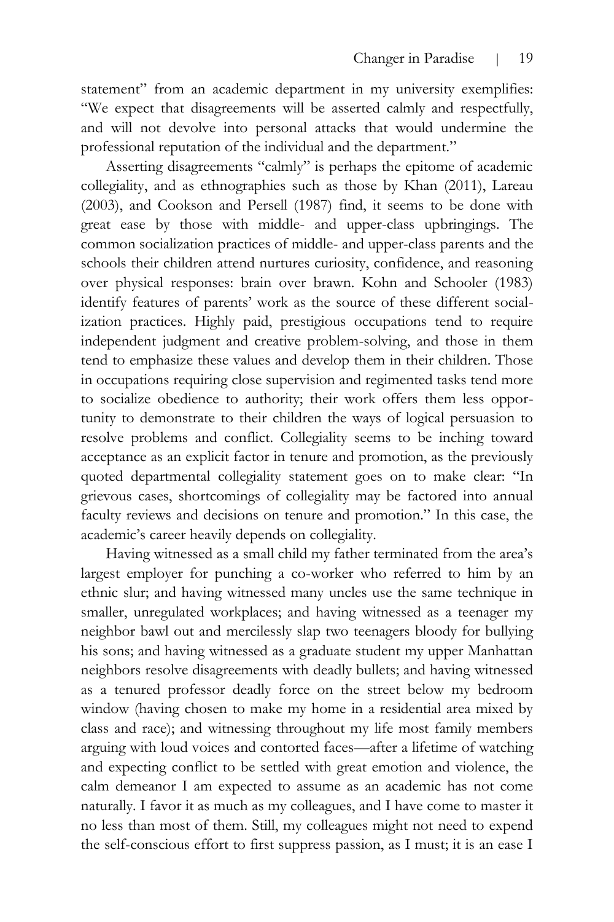statement" from an academic department in my university exemplifies: "We expect that disagreements will be asserted calmly and respectfully, and will not devolve into personal attacks that would undermine the professional reputation of the individual and the department."

Asserting disagreements "calmly" is perhaps the epitome of academic collegiality, and as ethnographies such as those by Khan (2011), Lareau (2003), and Cookson and Persell (1987) find, it seems to be done with great ease by those with middle- and upper-class upbringings. The common socialization practices of middle- and upper-class parents and the schools their children attend nurtures curiosity, confidence, and reasoning over physical responses: brain over brawn. Kohn and Schooler (1983) identify features of parents' work as the source of these different socialization practices. Highly paid, prestigious occupations tend to require independent judgment and creative problem-solving, and those in them tend to emphasize these values and develop them in their children. Those in occupations requiring close supervision and regimented tasks tend more to socialize obedience to authority; their work offers them less opportunity to demonstrate to their children the ways of logical persuasion to resolve problems and conflict. Collegiality seems to be inching toward acceptance as an explicit factor in tenure and promotion, as the previously quoted departmental collegiality statement goes on to make clear: "In grievous cases, shortcomings of collegiality may be factored into annual faculty reviews and decisions on tenure and promotion." In this case, the academic's career heavily depends on collegiality.

Having witnessed as a small child my father terminated from the area's largest employer for punching a co-worker who referred to him by an ethnic slur; and having witnessed many uncles use the same technique in smaller, unregulated workplaces; and having witnessed as a teenager my neighbor bawl out and mercilessly slap two teenagers bloody for bullying his sons; and having witnessed as a graduate student my upper Manhattan neighbors resolve disagreements with deadly bullets; and having witnessed as a tenured professor deadly force on the street below my bedroom window (having chosen to make my home in a residential area mixed by class and race); and witnessing throughout my life most family members arguing with loud voices and contorted faces—after a lifetime of watching and expecting conflict to be settled with great emotion and violence, the calm demeanor I am expected to assume as an academic has not come naturally. I favor it as much as my colleagues, and I have come to master it no less than most of them. Still, my colleagues might not need to expend the self-conscious effort to first suppress passion, as I must; it is an ease I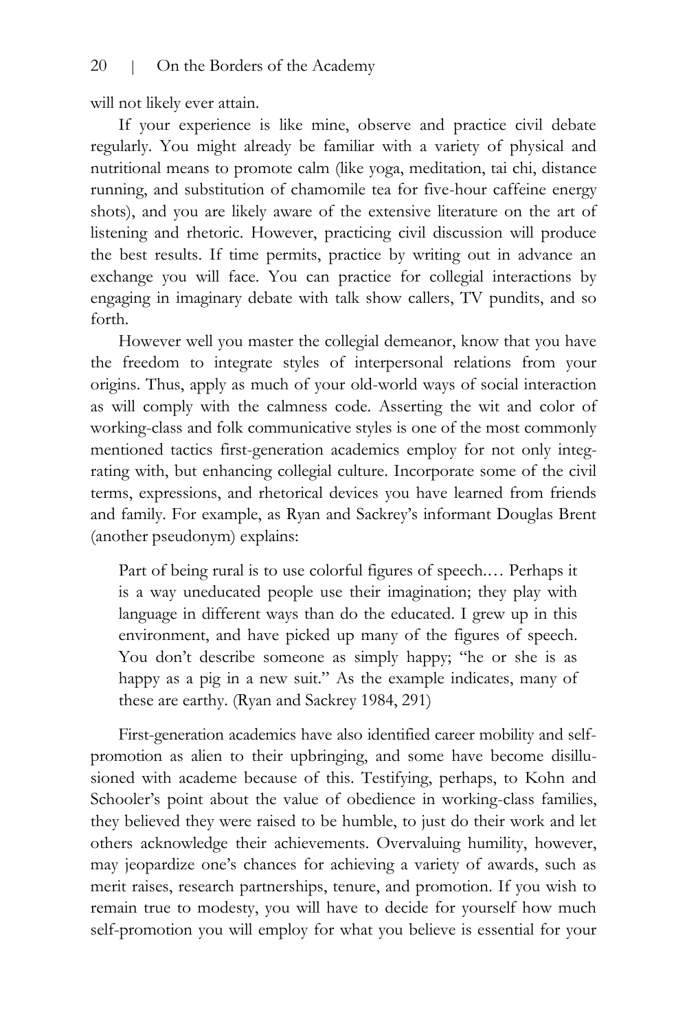will not likely ever attain.

If your experience is like mine, observe and practice civil debate regularly. You might already be familiar with a variety of physical and nutritional means to promote calm (like yoga, meditation, tai chi, distance running, and substitution of chamomile tea for five-hour caffeine energy shots), and you are likely aware of the extensive literature on the art of listening and rhetoric. However, practicing civil discussion will produce the best results. If time permits, practice by writing out in advance an exchange you will face. You can practice for collegial interactions by engaging in imaginary debate with talk show callers, TV pundits, and so forth.

However well you master the collegial demeanor, know that you have the freedom to integrate styles of interpersonal relations from your origins. Thus, apply as much of your old-world ways of social interaction as will comply with the calmness code. Asserting the wit and color of working-class and folk communicative styles is one of the most commonly mentioned tactics first-generation academics employ for not only integrating with, but enhancing collegial culture. Incorporate some of the civil terms, expressions, and rhetorical devices you have learned from friends and family. For example, as Ryan and Sackrey's informant Douglas Brent (another pseudonym) explains:

> Part of being rural is to use colorful figures of speech.… Perhaps it is a way uneducated people use their imagination; they play with language in different ways than do the educated. I grew up in this environment, and have picked up many of the figures of speech. You don't describe someone as simply happy; "he or she is as happy as a pig in a new suit." As the example indicates, many of these are earthy. (Ryan and Sackrey 1984, 291)

First-generation academics have also identified career mobility and self-promotion as alien to their upbringing, and some have become disillusioned with academe because of this. Testifying, perhaps, to Kohn and Schooler's point about the value of obedience in working-class families, they believed they were raised to be humble, to just do their work and let others acknowledge their achievements. Overvaluing humility, however, may jeopardize one's chances for achieving a variety of awards, such as merit raises, research partnerships, tenure, and promotion. If you wish to remain true to modesty, you will have to decide for yourself how much self-promotion you will employ for what you believe is essential for your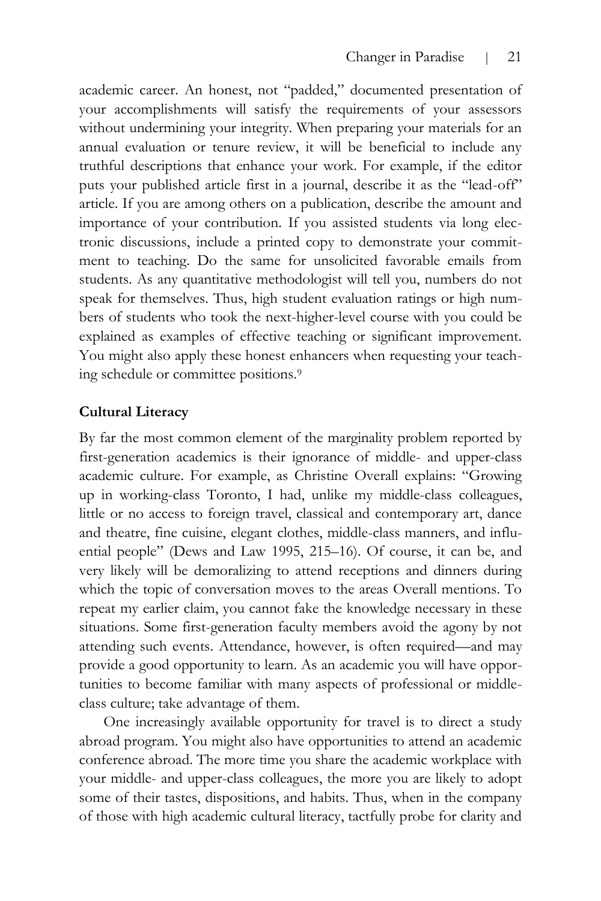academic career. An honest, not "padded," documented presentation of your accomplishments will satisfy the requirements of your assessors without undermining your integrity. When preparing your materials for an annual evaluation or tenure review, it will be beneficial to include any truthful descriptions that enhance your work. For example, if the editor puts your published article first in a journal, describe it as the "lead-off" article. If you are among others on a publication, describe the amount and importance of your contribution. If you assisted students via long electronic discussions, include a printed copy to demonstrate your commitment to teaching. Do the same for unsolicited favorable emails from students. As any quantitative methodologist will tell you, numbers do not speak for themselves. Thus, high student evaluation ratings or high numbers of students who took the next-higher-level course with you could be explained as examples of effective teaching or significant improvement. You might also apply these honest enhancers when requesting your teaching schedule or committee positions.[9]

## Cultural Literacy

By far the most common element of the marginality problem reported by first-generation academics is their ignorance of middle- and upper-class academic culture. For example, as Christine Overall explains: "Growing up in working-class Toronto, I had, unlike my middle-class colleagues, little or no access to foreign travel, classical and contemporary art, dance and theatre, fine cuisine, elegant clothes, middle-class manners, and influential people" (Dews and Law 1995, 215–16). Of course, it can be, and very likely will be demoralizing to attend receptions and dinners during which the topic of conversation moves to the areas Overall mentions. To repeat my earlier claim, you cannot fake the knowledge necessary in these situations. Some first-generation faculty members avoid the agony by not attending such events. Attendance, however, is often required—and may provide a good opportunity to learn. As an academic you will have opportunities to become familiar with many aspects of professional or middle-class culture; take advantage of them.

One increasingly available opportunity for travel is to direct a study abroad program. You might also have opportunities to attend an academic conference abroad. The more time you share the academic workplace with your middle- and upper-class colleagues, the more you are likely to adopt some of their tastes, dispositions, and habits. Thus, when in the company of those with high academic cultural literacy, tactfully probe for clarity and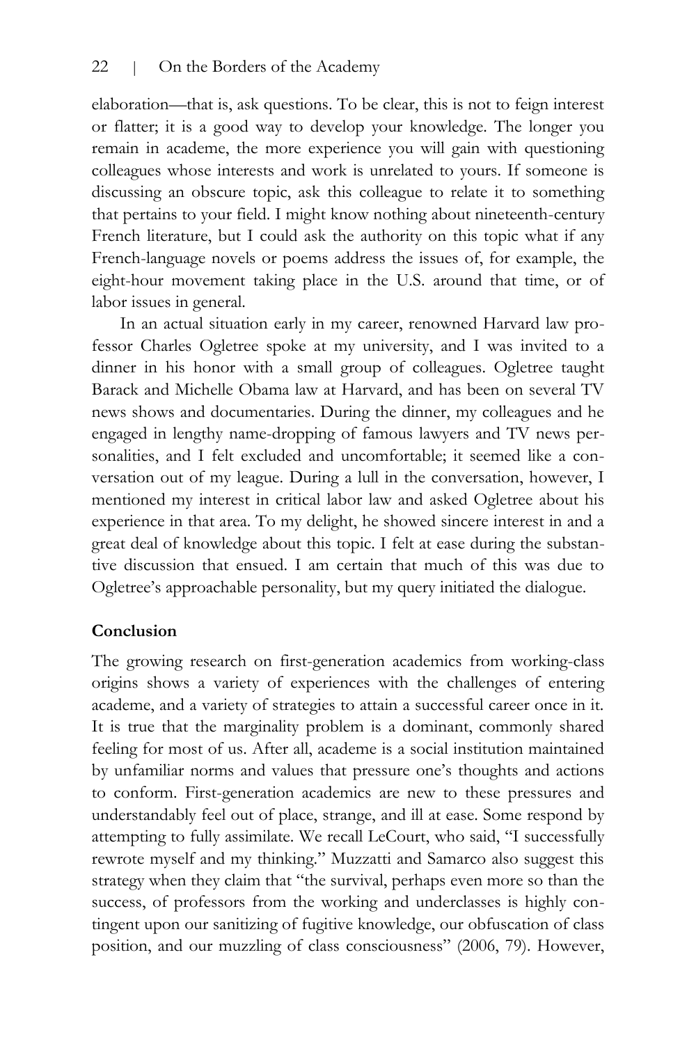elaboration—that is, ask questions. To be clear, this is not to feign interest or flatter; it is a good way to develop your knowledge. The longer you remain in academe, the more experience you will gain with questioning colleagues whose interests and work is unrelated to yours. If someone is discussing an obscure topic, ask this colleague to relate it to something that pertains to your field. I might know nothing about nineteenth-century French literature, but I could ask the authority on this topic what if any French-language novels or poems address the issues of, for example, the eight-hour movement taking place in the U.S. around that time, or of labor issues in general.

In an actual situation early in my career, renowned Harvard law professor Charles Ogletree spoke at my university, and I was invited to a dinner in his honor with a small group of colleagues. Ogletree taught Barack and Michelle Obama law at Harvard, and has been on several TV news shows and documentaries. During the dinner, my colleagues and he engaged in lengthy name-dropping of famous lawyers and TV news personalities, and I felt excluded and uncomfortable; it seemed like a conversation out of my league. During a lull in the conversation, however, I mentioned my interest in critical labor law and asked Ogletree about his experience in that area. To my delight, he showed sincere interest in and a great deal of knowledge about this topic. I felt at ease during the substantive discussion that ensued. I am certain that much of this was due to Ogletree's approachable personality, but my query initiated the dialogue.

## Conclusion

The growing research on first-generation academics from working-class origins shows a variety of experiences with the challenges of entering academe, and a variety of strategies to attain a successful career once in it. It is true that the marginality problem is a dominant, commonly shared feeling for most of us. After all, academe is a social institution maintained by unfamiliar norms and values that pressure one's thoughts and actions to conform. First-generation academics are new to these pressures and understandably feel out of place, strange, and ill at ease. Some respond by attempting to fully assimilate. We recall LeCourt, who said, "I successfully rewrote myself and my thinking." Muzzatti and Samarco also suggest this strategy when they claim that "the survival, perhaps even more so than the success, of professors from the working and underclasses is highly contingent upon our sanitizing of fugitive knowledge, our obfuscation of class position, and our muzzling of class consciousness" (2006, 79). However,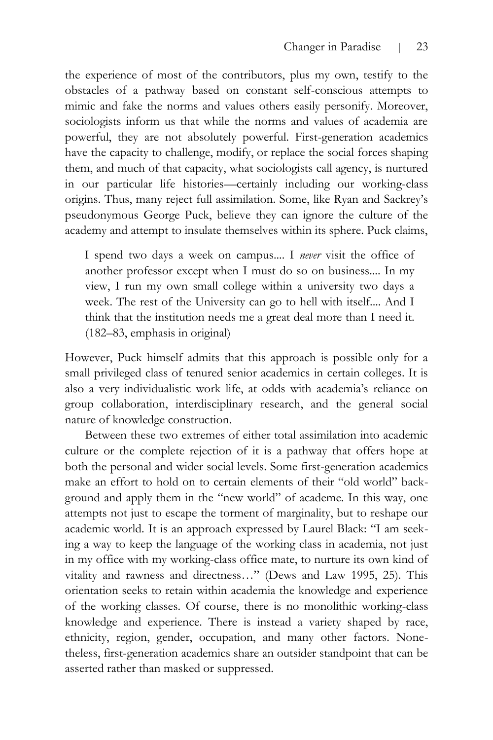the experience of most of the contributors, plus my own, testify to the obstacles of a pathway based on constant self-conscious attempts to mimic and fake the norms and values others easily personify. Moreover, sociologists inform us that while the norms and values of academia are powerful, they are not absolutely powerful. First-generation academics have the capacity to challenge, modify, or replace the social forces shaping them, and much of that capacity, what sociologists call agency, is nurtured in our particular life histories—certainly including our working-class origins. Thus, many reject full assimilation. Some, like Ryan and Sackrey's pseudonymous George Puck, believe they can ignore the culture of the academy and attempt to insulate themselves within its sphere. Puck claims,

> I spend two days a week on campus.... I *never* visit the office of another professor except when I must do so on business.... In my view, I run my own small college within a university two days a week. The rest of the University can go to hell with itself.... And I think that the institution needs me a great deal more than I need it. (182–83, emphasis in original)

However, Puck himself admits that this approach is possible only for a small privileged class of tenured senior academics in certain colleges. It is also a very individualistic work life, at odds with academia's reliance on group collaboration, interdisciplinary research, and the general social nature of knowledge construction.

Between these two extremes of either total assimilation into academic culture or the complete rejection of it is a pathway that offers hope at both the personal and wider social levels. Some first-generation academics make an effort to hold on to certain elements of their "old world" background and apply them in the "new world" of academe. In this way, one attempts not just to escape the torment of marginality, but to reshape our academic world. It is an approach expressed by Laurel Black: "I am seeking a way to keep the language of the working class in academia, not just in my office with my working-class office mate, to nurture its own kind of vitality and rawness and directness…" (Dews and Law 1995, 25). This orientation seeks to retain within academia the knowledge and experience of the working classes. Of course, there is no monolithic working-class knowledge and experience. There is instead a variety shaped by race, ethnicity, region, gender, occupation, and many other factors. Nonetheless, first-generation academics share an outsider standpoint that can be asserted rather than masked or suppressed.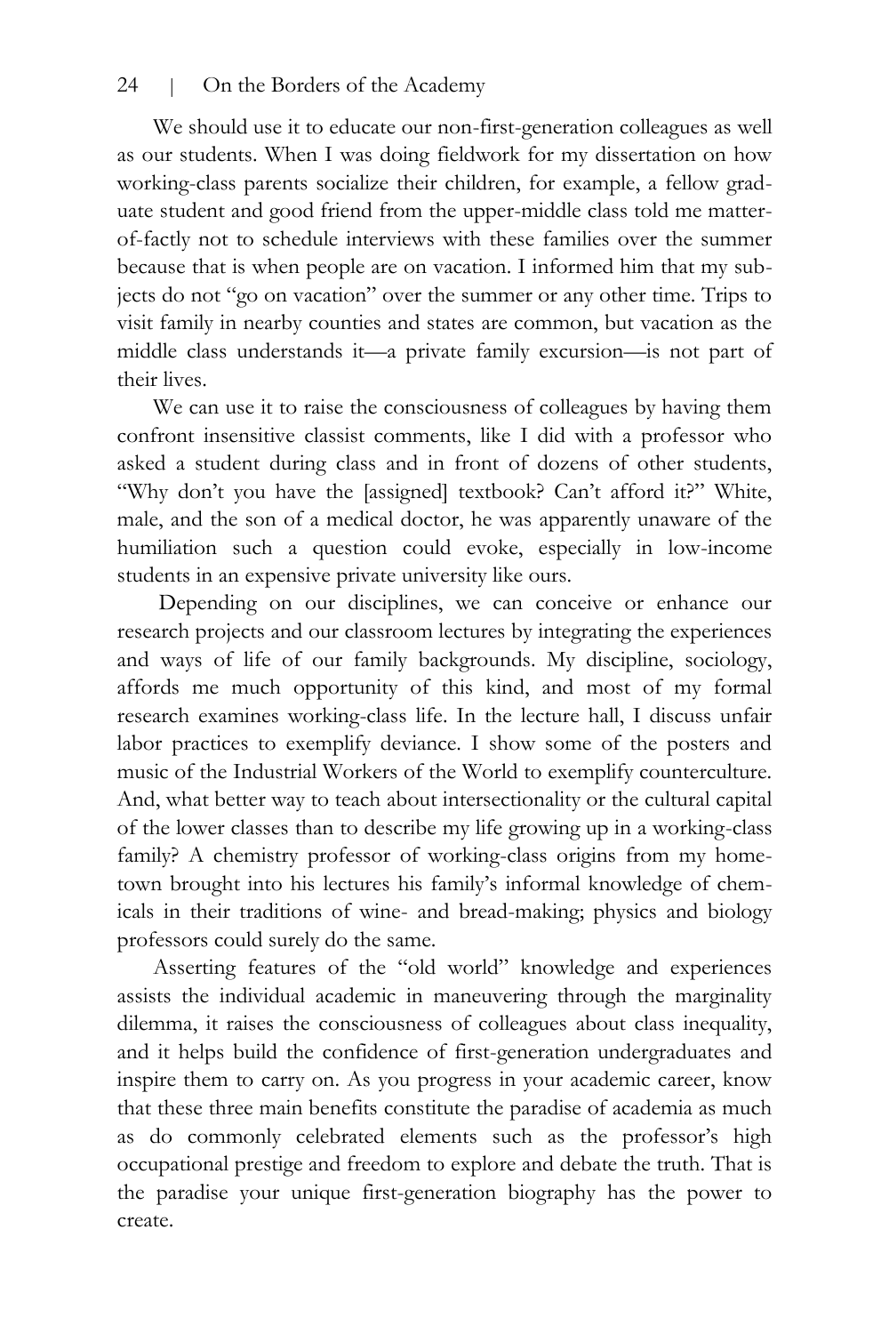We should use it to educate our non-first-generation colleagues as well as our students. When I was doing fieldwork for my dissertation on how working-class parents socialize their children, for example, a fellow graduate student and good friend from the upper-middle class told me matter-of-factly not to schedule interviews with these families over the summer because that is when people are on vacation. I informed him that my subjects do not "go on vacation" over the summer or any other time. Trips to visit family in nearby counties and states are common, but vacation as the middle class understands it—a private family excursion—is not part of their lives.

We can use it to raise the consciousness of colleagues by having them confront insensitive classist comments, like I did with a professor who asked a student during class and in front of dozens of other students, "Why don't you have the [assigned] textbook? Can't afford it?" White, male, and the son of a medical doctor, he was apparently unaware of the humiliation such a question could evoke, especially in low-income students in an expensive private university like ours.

Depending on our disciplines, we can conceive or enhance our research projects and our classroom lectures by integrating the experiences and ways of life of our family backgrounds. My discipline, sociology, affords me much opportunity of this kind, and most of my formal research examines working-class life. In the lecture hall, I discuss unfair labor practices to exemplify deviance. I show some of the posters and music of the Industrial Workers of the World to exemplify counterculture. And, what better way to teach about intersectionality or the cultural capital of the lower classes than to describe my life growing up in a working-class family? A chemistry professor of working-class origins from my hometown brought into his lectures his family's informal knowledge of chemicals in their traditions of wine- and bread-making; physics and biology professors could surely do the same.

Asserting features of the "old world" knowledge and experiences assists the individual academic in maneuvering through the marginality dilemma, it raises the consciousness of colleagues about class inequality, and it helps build the confidence of first-generation undergraduates and inspire them to carry on. As you progress in your academic career, know that these three main benefits constitute the paradise of academia as much as do commonly celebrated elements such as the professor's high occupational prestige and freedom to explore and debate the truth. That is the paradise your unique first-generation biography has the power to create.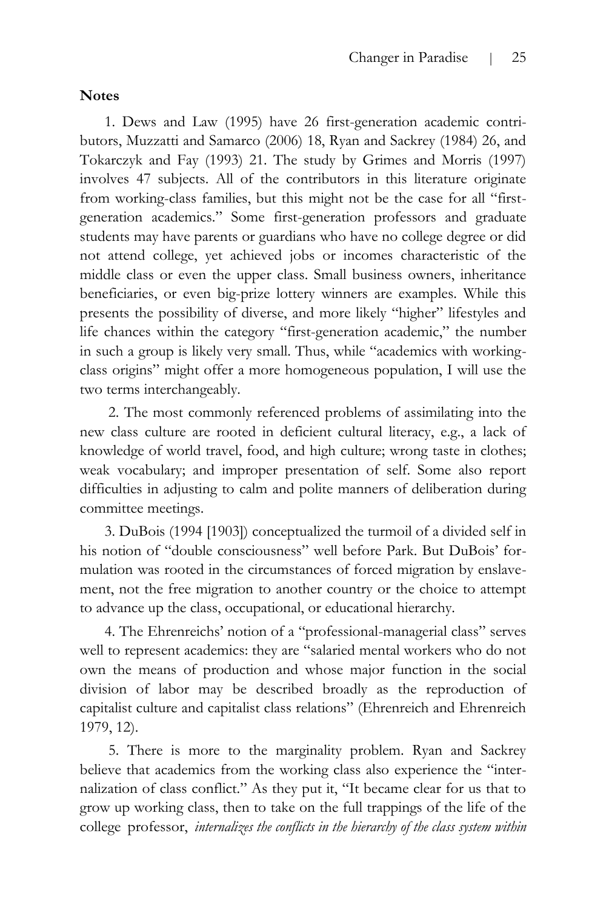## Notes

1. Dews and Law (1995) have 26 first-generation academic contributors, Muzzatti and Samarco (2006) 18, Ryan and Sackrey (1984) 26, and Tokarczyk and Fay (1993) 21. The study by Grimes and Morris (1997) involves 47 subjects. All of the contributors in this literature originate from working-class families, but this might not be the case for all "first-generation academics." Some first-generation professors and graduate students may have parents or guardians who have no college degree or did not attend college, yet achieved jobs or incomes characteristic of the middle class or even the upper class. Small business owners, inheritance beneficiaries, or even big-prize lottery winners are examples. While this presents the possibility of diverse, and more likely "higher" lifestyles and life chances within the category "first-generation academic," the number in such a group is likely very small. Thus, while "academics with working-class origins" might offer a more homogeneous population, I will use the two terms interchangeably.

2. The most commonly referenced problems of assimilating into the new class culture are rooted in deficient cultural literacy, e.g., a lack of knowledge of world travel, food, and high culture; wrong taste in clothes; weak vocabulary; and improper presentation of self. Some also report difficulties in adjusting to calm and polite manners of deliberation during committee meetings.

3. DuBois (1994 [1903]) conceptualized the turmoil of a divided self in his notion of "double consciousness" well before Park. But DuBois' formulation was rooted in the circumstances of forced migration by enslavement, not the free migration to another country or the choice to attempt to advance up the class, occupational, or educational hierarchy.

4. The Ehrenreichs' notion of a "professional-managerial class" serves well to represent academics: they are "salaried mental workers who do not own the means of production and whose major function in the social division of labor may be described broadly as the reproduction of capitalist culture and capitalist class relations" (Ehrenreich and Ehrenreich 1979, 12).

5. There is more to the marginality problem. Ryan and Sackrey believe that academics from the working class also experience the "internalization of class conflict." As they put it, "It became clear for us that to grow up working class, then to take on the full trappings of the life of the college professor, *internalizes the conflicts in the hierarchy of the class system within*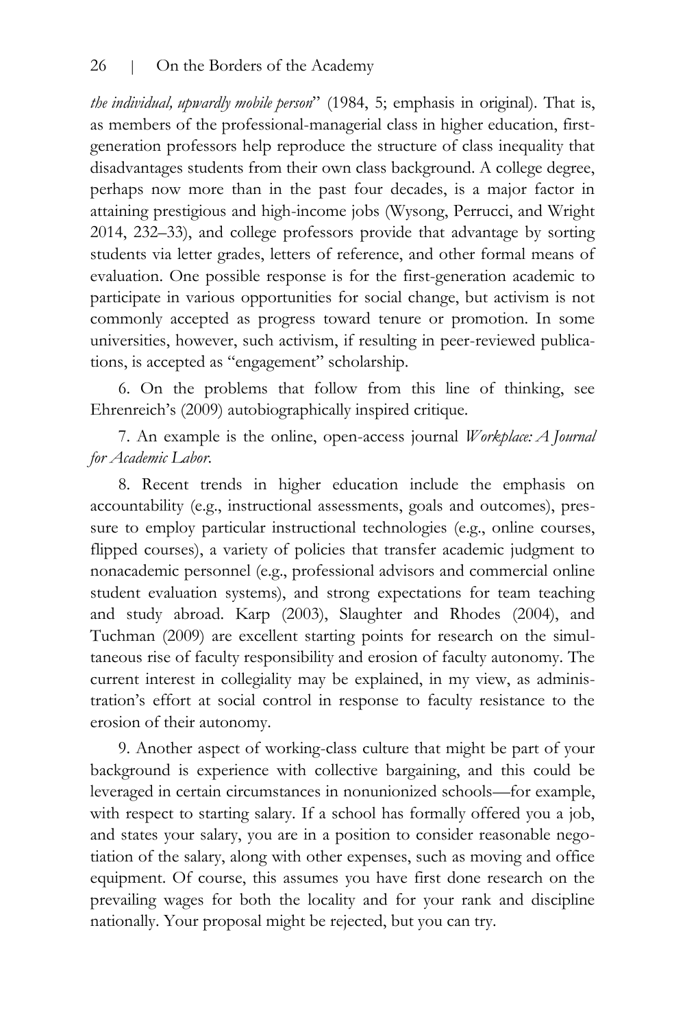*the individual, upwardly mobile person*" (1984, 5; emphasis in original). That is, as members of the professional-managerial class in higher education, first-generation professors help reproduce the structure of class inequality that disadvantages students from their own class background. A college degree, perhaps now more than in the past four decades, is a major factor in attaining prestigious and high-income jobs (Wysong, Perrucci, and Wright 2014, 232–33), and college professors provide that advantage by sorting students via letter grades, letters of reference, and other formal means of evaluation. One possible response is for the first-generation academic to participate in various opportunities for social change, but activism is not commonly accepted as progress toward tenure or promotion. In some universities, however, such activism, if resulting in peer-reviewed publications, is accepted as "engagement" scholarship.

6. On the problems that follow from this line of thinking, see Ehrenreich's (2009) autobiographically inspired critique.

7. An example is the online, open-access journal *Workplace: A Journal for Academic Labor*.

8. Recent trends in higher education include the emphasis on accountability (e.g., instructional assessments, goals and outcomes), pressure to employ particular instructional technologies (e.g., online courses, flipped courses), a variety of policies that transfer academic judgment to nonacademic personnel (e.g., professional advisors and commercial online student evaluation systems), and strong expectations for team teaching and study abroad. Karp (2003), Slaughter and Rhodes (2004), and Tuchman (2009) are excellent starting points for research on the simultaneous rise of faculty responsibility and erosion of faculty autonomy. The current interest in collegiality may be explained, in my view, as administration's effort at social control in response to faculty resistance to the erosion of their autonomy.

9. Another aspect of working-class culture that might be part of your background is experience with collective bargaining, and this could be leveraged in certain circumstances in nonunionized schools—for example, with respect to starting salary. If a school has formally offered you a job, and states your salary, you are in a position to consider reasonable negotiation of the salary, along with other expenses, such as moving and office equipment. Of course, this assumes you have first done research on the prevailing wages for both the locality and for your rank and discipline nationally. Your proposal might be rejected, but you can try.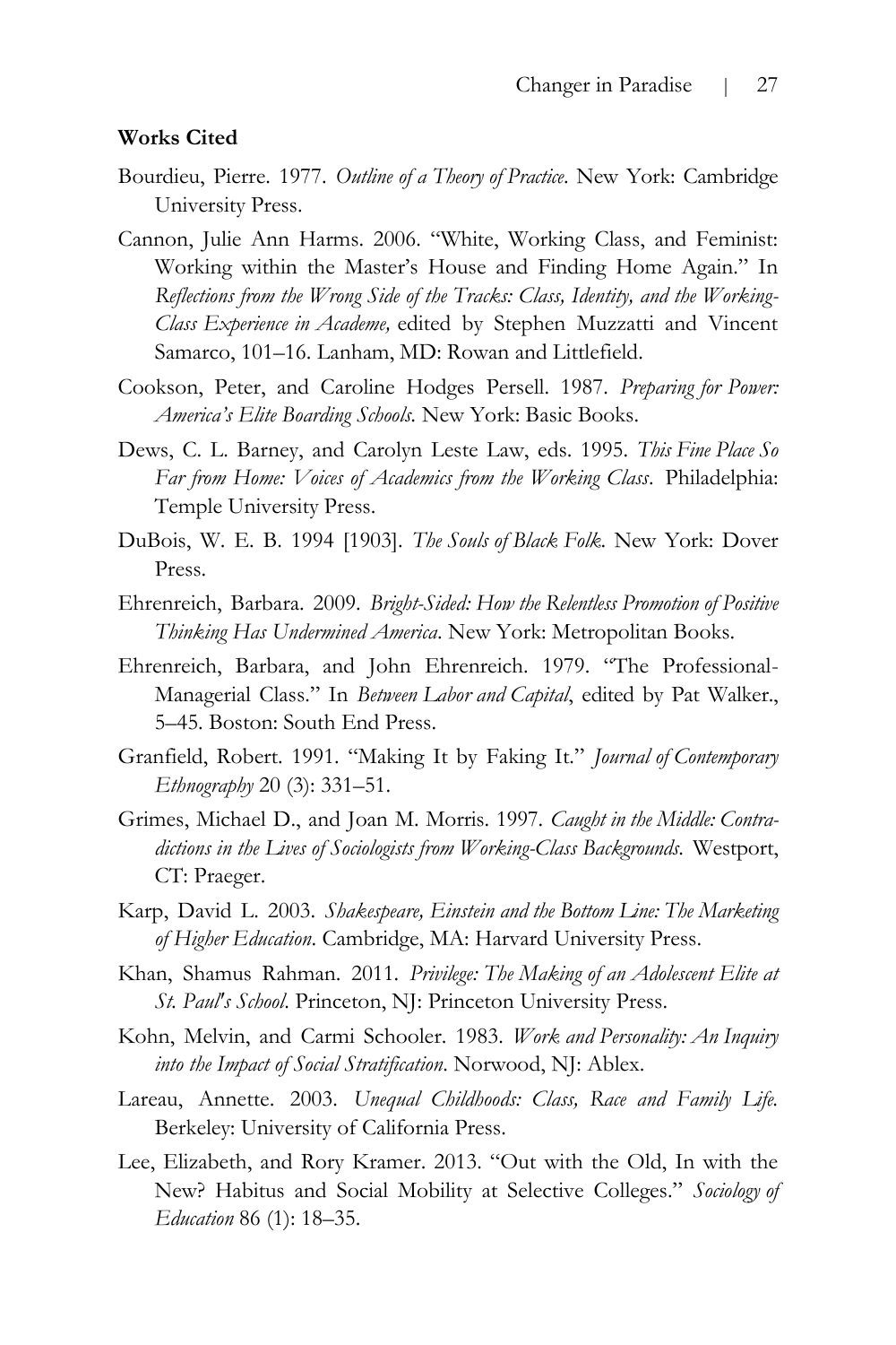**Works Cited**

Bourdieu, Pierre. 1977. *Outline of a Theory of Practice*. New York: Cambridge University Press.

Cannon, Julie Ann Harms. 2006. "White, Working Class, and Feminist: Working within the Master's House and Finding Home Again." In *Reflections from the Wrong Side of the Tracks: Class, Identity, and the Working-Class Experience in Academe,* edited by Stephen Muzzatti and Vincent Samarco, 101–16. Lanham, MD: Rowan and Littlefield.

Cookson, Peter, and Caroline Hodges Persell. 1987. *Preparing for Power: America's Elite Boarding Schools.* New York: Basic Books.

Dews, C. L. Barney, and Carolyn Leste Law, eds. 1995. *This Fine Place So Far from Home: Voices of Academics from the Working Class*. Philadelphia: Temple University Press.

DuBois, W. E. B. 1994 [1903]. *The Souls of Black Folk.* New York: Dover Press.

Ehrenreich, Barbara. 2009. *Bright-Sided: How the Relentless Promotion of Positive Thinking Has Undermined America*. New York: Metropolitan Books.

Ehrenreich, Barbara, and John Ehrenreich. 1979. "The Professional-Managerial Class." In *Between Labor and Capital*, edited by Pat Walker., 5–45. Boston: South End Press.

Granfield, Robert. 1991. "Making It by Faking It." *Journal of Contemporary Ethnography* 20 (3): 331–51.

Grimes, Michael D., and Joan M. Morris. 1997. *Caught in the Middle: Contradictions in the Lives of Sociologists from Working-Class Backgrounds.* Westport, CT: Praeger.

Karp, David L. 2003. *Shakespeare, Einstein and the Bottom Line: The Marketing of Higher Education*. Cambridge, MA: Harvard University Press.

Khan, Shamus Rahman. 2011. *Privilege: The Making of an Adolescent Elite at St. Paul's School*. Princeton, NJ: Princeton University Press.

Kohn, Melvin, and Carmi Schooler. 1983. *Work and Personality: An Inquiry into the Impact of Social Stratification*. Norwood, NJ: Ablex.

Lareau, Annette. 2003. *Unequal Childhoods: Class, Race and Family Life.* Berkeley: University of California Press.

Lee, Elizabeth, and Rory Kramer. 2013. "Out with the Old, In with the New? Habitus and Social Mobility at Selective Colleges." *Sociology of Education* 86 (1): 18–35.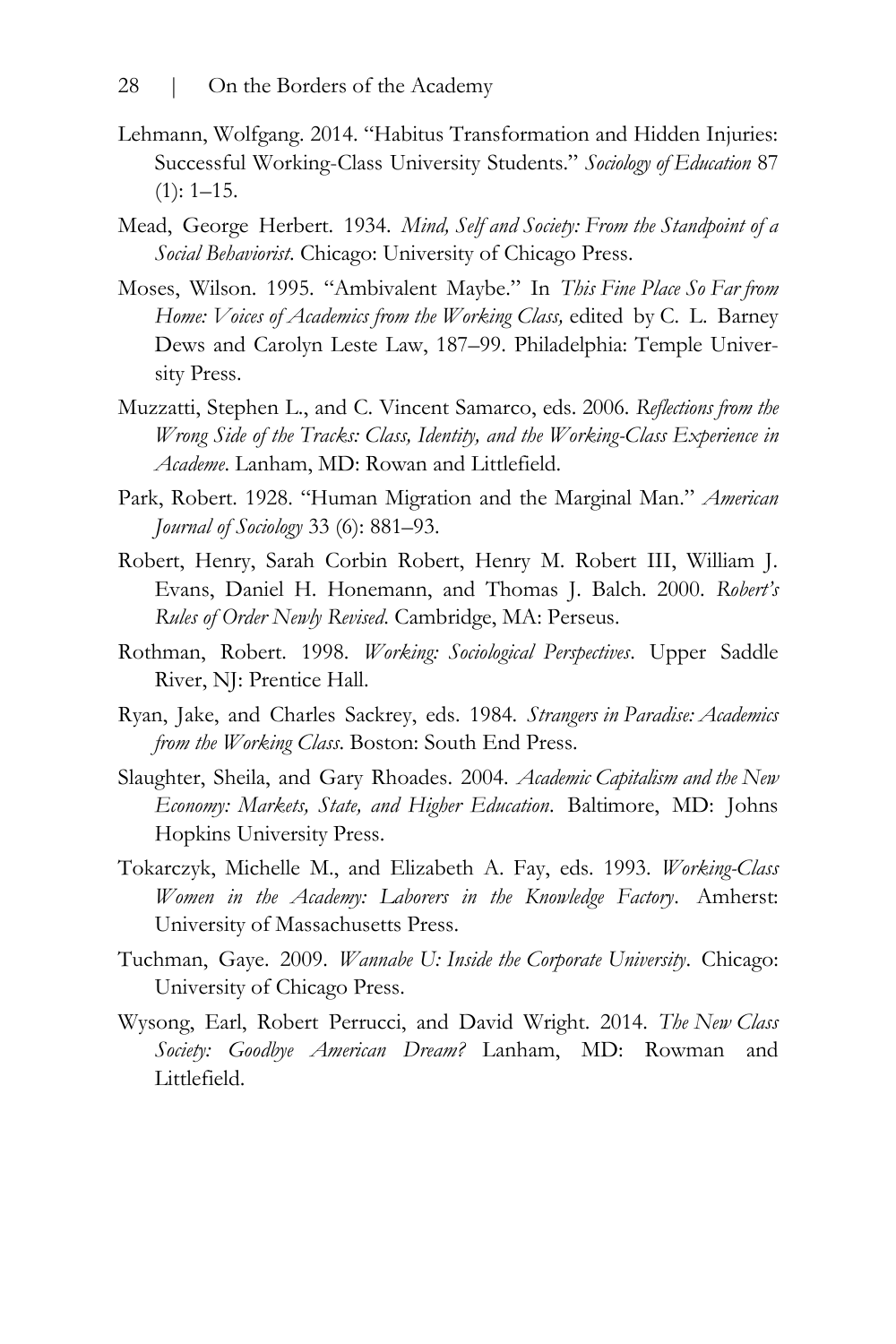Lehmann, Wolfgang. 2014. "Habitus Transformation and Hidden Injuries: Successful Working-Class University Students." *Sociology of Education* 87 (1): 1–15.

Mead, George Herbert. 1934. *Mind, Self and Society: From the Standpoint of a Social Behaviorist*. Chicago: University of Chicago Press.

Moses, Wilson. 1995. "Ambivalent Maybe." In *This Fine Place So Far from Home: Voices of Academics from the Working Class,* edited by C. L. Barney Dews and Carolyn Leste Law, 187–99. Philadelphia: Temple University Press.

Muzzatti, Stephen L., and C. Vincent Samarco, eds. 2006. *Reflections from the Wrong Side of the Tracks: Class, Identity, and the Working-Class Experience in Academe*. Lanham, MD: Rowan and Littlefield.

Park, Robert. 1928. "Human Migration and the Marginal Man." *American Journal of Sociology* 33 (6): 881–93.

Robert, Henry, Sarah Corbin Robert, Henry M. Robert III, William J. Evans, Daniel H. Honemann, and Thomas J. Balch. 2000. *Robert's Rules of Order Newly Revised*. Cambridge, MA: Perseus.

Rothman, Robert. 1998. *Working: Sociological Perspectives*. Upper Saddle River, NJ: Prentice Hall.

Ryan, Jake, and Charles Sackrey, eds. 1984. *Strangers in Paradise: Academics from the Working Class*. Boston: South End Press.

Slaughter, Sheila, and Gary Rhoades. 2004. *Academic Capitalism and the New Economy: Markets, State, and Higher Education*. Baltimore, MD: Johns Hopkins University Press.

Tokarczyk, Michelle M., and Elizabeth A. Fay, eds. 1993. *Working-Class Women in the Academy: Laborers in the Knowledge Factory*. Amherst: University of Massachusetts Press.

Tuchman, Gaye. 2009. *Wannabe U: Inside the Corporate University*. Chicago: University of Chicago Press.

Wysong, Earl, Robert Perrucci, and David Wright. 2014. *The New Class Society: Goodbye American Dream?* Lanham, MD: Rowman and Littlefield.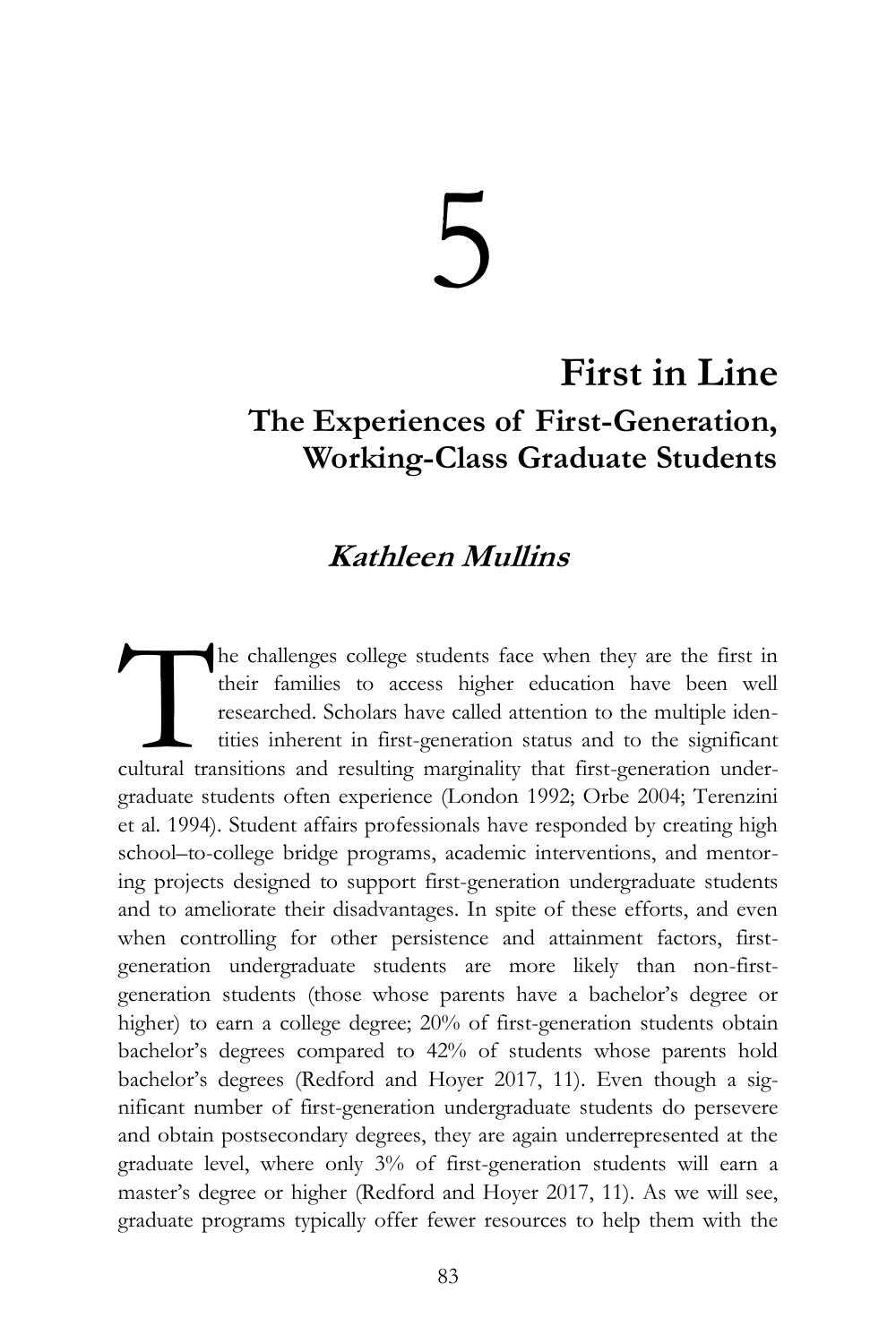# 5

# First in Line

## The Experiences of First-Generation, Working-Class Graduate Students

### *Kathleen Mullins*

The challenges college students face when they are the first in their families to access higher education have been well researched. Scholars have called attention to the multiple identities inherent in first-generation status and to the significant cultural transitions and resulting marginality that first-generation undergraduate students often experience (London 1992; Orbe 2004; Terenzini et al. 1994). Student affairs professionals have responded by creating high school–to-college bridge programs, academic interventions, and mentoring projects designed to support first-generation undergraduate students and to ameliorate their disadvantages. In spite of these efforts, and even when controlling for other persistence and attainment factors, first-generation undergraduate students are more likely than non-first-generation students (those whose parents have a bachelor's degree or higher) to earn a college degree; 20% of first-generation students obtain bachelor's degrees compared to 42% of students whose parents hold bachelor's degrees (Redford and Hoyer 2017, 11). Even though a significant number of first-generation undergraduate students do persevere and obtain postsecondary degrees, they are again underrepresented at the graduate level, where only 3% of first-generation students will earn a master's degree or higher (Redford and Hoyer 2017, 11). As we will see, graduate programs typically offer fewer resources to help them with the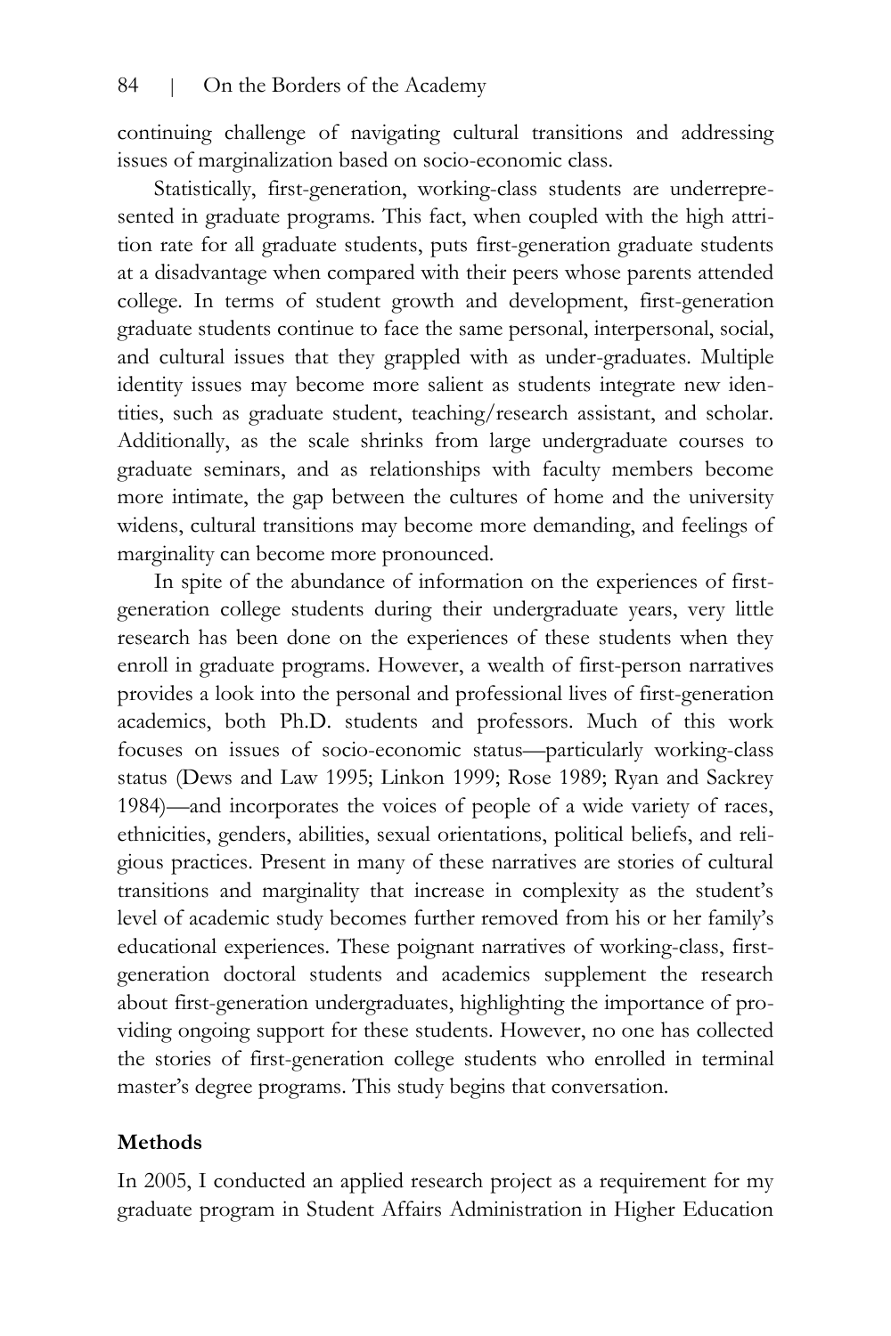continuing challenge of navigating cultural transitions and addressing issues of marginalization based on socio-economic class.

Statistically, first-generation, working-class students are underrepresented in graduate programs. This fact, when coupled with the high attrition rate for all graduate students, puts first-generation graduate students at a disadvantage when compared with their peers whose parents attended college. In terms of student growth and development, first-generation graduate students continue to face the same personal, interpersonal, social, and cultural issues that they grappled with as under-graduates. Multiple identity issues may become more salient as students integrate new identities, such as graduate student, teaching/research assistant, and scholar. Additionally, as the scale shrinks from large undergraduate courses to graduate seminars, and as relationships with faculty members become more intimate, the gap between the cultures of home and the university widens, cultural transitions may become more demanding, and feelings of marginality can become more pronounced.

In spite of the abundance of information on the experiences of first-generation college students during their undergraduate years, very little research has been done on the experiences of these students when they enroll in graduate programs. However, a wealth of first-person narratives provides a look into the personal and professional lives of first-generation academics, both Ph.D. students and professors. Much of this work focuses on issues of socio-economic status—particularly working-class status (Dews and Law 1995; Linkon 1999; Rose 1989; Ryan and Sackrey 1984)—and incorporates the voices of people of a wide variety of races, ethnicities, genders, abilities, sexual orientations, political beliefs, and religious practices. Present in many of these narratives are stories of cultural transitions and marginality that increase in complexity as the student's level of academic study becomes further removed from his or her family's educational experiences. These poignant narratives of working-class, first-generation doctoral students and academics supplement the research about first-generation undergraduates, highlighting the importance of providing ongoing support for these students. However, no one has collected the stories of first-generation college students who enrolled in terminal master's degree programs. This study begins that conversation.

## Methods

In 2005, I conducted an applied research project as a requirement for my graduate program in Student Affairs Administration in Higher Education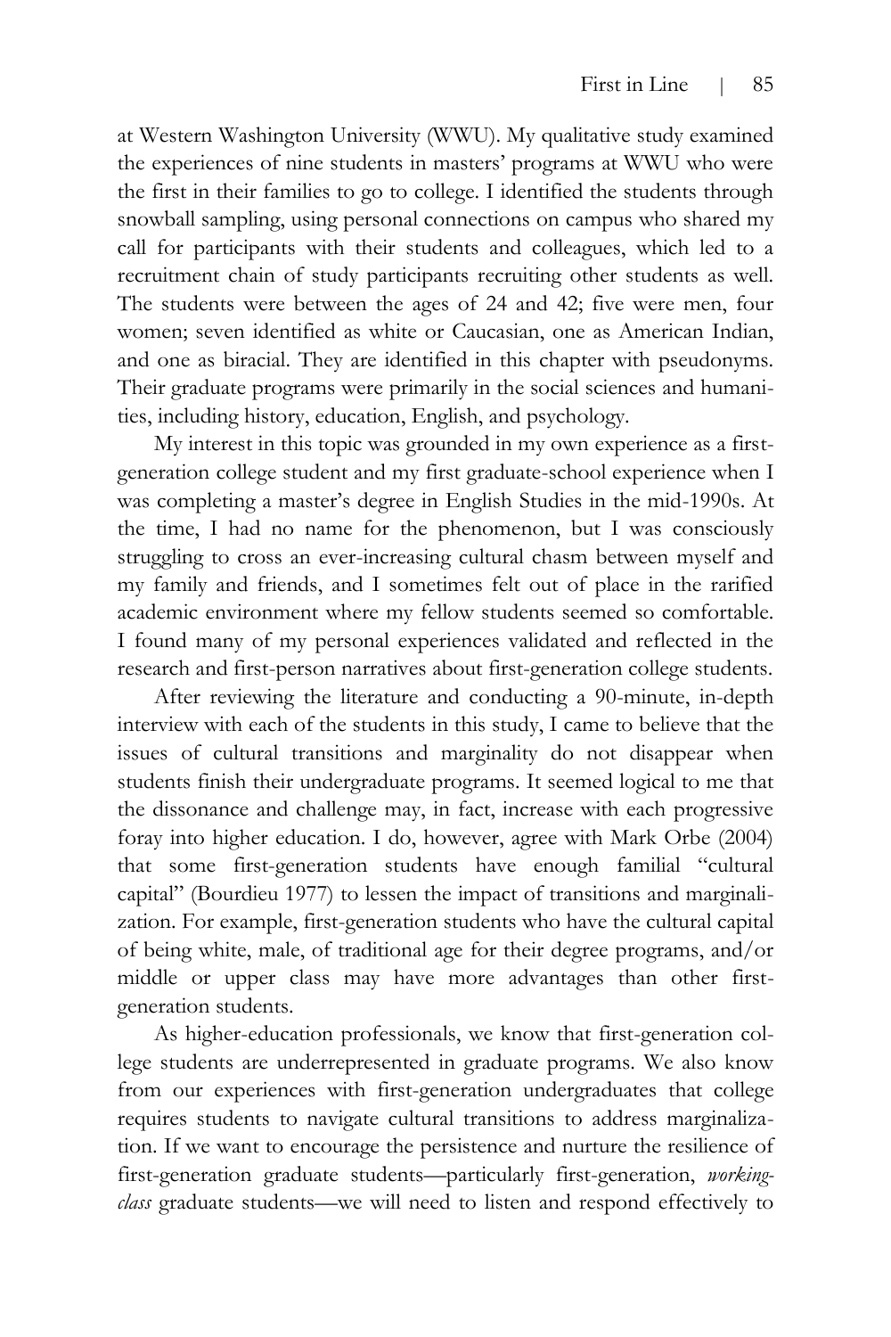at Western Washington University (WWU). My qualitative study examined the experiences of nine students in masters' programs at WWU who were the first in their families to go to college. I identified the students through snowball sampling, using personal connections on campus who shared my call for participants with their students and colleagues, which led to a recruitment chain of study participants recruiting other students as well. The students were between the ages of 24 and 42; five were men, four women; seven identified as white or Caucasian, one as American Indian, and one as biracial. They are identified in this chapter with pseudonyms. Their graduate programs were primarily in the social sciences and humanities, including history, education, English, and psychology.

My interest in this topic was grounded in my own experience as a first-generation college student and my first graduate-school experience when I was completing a master's degree in English Studies in the mid-1990s. At the time, I had no name for the phenomenon, but I was consciously struggling to cross an ever-increasing cultural chasm between myself and my family and friends, and I sometimes felt out of place in the rarified academic environment where my fellow students seemed so comfortable. I found many of my personal experiences validated and reflected in the research and first-person narratives about first-generation college students.

After reviewing the literature and conducting a 90-minute, in-depth interview with each of the students in this study, I came to believe that the issues of cultural transitions and marginality do not disappear when students finish their undergraduate programs. It seemed logical to me that the dissonance and challenge may, in fact, increase with each progressive foray into higher education. I do, however, agree with Mark Orbe (2004) that some first-generation students have enough familial "cultural capital" (Bourdieu 1977) to lessen the impact of transitions and marginalization. For example, first-generation students who have the cultural capital of being white, male, of traditional age for their degree programs, and/or middle or upper class may have more advantages than other first-generation students.

As higher-education professionals, we know that first-generation college students are underrepresented in graduate programs. We also know from our experiences with first-generation undergraduates that college requires students to navigate cultural transitions to address marginalization. If we want to encourage the persistence and nurture the resilience of first-generation graduate students—particularly first-generation, *working-class* graduate students—we will need to listen and respond effectively to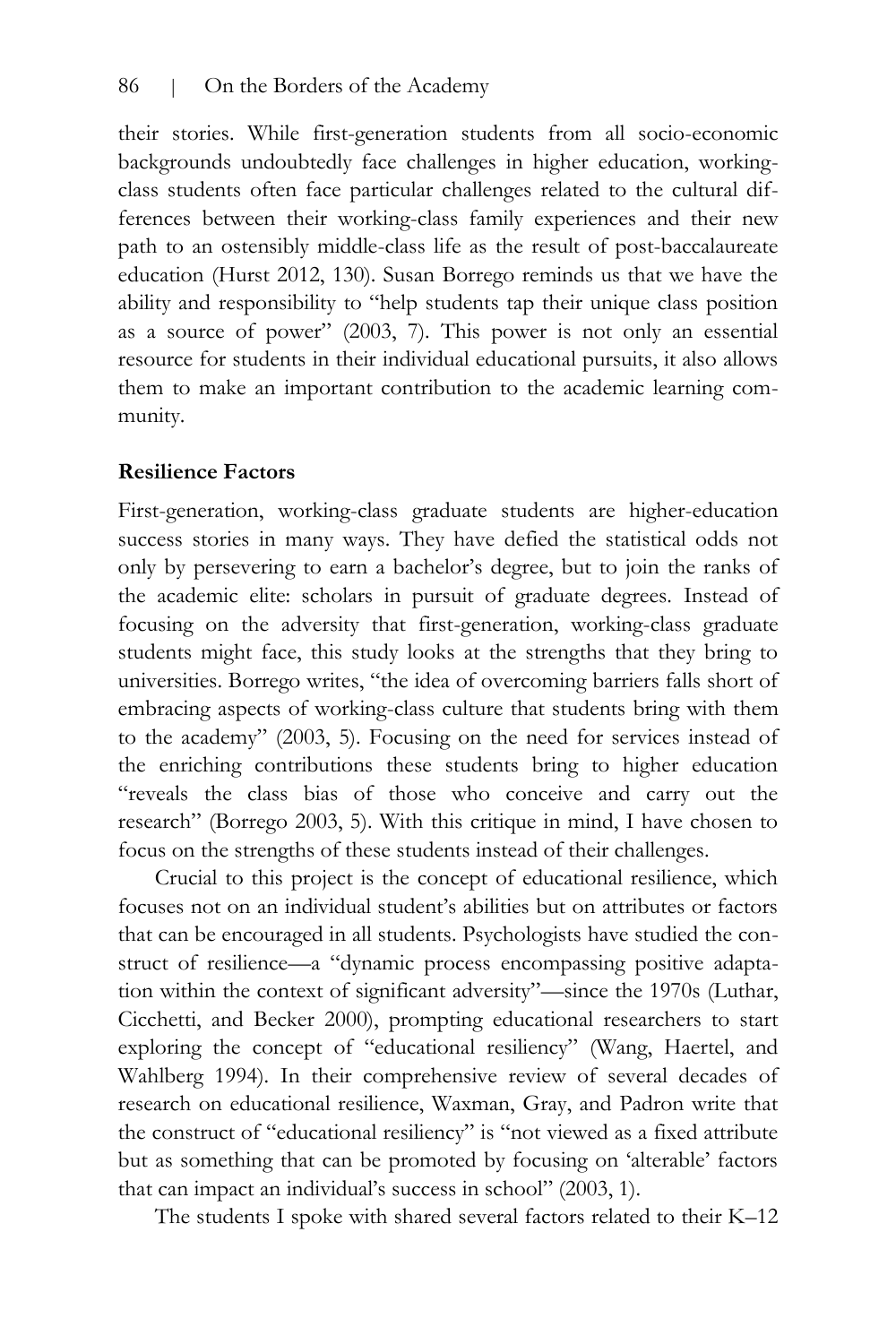their stories. While first-generation students from all socio-economic backgrounds undoubtedly face challenges in higher education, working-class students often face particular challenges related to the cultural differences between their working-class family experiences and their new path to an ostensibly middle-class life as the result of post-baccalaureate education (Hurst 2012, 130). Susan Borrego reminds us that we have the ability and responsibility to "help students tap their unique class position as a source of power" (2003, 7). This power is not only an essential resource for students in their individual educational pursuits, it also allows them to make an important contribution to the academic learning community.

**Resilience Factors**

First-generation, working-class graduate students are higher-education success stories in many ways. They have defied the statistical odds not only by persevering to earn a bachelor's degree, but to join the ranks of the academic elite: scholars in pursuit of graduate degrees. Instead of focusing on the adversity that first-generation, working-class graduate students might face, this study looks at the strengths that they bring to universities. Borrego writes, "the idea of overcoming barriers falls short of embracing aspects of working-class culture that students bring with them to the academy" (2003, 5). Focusing on the need for services instead of the enriching contributions these students bring to higher education "reveals the class bias of those who conceive and carry out the research" (Borrego 2003, 5). With this critique in mind, I have chosen to focus on the strengths of these students instead of their challenges.

Crucial to this project is the concept of educational resilience, which focuses not on an individual student's abilities but on attributes or factors that can be encouraged in all students. Psychologists have studied the construct of resilience—a "dynamic process encompassing positive adaptation within the context of significant adversity"—since the 1970s (Luthar, Cicchetti, and Becker 2000), prompting educational researchers to start exploring the concept of "educational resiliency" (Wang, Haertel, and Wahlberg 1994). In their comprehensive review of several decades of research on educational resilience, Waxman, Gray, and Padron write that the construct of "educational resiliency" is "not viewed as a fixed attribute but as something that can be promoted by focusing on 'alterable' factors that can impact an individual's success in school" (2003, 1).

The students I spoke with shared several factors related to their K–12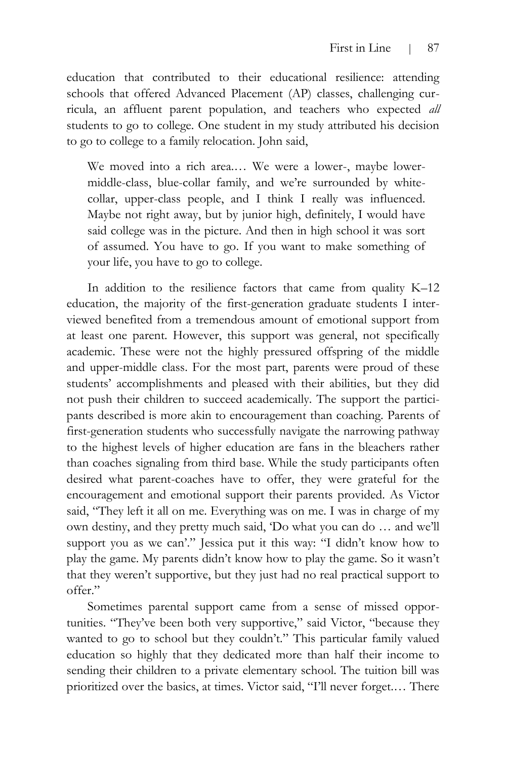education that contributed to their educational resilience: attending schools that offered Advanced Placement (AP) classes, challenging curricula, an affluent parent population, and teachers who expected *all* students to go to college. One student in my study attributed his decision to go to college to a family relocation. John said,

> We moved into a rich area.… We were a lower-, maybe lower-middle-class, blue-collar family, and we're surrounded by white-collar, upper-class people, and I think I really was influenced. Maybe not right away, but by junior high, definitely, I would have said college was in the picture. And then in high school it was sort of assumed. You have to go. If you want to make something of your life, you have to go to college.

In addition to the resilience factors that came from quality K–12 education, the majority of the first-generation graduate students I interviewed benefited from a tremendous amount of emotional support from at least one parent. However, this support was general, not specifically academic. These were not the highly pressured offspring of the middle and upper-middle class. For the most part, parents were proud of these students' accomplishments and pleased with their abilities, but they did not push their children to succeed academically. The support the participants described is more akin to encouragement than coaching. Parents of first-generation students who successfully navigate the narrowing pathway to the highest levels of higher education are fans in the bleachers rather than coaches signaling from third base. While the study participants often desired what parent-coaches have to offer, they were grateful for the encouragement and emotional support their parents provided. As Victor said, "They left it all on me. Everything was on me. I was in charge of my own destiny, and they pretty much said, 'Do what you can do … and we'll support you as we can'." Jessica put it this way: "I didn't know how to play the game. My parents didn't know how to play the game. So it wasn't that they weren't supportive, but they just had no real practical support to offer."

Sometimes parental support came from a sense of missed opportunities. "They've been both very supportive," said Victor, "because they wanted to go to school but they couldn't." This particular family valued education so highly that they dedicated more than half their income to sending their children to a private elementary school. The tuition bill was prioritized over the basics, at times. Victor said, "I'll never forget.… There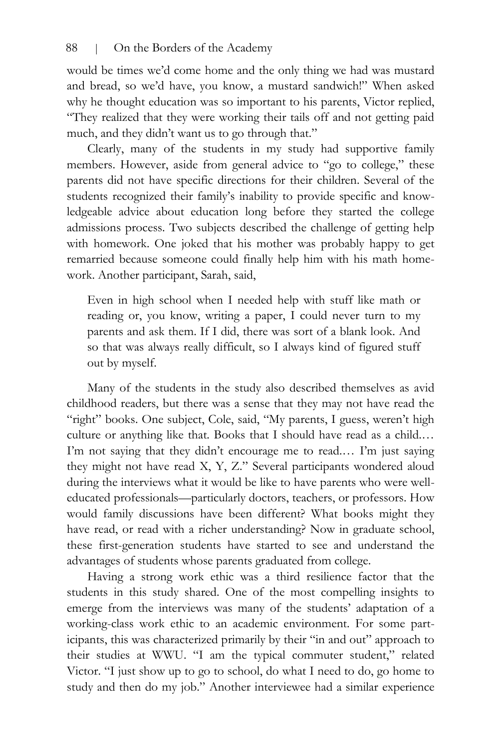would be times we'd come home and the only thing we had was mustard and bread, so we'd have, you know, a mustard sandwich!" When asked why he thought education was so important to his parents, Victor replied, "They realized that they were working their tails off and not getting paid much, and they didn't want us to go through that."

Clearly, many of the students in my study had supportive family members. However, aside from general advice to "go to college," these parents did not have specific directions for their children. Several of the students recognized their family's inability to provide specific and knowledgeable advice about education long before they started the college admissions process. Two subjects described the challenge of getting help with homework. One joked that his mother was probably happy to get remarried because someone could finally help him with his math homework. Another participant, Sarah, said,

> Even in high school when I needed help with stuff like math or reading or, you know, writing a paper, I could never turn to my parents and ask them. If I did, there was sort of a blank look. And so that was always really difficult, so I always kind of figured stuff out by myself.

Many of the students in the study also described themselves as avid childhood readers, but there was a sense that they may not have read the "right" books. One subject, Cole, said, "My parents, I guess, weren't high culture or anything like that. Books that I should have read as a child.… I'm not saying that they didn't encourage me to read.… I'm just saying they might not have read X, Y, Z." Several participants wondered aloud during the interviews what it would be like to have parents who were well-educated professionals—particularly doctors, teachers, or professors. How would family discussions have been different? What books might they have read, or read with a richer understanding? Now in graduate school, these first-generation students have started to see and understand the advantages of students whose parents graduated from college.

Having a strong work ethic was a third resilience factor that the students in this study shared. One of the most compelling insights to emerge from the interviews was many of the students' adaptation of a working-class work ethic to an academic environment. For some participants, this was characterized primarily by their "in and out" approach to their studies at WWU. "I am the typical commuter student," related Victor. "I just show up to go to school, do what I need to do, go home to study and then do my job." Another interviewee had a similar experience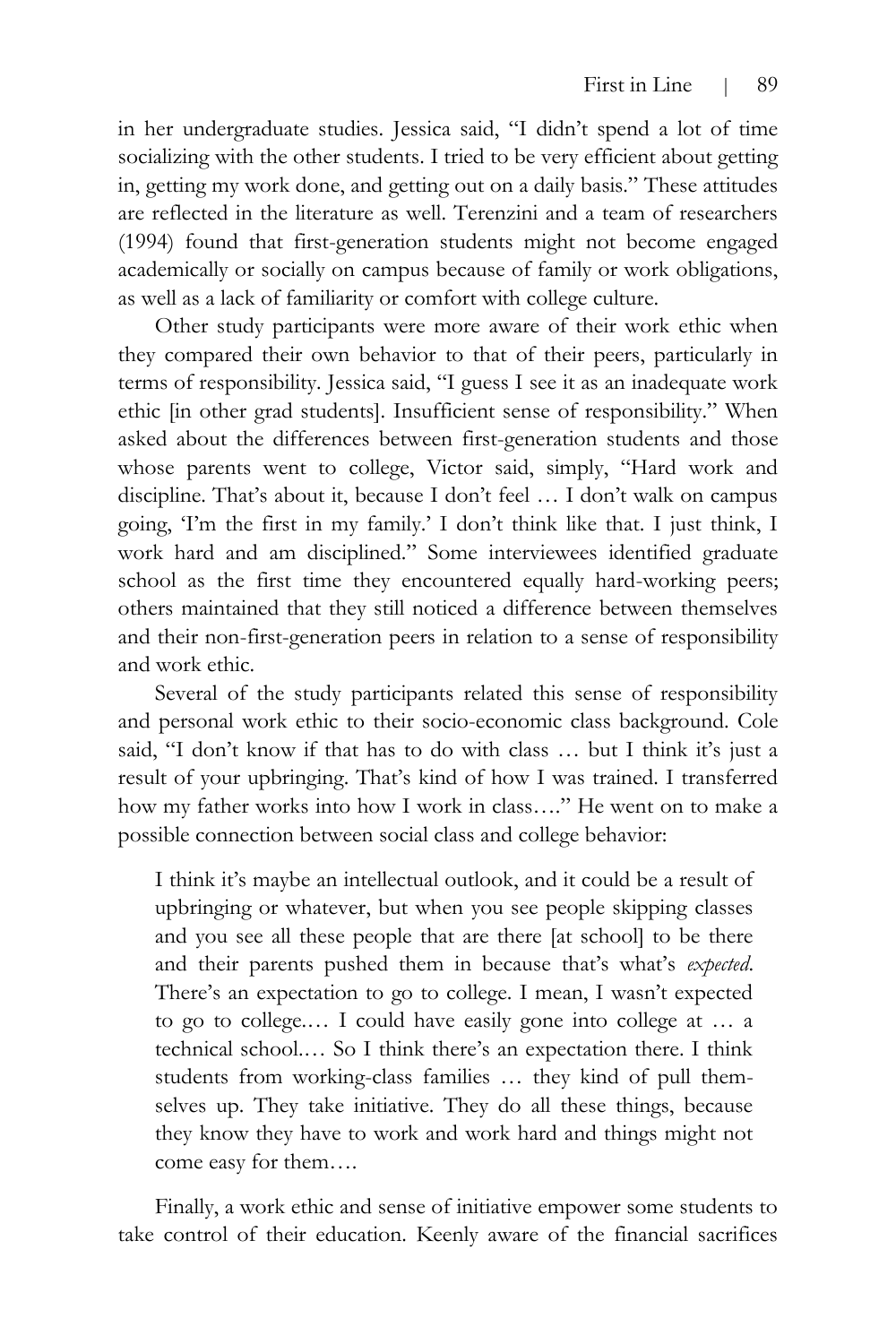in her undergraduate studies. Jessica said, "I didn't spend a lot of time socializing with the other students. I tried to be very efficient about getting in, getting my work done, and getting out on a daily basis." These attitudes are reflected in the literature as well. Terenzini and a team of researchers (1994) found that first-generation students might not become engaged academically or socially on campus because of family or work obligations, as well as a lack of familiarity or comfort with college culture.

Other study participants were more aware of their work ethic when they compared their own behavior to that of their peers, particularly in terms of responsibility. Jessica said, "I guess I see it as an inadequate work ethic [in other grad students]. Insufficient sense of responsibility." When asked about the differences between first-generation students and those whose parents went to college, Victor said, simply, "Hard work and discipline. That's about it, because I don't feel … I don't walk on campus going, 'I'm the first in my family.' I don't think like that. I just think, I work hard and am disciplined." Some interviewees identified graduate school as the first time they encountered equally hard-working peers; others maintained that they still noticed a difference between themselves and their non-first-generation peers in relation to a sense of responsibility and work ethic.

Several of the study participants related this sense of responsibility and personal work ethic to their socio-economic class background. Cole said, "I don't know if that has to do with class … but I think it's just a result of your upbringing. That's kind of how I was trained. I transferred how my father works into how I work in class…." He went on to make a possible connection between social class and college behavior:

> I think it's maybe an intellectual outlook, and it could be a result of upbringing or whatever, but when you see people skipping classes and you see all these people that are there [at school] to be there and their parents pushed them in because that's what's *expected*. There's an expectation to go to college. I mean, I wasn't expected to go to college.… I could have easily gone into college at … a technical school.… So I think there's an expectation there. I think students from working-class families … they kind of pull themselves up. They take initiative. They do all these things, because they know they have to work and work hard and things might not come easy for them….

Finally, a work ethic and sense of initiative empower some students to take control of their education. Keenly aware of the financial sacrifices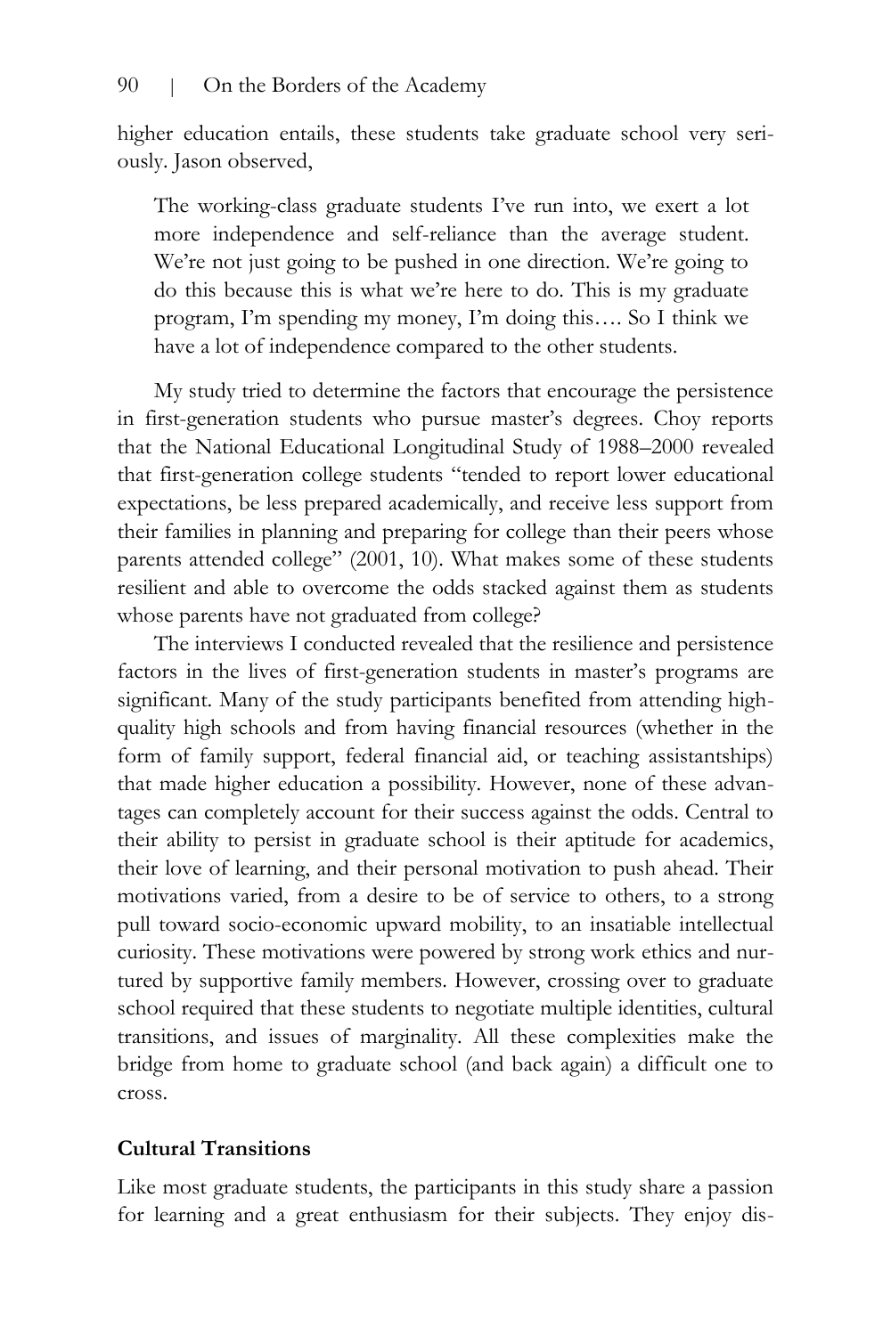higher education entails, these students take graduate school very seriously. Jason observed,

> The working-class graduate students I've run into, we exert a lot more independence and self-reliance than the average student. We're not just going to be pushed in one direction. We're going to do this because this is what we're here to do. This is my graduate program, I'm spending my money, I'm doing this…. So I think we have a lot of independence compared to the other students.

My study tried to determine the factors that encourage the persistence in first-generation students who pursue master's degrees. Choy reports that the National Educational Longitudinal Study of 1988–2000 revealed that first-generation college students "tended to report lower educational expectations, be less prepared academically, and receive less support from their families in planning and preparing for college than their peers whose parents attended college" (2001, 10). What makes some of these students resilient and able to overcome the odds stacked against them as students whose parents have not graduated from college?

The interviews I conducted revealed that the resilience and persistence factors in the lives of first-generation students in master's programs are significant. Many of the study participants benefited from attending high-quality high schools and from having financial resources (whether in the form of family support, federal financial aid, or teaching assistantships) that made higher education a possibility. However, none of these advantages can completely account for their success against the odds. Central to their ability to persist in graduate school is their aptitude for academics, their love of learning, and their personal motivation to push ahead. Their motivations varied, from a desire to be of service to others, to a strong pull toward socio-economic upward mobility, to an insatiable intellectual curiosity. These motivations were powered by strong work ethics and nurtured by supportive family members. However, crossing over to graduate school required that these students to negotiate multiple identities, cultural transitions, and issues of marginality. All these complexities make the bridge from home to graduate school (and back again) a difficult one to cross.

**Cultural Transitions**

Like most graduate students, the participants in this study share a passion for learning and a great enthusiasm for their subjects. They enjoy dis-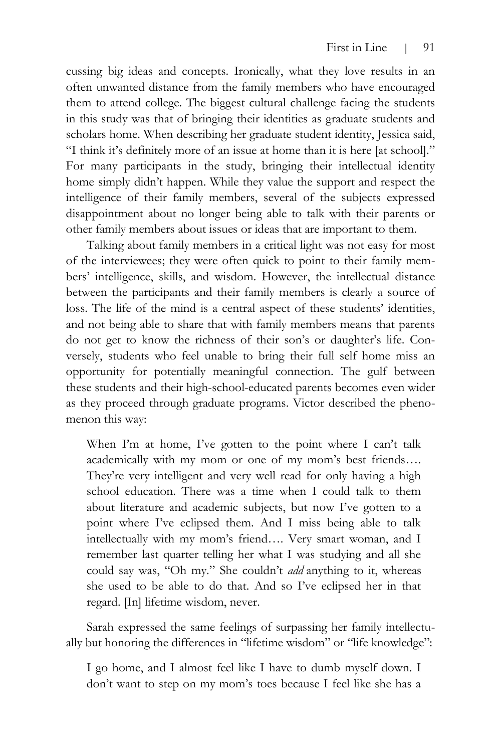cussing big ideas and concepts. Ironically, what they love results in an often unwanted distance from the family members who have encouraged them to attend college. The biggest cultural challenge facing the students in this study was that of bringing their identities as graduate students and scholars home. When describing her graduate student identity, Jessica said, "I think it's definitely more of an issue at home than it is here [at school]." For many participants in the study, bringing their intellectual identity home simply didn't happen. While they value the support and respect the intelligence of their family members, several of the subjects expressed disappointment about no longer being able to talk with their parents or other family members about issues or ideas that are important to them.

Talking about family members in a critical light was not easy for most of the interviewees; they were often quick to point to their family members' intelligence, skills, and wisdom. However, the intellectual distance between the participants and their family members is clearly a source of loss. The life of the mind is a central aspect of these students' identities, and not being able to share that with family members means that parents do not get to know the richness of their son's or daughter's life. Conversely, students who feel unable to bring their full self home miss an opportunity for potentially meaningful connection. The gulf between these students and their high-school-educated parents becomes even wider as they proceed through graduate programs. Victor described the phenomenon this way:

> When I'm at home, I've gotten to the point where I can't talk academically with my mom or one of my mom's best friends…. They're very intelligent and very well read for only having a high school education. There was a time when I could talk to them about literature and academic subjects, but now I've gotten to a point where I've eclipsed them. And I miss being able to talk intellectually with my mom's friend…. Very smart woman, and I remember last quarter telling her what I was studying and all she could say was, "Oh my." She couldn't *add* anything to it, whereas she used to be able to do that. And so I've eclipsed her in that regard. [In] lifetime wisdom, never.

Sarah expressed the same feelings of surpassing her family intellectually but honoring the differences in "lifetime wisdom" or "life knowledge":

> I go home, and I almost feel like I have to dumb myself down. I don't want to step on my mom's toes because I feel like she has a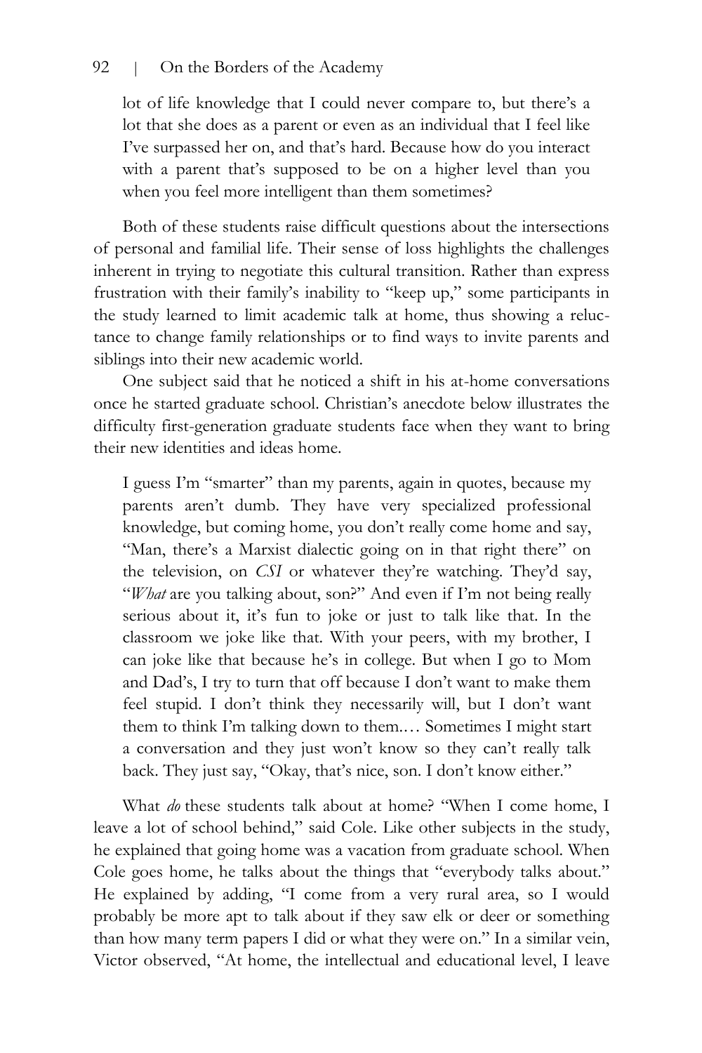lot of life knowledge that I could never compare to, but there's a lot that she does as a parent or even as an individual that I feel like I've surpassed her on, and that's hard. Because how do you interact with a parent that's supposed to be on a higher level than you when you feel more intelligent than them sometimes?

Both of these students raise difficult questions about the intersections of personal and familial life. Their sense of loss highlights the challenges inherent in trying to negotiate this cultural transition. Rather than express frustration with their family's inability to "keep up," some participants in the study learned to limit academic talk at home, thus showing a reluctance to change family relationships or to find ways to invite parents and siblings into their new academic world.

One subject said that he noticed a shift in his at-home conversations once he started graduate school. Christian's anecdote below illustrates the difficulty first-generation graduate students face when they want to bring their new identities and ideas home.

> I guess I'm "smarter" than my parents, again in quotes, because my parents aren't dumb. They have very specialized professional knowledge, but coming home, you don't really come home and say, "Man, there's a Marxist dialectic going on in that right there" on the television, on *CSI* or whatever they're watching. They'd say, "*What* are you talking about, son?" And even if I'm not being really serious about it, it's fun to joke or just to talk like that. In the classroom we joke like that. With your peers, with my brother, I can joke like that because he's in college. But when I go to Mom and Dad's, I try to turn that off because I don't want to make them feel stupid. I don't think they necessarily will, but I don't want them to think I'm talking down to them.… Sometimes I might start a conversation and they just won't know so they can't really talk back. They just say, "Okay, that's nice, son. I don't know either."

What *do* these students talk about at home? "When I come home, I leave a lot of school behind," said Cole. Like other subjects in the study, he explained that going home was a vacation from graduate school. When Cole goes home, he talks about the things that "everybody talks about." He explained by adding, "I come from a very rural area, so I would probably be more apt to talk about if they saw elk or deer or something than how many term papers I did or what they were on." In a similar vein, Victor observed, "At home, the intellectual and educational level, I leave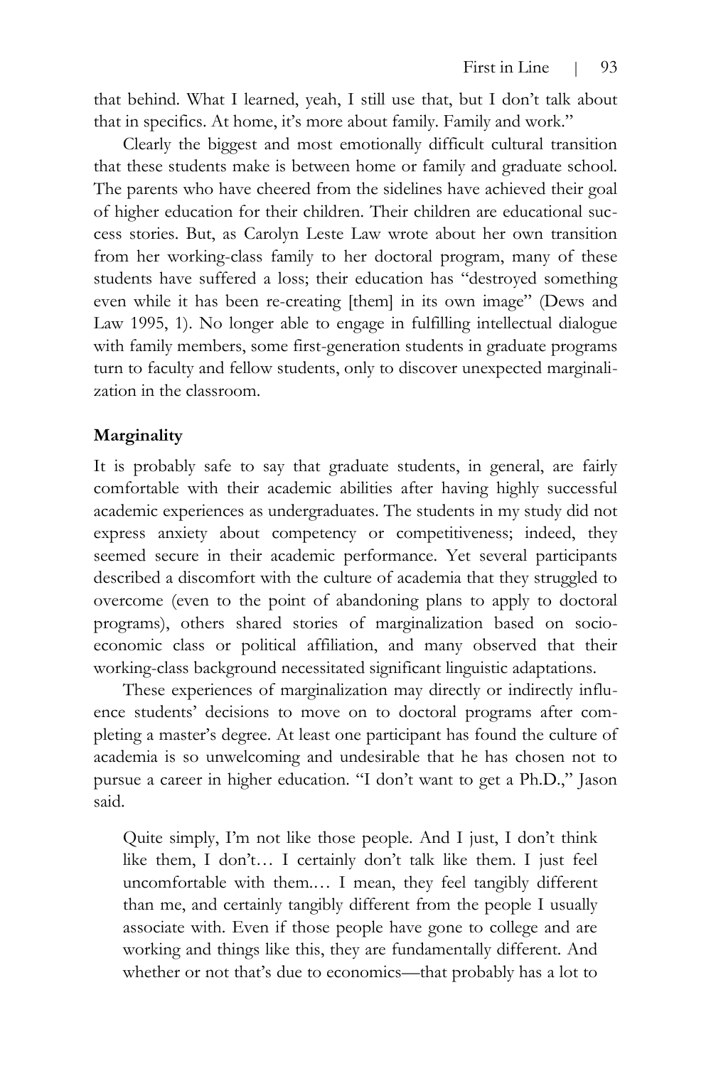that behind. What I learned, yeah, I still use that, but I don't talk about that in specifics. At home, it's more about family. Family and work."

Clearly the biggest and most emotionally difficult cultural transition that these students make is between home or family and graduate school. The parents who have cheered from the sidelines have achieved their goal of higher education for their children. Their children are educational success stories. But, as Carolyn Leste Law wrote about her own transition from her working-class family to her doctoral program, many of these students have suffered a loss; their education has "destroyed something even while it has been re-creating [them] in its own image" (Dews and Law 1995, 1). No longer able to engage in fulfilling intellectual dialogue with family members, some first-generation students in graduate programs turn to faculty and fellow students, only to discover unexpected marginalization in the classroom.

**Marginality**

It is probably safe to say that graduate students, in general, are fairly comfortable with their academic abilities after having highly successful academic experiences as undergraduates. The students in my study did not express anxiety about competency or competitiveness; indeed, they seemed secure in their academic performance. Yet several participants described a discomfort with the culture of academia that they struggled to overcome (even to the point of abandoning plans to apply to doctoral programs), others shared stories of marginalization based on socioeconomic class or political affiliation, and many observed that their working-class background necessitated significant linguistic adaptations.

These experiences of marginalization may directly or indirectly influence students' decisions to move on to doctoral programs after completing a master's degree. At least one participant has found the culture of academia is so unwelcoming and undesirable that he has chosen not to pursue a career in higher education. "I don't want to get a Ph.D.," Jason said.

> Quite simply, I'm not like those people. And I just, I don't think like them, I don't… I certainly don't talk like them. I just feel uncomfortable with them.… I mean, they feel tangibly different than me, and certainly tangibly different from the people I usually associate with. Even if those people have gone to college and are working and things like this, they are fundamentally different. And whether or not that's due to economics—that probably has a lot to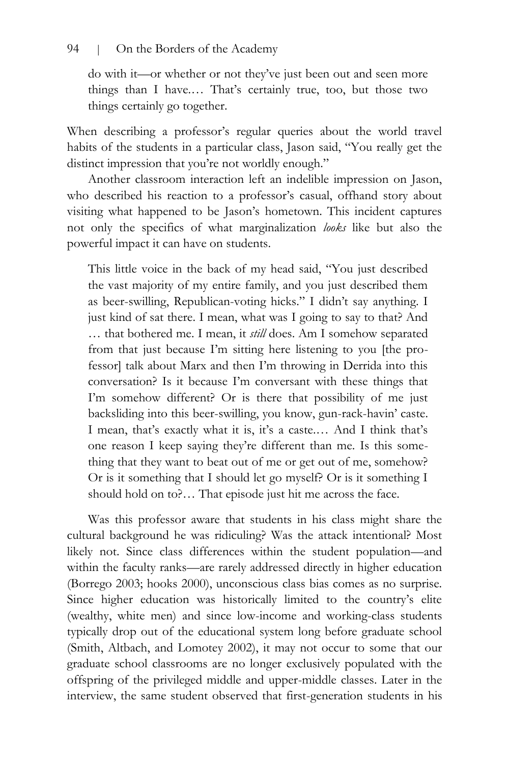> do with it—or whether or not they've just been out and seen more things than I have.… That's certainly true, too, but those two things certainly go together.

When describing a professor's regular queries about the world travel habits of the students in a particular class, Jason said, "You really get the distinct impression that you're not worldly enough."

Another classroom interaction left an indelible impression on Jason, who described his reaction to a professor's casual, offhand story about visiting what happened to be Jason's hometown. This incident captures not only the specifics of what marginalization *looks* like but also the powerful impact it can have on students.

> This little voice in the back of my head said, "You just described the vast majority of my entire family, and you just described them as beer-swilling, Republican-voting hicks." I didn't say anything. I just kind of sat there. I mean, what was I going to say to that? And … that bothered me. I mean, it *still* does. Am I somehow separated from that just because I'm sitting here listening to you [the professor] talk about Marx and then I'm throwing in Derrida into this conversation? Is it because I'm conversant with these things that I'm somehow different? Or is there that possibility of me just backsliding into this beer-swilling, you know, gun-rack-havin' caste. I mean, that's exactly what it is, it's a caste.… And I think that's one reason I keep saying they're different than me. Is this something that they want to beat out of me or get out of me, somehow? Or is it something that I should let go myself? Or is it something I should hold on to?… That episode just hit me across the face.

Was this professor aware that students in his class might share the cultural background he was ridiculing? Was the attack intentional? Most likely not. Since class differences within the student population—and within the faculty ranks—are rarely addressed directly in higher education (Borrego 2003; hooks 2000), unconscious class bias comes as no surprise. Since higher education was historically limited to the country's elite (wealthy, white men) and since low-income and working-class students typically drop out of the educational system long before graduate school (Smith, Altbach, and Lomotey 2002), it may not occur to some that our graduate school classrooms are no longer exclusively populated with the offspring of the privileged middle and upper-middle classes. Later in the interview, the same student observed that first-generation students in his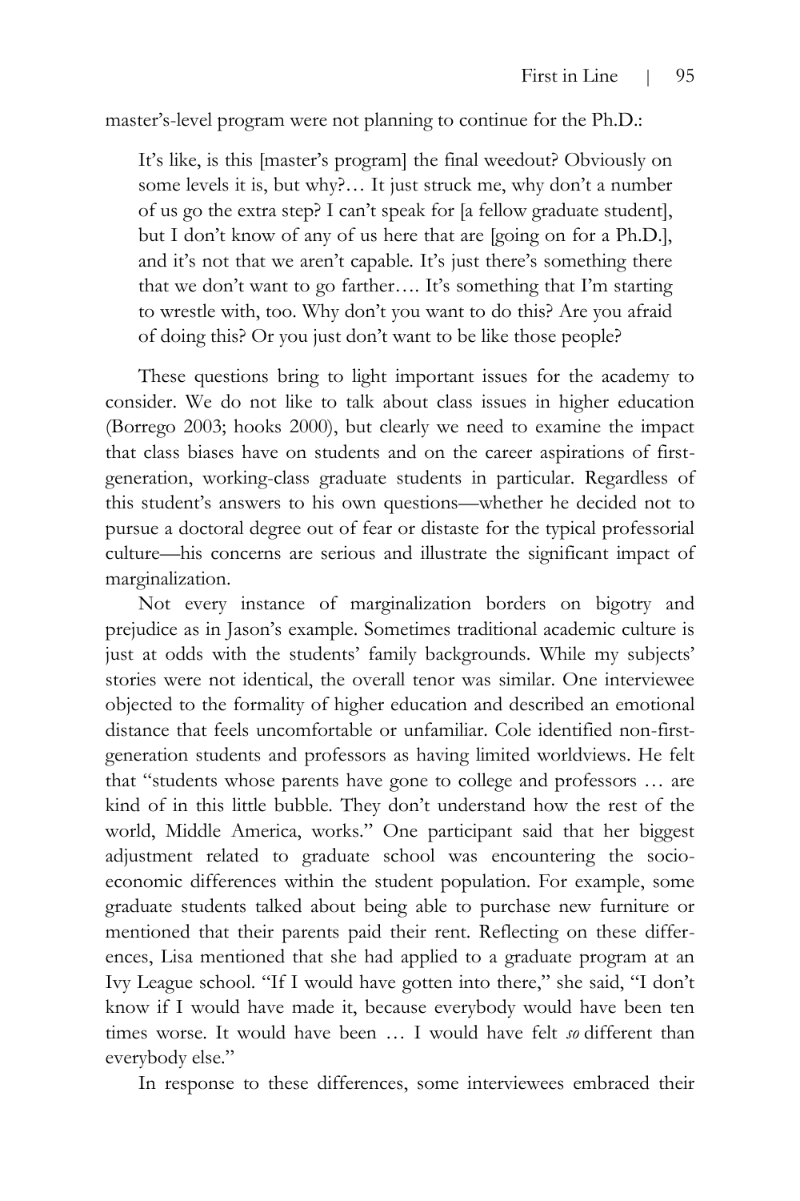master's-level program were not planning to continue for the Ph.D.:

> It's like, is this [master's program] the final weedout? Obviously on some levels it is, but why?… It just struck me, why don't a number of us go the extra step? I can't speak for [a fellow graduate student], but I don't know of any of us here that are [going on for a Ph.D.], and it's not that we aren't capable. It's just there's something there that we don't want to go farther…. It's something that I'm starting to wrestle with, too. Why don't you want to do this? Are you afraid of doing this? Or you just don't want to be like those people?

These questions bring to light important issues for the academy to consider. We do not like to talk about class issues in higher education (Borrego 2003; hooks 2000), but clearly we need to examine the impact that class biases have on students and on the career aspirations of first-generation, working-class graduate students in particular. Regardless of this student's answers to his own questions—whether he decided not to pursue a doctoral degree out of fear or distaste for the typical professorial culture—his concerns are serious and illustrate the significant impact of marginalization.

Not every instance of marginalization borders on bigotry and prejudice as in Jason's example. Sometimes traditional academic culture is just at odds with the students' family backgrounds. While my subjects' stories were not identical, the overall tenor was similar. One interviewee objected to the formality of higher education and described an emotional distance that feels uncomfortable or unfamiliar. Cole identified non-first-generation students and professors as having limited worldviews. He felt that "students whose parents have gone to college and professors … are kind of in this little bubble. They don't understand how the rest of the world, Middle America, works." One participant said that her biggest adjustment related to graduate school was encountering the socio-economic differences within the student population. For example, some graduate students talked about being able to purchase new furniture or mentioned that their parents paid their rent. Reflecting on these differences, Lisa mentioned that she had applied to a graduate program at an Ivy League school. "If I would have gotten into there," she said, "I don't know if I would have made it, because everybody would have been ten times worse. It would have been … I would have felt *so* different than everybody else."

In response to these differences, some interviewees embraced their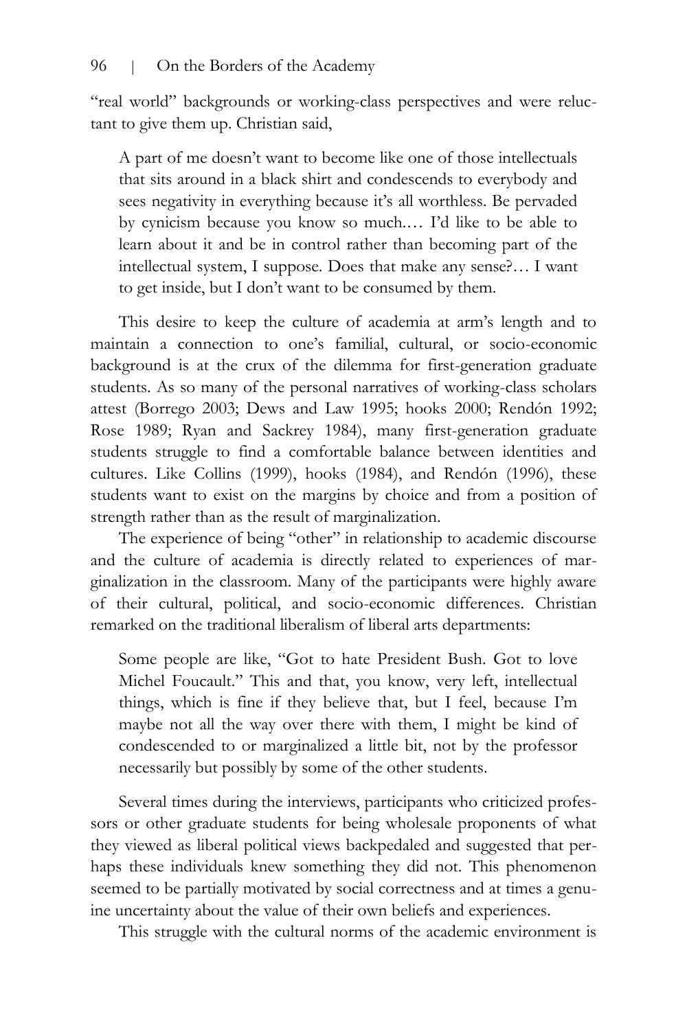"real world" backgrounds or working-class perspectives and were reluctant to give them up. Christian said,

> A part of me doesn't want to become like one of those intellectuals that sits around in a black shirt and condescends to everybody and sees negativity in everything because it's all worthless. Be pervaded by cynicism because you know so much.… I'd like to be able to learn about it and be in control rather than becoming part of the intellectual system, I suppose. Does that make any sense?… I want to get inside, but I don't want to be consumed by them.

This desire to keep the culture of academia at arm's length and to maintain a connection to one's familial, cultural, or socio-economic background is at the crux of the dilemma for first-generation graduate students. As so many of the personal narratives of working-class scholars attest (Borrego 2003; Dews and Law 1995; hooks 2000; Rendón 1992; Rose 1989; Ryan and Sackrey 1984), many first-generation graduate students struggle to find a comfortable balance between identities and cultures. Like Collins (1999), hooks (1984), and Rendón (1996), these students want to exist on the margins by choice and from a position of strength rather than as the result of marginalization.

The experience of being "other" in relationship to academic discourse and the culture of academia is directly related to experiences of marginalization in the classroom. Many of the participants were highly aware of their cultural, political, and socio-economic differences. Christian remarked on the traditional liberalism of liberal arts departments:

> Some people are like, "Got to hate President Bush. Got to love Michel Foucault." This and that, you know, very left, intellectual things, which is fine if they believe that, but I feel, because I'm maybe not all the way over there with them, I might be kind of condescended to or marginalized a little bit, not by the professor necessarily but possibly by some of the other students.

Several times during the interviews, participants who criticized professors or other graduate students for being wholesale proponents of what they viewed as liberal political views backpedaled and suggested that perhaps these individuals knew something they did not. This phenomenon seemed to be partially motivated by social correctness and at times a genuine uncertainty about the value of their own beliefs and experiences.

This struggle with the cultural norms of the academic environment is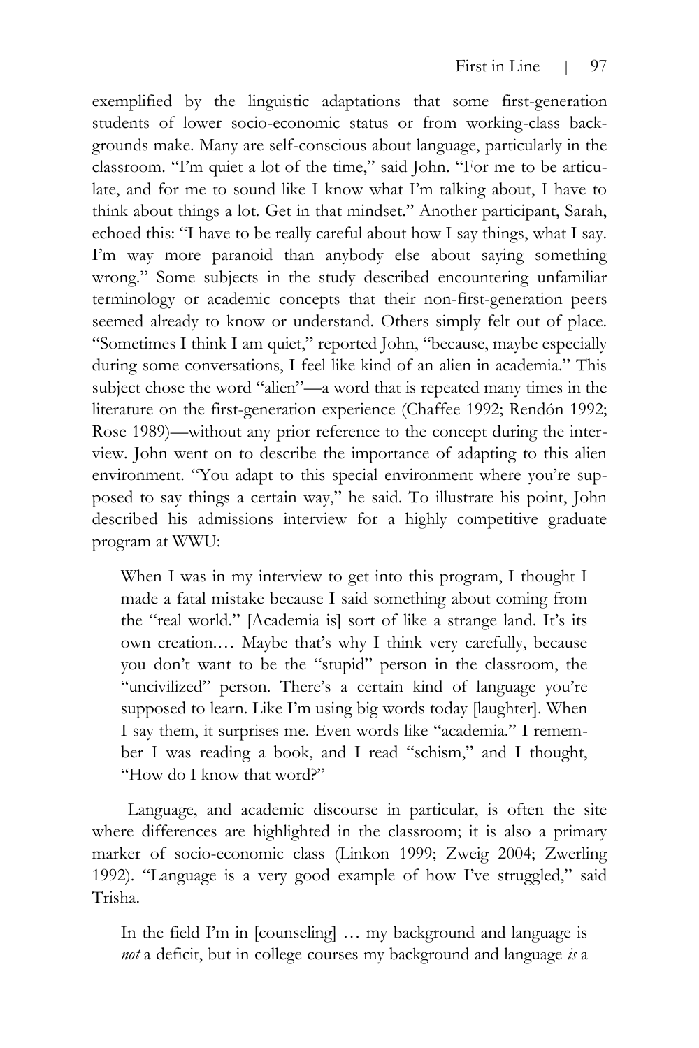exemplified by the linguistic adaptations that some first-generation students of lower socio-economic status or from working-class backgrounds make. Many are self-conscious about language, particularly in the classroom. "I'm quiet a lot of the time," said John. "For me to be articulate, and for me to sound like I know what I'm talking about, I have to think about things a lot. Get in that mindset." Another participant, Sarah, echoed this: "I have to be really careful about how I say things, what I say. I'm way more paranoid than anybody else about saying something wrong." Some subjects in the study described encountering unfamiliar terminology or academic concepts that their non-first-generation peers seemed already to know or understand. Others simply felt out of place. "Sometimes I think I am quiet," reported John, "because, maybe especially during some conversations, I feel like kind of an alien in academia." This subject chose the word "alien"—a word that is repeated many times in the literature on the first-generation experience (Chaffee 1992; Rendón 1992; Rose 1989)—without any prior reference to the concept during the interview. John went on to describe the importance of adapting to this alien environment. "You adapt to this special environment where you're supposed to say things a certain way," he said. To illustrate his point, John described his admissions interview for a highly competitive graduate program at WWU:

> When I was in my interview to get into this program, I thought I made a fatal mistake because I said something about coming from the "real world." [Academia is] sort of like a strange land. It's its own creation.… Maybe that's why I think very carefully, because you don't want to be the "stupid" person in the classroom, the "uncivilized" person. There's a certain kind of language you're supposed to learn. Like I'm using big words today [laughter]. When I say them, it surprises me. Even words like "academia." I remember I was reading a book, and I read "schism," and I thought, "How do I know that word?"

Language, and academic discourse in particular, is often the site where differences are highlighted in the classroom; it is also a primary marker of socio-economic class (Linkon 1999; Zweig 2004; Zwerling 1992). "Language is a very good example of how I've struggled," said Trisha.

> In the field I'm in [counseling] … my background and language is *not* a deficit, but in college courses my background and language *is* a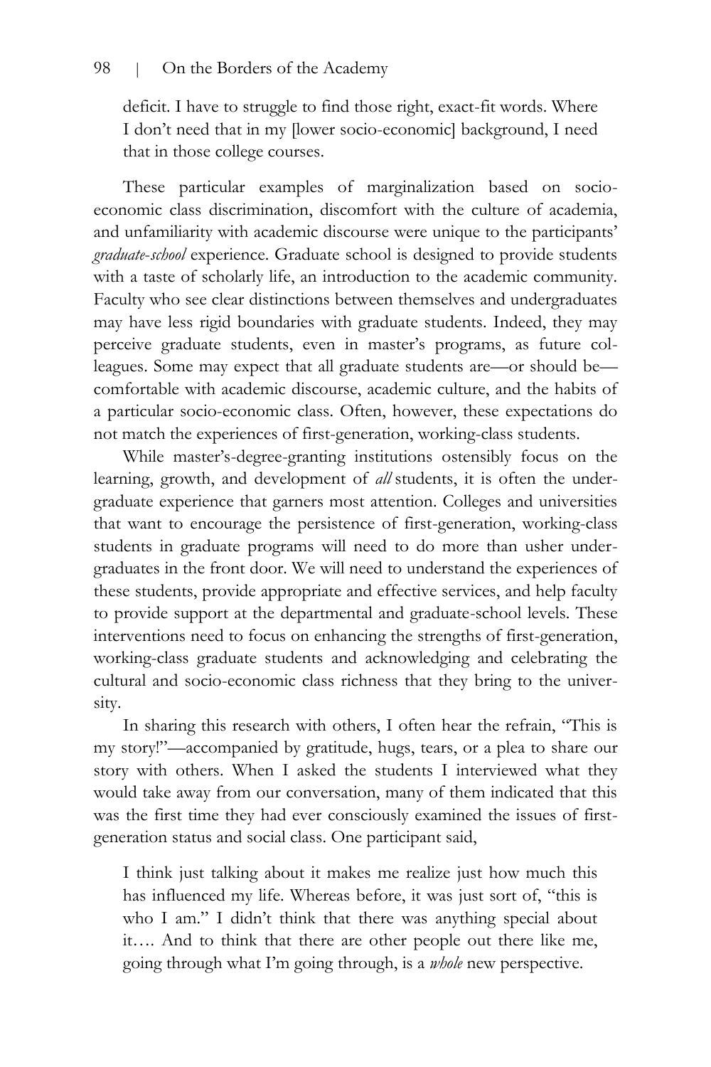deficit. I have to struggle to find those right, exact-fit words. Where I don't need that in my [lower socio-economic] background, I need that in those college courses.

These particular examples of marginalization based on socio-economic class discrimination, discomfort with the culture of academia, and unfamiliarity with academic discourse were unique to the participants' *graduate-school* experience. Graduate school is designed to provide students with a taste of scholarly life, an introduction to the academic community. Faculty who see clear distinctions between themselves and undergraduates may have less rigid boundaries with graduate students. Indeed, they may perceive graduate students, even in master's programs, as future colleagues. Some may expect that all graduate students are—or should be—comfortable with academic discourse, academic culture, and the habits of a particular socio-economic class. Often, however, these expectations do not match the experiences of first-generation, working-class students.

While master's-degree-granting institutions ostensibly focus on the learning, growth, and development of *all* students, it is often the undergraduate experience that garners most attention. Colleges and universities that want to encourage the persistence of first-generation, working-class students in graduate programs will need to do more than usher undergraduates in the front door. We will need to understand the experiences of these students, provide appropriate and effective services, and help faculty to provide support at the departmental and graduate-school levels. These interventions need to focus on enhancing the strengths of first-generation, working-class graduate students and acknowledging and celebrating the cultural and socio-economic class richness that they bring to the university.

In sharing this research with others, I often hear the refrain, "This is my story!"—accompanied by gratitude, hugs, tears, or a plea to share our story with others. When I asked the students I interviewed what they would take away from our conversation, many of them indicated that this was the first time they had ever consciously examined the issues of first-generation status and social class. One participant said,

> I think just talking about it makes me realize just how much this has influenced my life. Whereas before, it was just sort of, "this is who I am." I didn't think that there was anything special about it…. And to think that there are other people out there like me, going through what I'm going through, is a *whole* new perspective.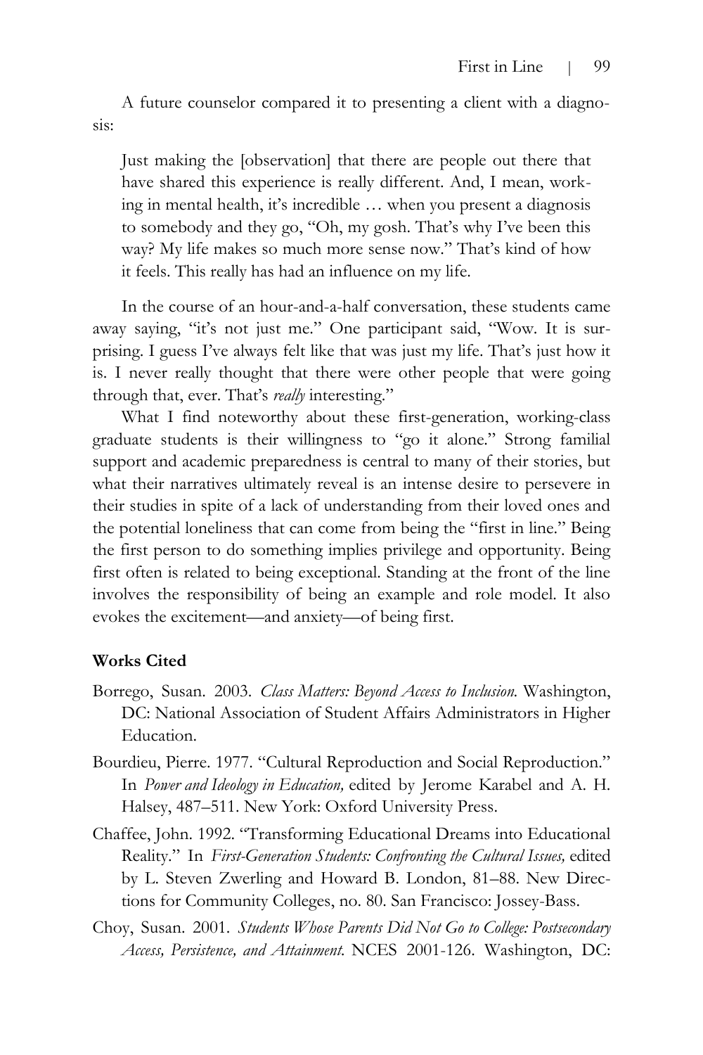A future counselor compared it to presenting a client with a diagnosis:

> Just making the [observation] that there are people out there that have shared this experience is really different. And, I mean, working in mental health, it's incredible … when you present a diagnosis to somebody and they go, "Oh, my gosh. That's why I've been this way? My life makes so much more sense now." That's kind of how it feels. This really has had an influence on my life.

In the course of an hour-and-a-half conversation, these students came away saying, "it's not just me." One participant said, "Wow. It is surprising. I guess I've always felt like that was just my life. That's just how it is. I never really thought that there were other people that were going through that, ever. That's *really* interesting."

What I find noteworthy about these first-generation, working-class graduate students is their willingness to "go it alone." Strong familial support and academic preparedness is central to many of their stories, but what their narratives ultimately reveal is an intense desire to persevere in their studies in spite of a lack of understanding from their loved ones and the potential loneliness that can come from being the "first in line." Being the first person to do something implies privilege and opportunity. Being first often is related to being exceptional. Standing at the front of the line involves the responsibility of being an example and role model. It also evokes the excitement—and anxiety—of being first.

**Works Cited**

Borrego, Susan. 2003. *Class Matters: Beyond Access to Inclusion.* Washington, DC: National Association of Student Affairs Administrators in Higher Education.

Bourdieu, Pierre. 1977. "Cultural Reproduction and Social Reproduction." In *Power and Ideology in Education,* edited by Jerome Karabel and A. H. Halsey, 487–511. New York: Oxford University Press.

Chaffee, John. 1992. "Transforming Educational Dreams into Educational Reality." In *First-Generation Students: Confronting the Cultural Issues,* edited by L. Steven Zwerling and Howard B. London, 81–88. New Directions for Community Colleges, no. 80. San Francisco: Jossey-Bass.

Choy, Susan. 2001. *Students Whose Parents Did Not Go to College: Postsecondary Access, Persistence, and Attainment.* NCES 2001-126. Washington, DC: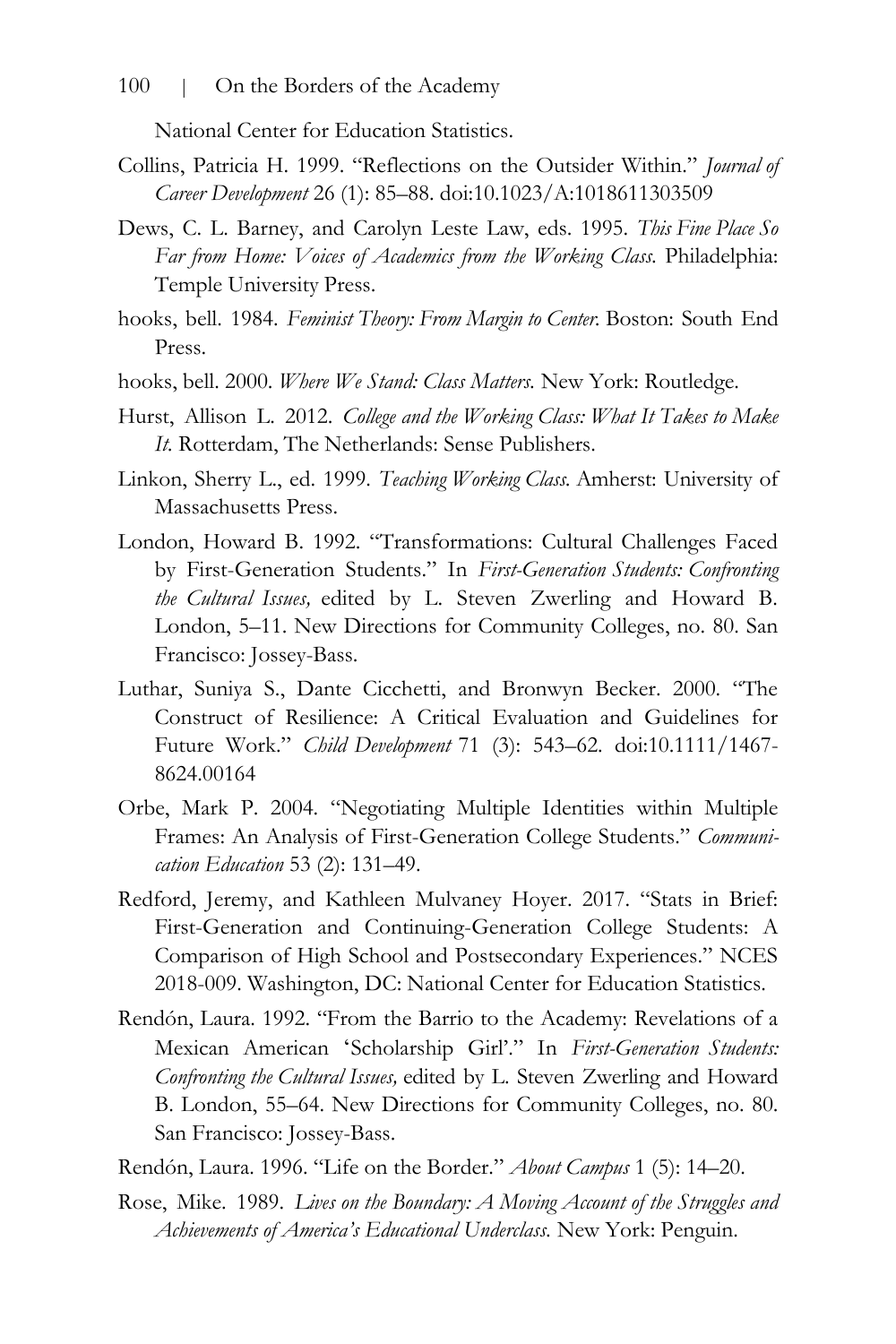National Center for Education Statistics.

Collins, Patricia H. 1999. "Reflections on the Outsider Within." *Journal of Career Development* 26 (1): 85–88. doi:10.1023/A:1018611303509

Dews, C. L. Barney, and Carolyn Leste Law, eds. 1995. *This Fine Place So Far from Home: Voices of Academics from the Working Class.* Philadelphia: Temple University Press.

hooks, bell. 1984. *Feminist Theory: From Margin to Center.* Boston: South End Press.

hooks, bell. 2000. *Where We Stand: Class Matters.* New York: Routledge.

Hurst, Allison L. 2012. *College and the Working Class: What It Takes to Make It.* Rotterdam, The Netherlands: Sense Publishers.

Linkon, Sherry L., ed. 1999. *Teaching Working Class.* Amherst: University of Massachusetts Press.

London, Howard B. 1992. "Transformations: Cultural Challenges Faced by First-Generation Students." In *First-Generation Students: Confronting the Cultural Issues,* edited by L. Steven Zwerling and Howard B. London, 5–11. New Directions for Community Colleges, no. 80. San Francisco: Jossey-Bass.

Luthar, Suniya S., Dante Cicchetti, and Bronwyn Becker. 2000. "The Construct of Resilience: A Critical Evaluation and Guidelines for Future Work." *Child Development* 71 (3): 543–62. doi:10.1111/1467-8624.00164

Orbe, Mark P. 2004. "Negotiating Multiple Identities within Multiple Frames: An Analysis of First-Generation College Students." *Communication Education* 53 (2): 131–49.

Redford, Jeremy, and Kathleen Mulvaney Hoyer. 2017. "Stats in Brief: First-Generation and Continuing-Generation College Students: A Comparison of High School and Postsecondary Experiences." NCES 2018-009. Washington, DC: National Center for Education Statistics.

Rendón, Laura. 1992. "From the Barrio to the Academy: Revelations of a Mexican American 'Scholarship Girl'." In *First-Generation Students: Confronting the Cultural Issues,* edited by L. Steven Zwerling and Howard B. London, 55–64. New Directions for Community Colleges, no. 80. San Francisco: Jossey-Bass.

Rendón, Laura. 1996. "Life on the Border." *About Campus* 1 (5): 14–20.

Rose, Mike. 1989. *Lives on the Boundary: A Moving Account of the Struggles and Achievements of America's Educational Underclass.* New York: Penguin.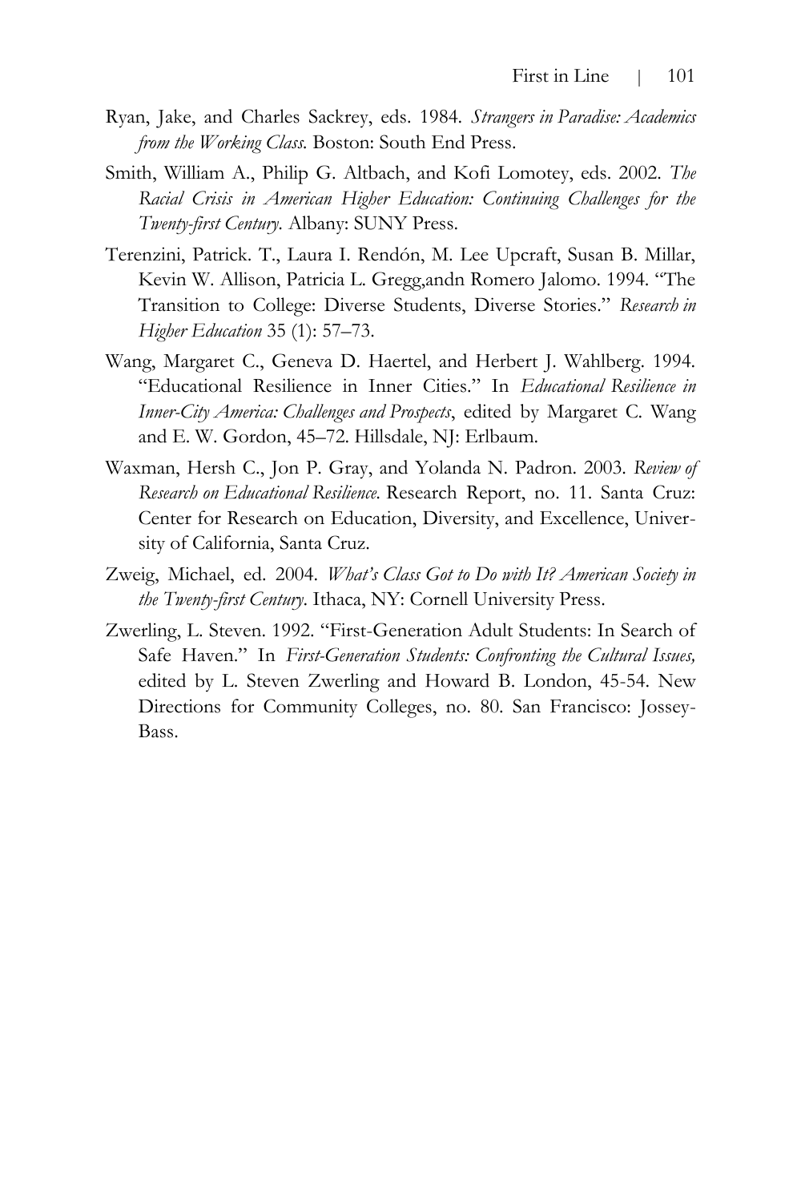Ryan, Jake, and Charles Sackrey, eds. 1984. *Strangers in Paradise: Academics from the Working Class.* Boston: South End Press.

Smith, William A., Philip G. Altbach, and Kofi Lomotey, eds. 2002. *The Racial Crisis in American Higher Education: Continuing Challenges for the Twenty-first Century.* Albany: SUNY Press.

Terenzini, Patrick. T., Laura I. Rendón, M. Lee Upcraft, Susan B. Millar, Kevin W. Allison, Patricia L. Gregg,andn Romero Jalomo. 1994. "The Transition to College: Diverse Students, Diverse Stories." *Research in Higher Education* 35 (1): 57–73.

Wang, Margaret C., Geneva D. Haertel, and Herbert J. Wahlberg. 1994. "Educational Resilience in Inner Cities." In *Educational Resilience in Inner-City America: Challenges and Prospects*, edited by Margaret C. Wang and E. W. Gordon, 45–72. Hillsdale, NJ: Erlbaum.

Waxman, Hersh C., Jon P. Gray, and Yolanda N. Padron. 2003. *Review of Research on Educational Resilience.* Research Report, no. 11. Santa Cruz: Center for Research on Education, Diversity, and Excellence, University of California, Santa Cruz.

Zweig, Michael, ed. 2004. *What's Class Got to Do with It? American Society in the Twenty-first Century.* Ithaca, NY: Cornell University Press.

Zwerling, L. Steven. 1992. "First-Generation Adult Students: In Search of Safe Haven." In *First-Generation Students: Confronting the Cultural Issues,* edited by L. Steven Zwerling and Howard B. London, 45-54. New Directions for Community Colleges, no. 80. San Francisco: Jossey-Bass.